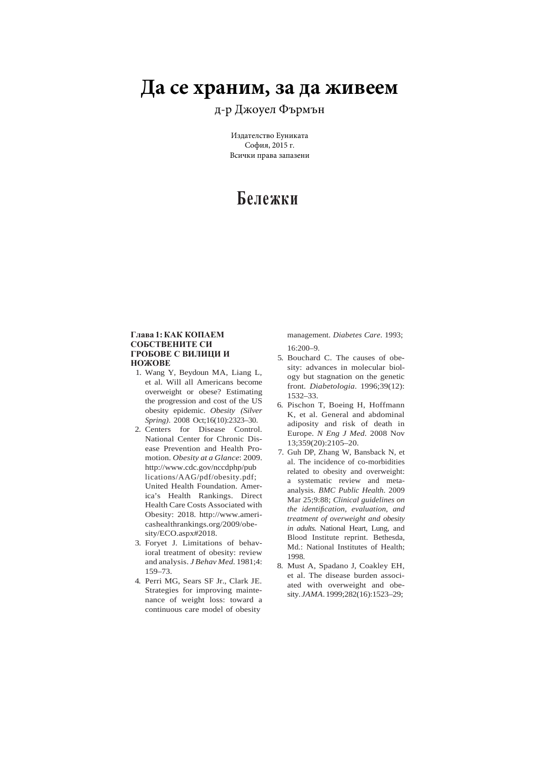# Да се храним, за да живеем

д-р Джоуел Фърмън

Издателство Еуниката
София, 2015 г.
Всички права запазени

# Бележки

**Глава 1: КАК КОПАЕМ СОБСТВЕНИТЕ СИ ГРОБОВЕ С ВИЛИЦИ И НОЖОВЕ**

1. Wang Y, Beydoun MA, Liang L, et al. Will all Americans become overweight or obese? Estimating the progression and cost of the US obesity epidemic. *Obesity (Silver Spring)*. 2008 Oct;16(10):2323–30.
2. Centers for Disease Control. National Center for Chronic Disease Prevention and Health Promotion. *Obesity at a Glance*: 2009. http://www.cdc.gov/nccdphp/publications/AAG/pdf/obesity.pdf; United Health Foundation. America's Health Rankings. Direct Health Care Costs Associated with Obesity: 2018. http://www.americashealthrankings.org/2009/obesity/ECO.aspx#2018.
3. Foryet J. Limitations of behavioral treatment of obesity: review and analysis. *J Behav Med*. 1981;4:159–73.
4. Perri MG, Sears SF Jr., Clark JE. Strategies for improving maintenance of weight loss: toward a continuous care model of obesity management. *Diabetes Care*. 1993;16:200–9.
5. Bouchard C. The causes of obesity: advances in molecular biology but stagnation on the genetic front. *Diabetologia*. 1996;39(12):1532–33.
6. Pischon T, Boeing H, Hoffmann K, et al. General and abdominal adiposity and risk of death in Europe. *N Eng J Med*. 2008 Nov 13;359(20):2105–20.
7. Guh DP, Zhang W, Bansback N, et al. The incidence of co-morbidities related to obesity and overweight: a systematic review and meta-analysis. *BMC Public Health*. 2009 Mar 25;9:88; *Clinical guidelines on the identification, evaluation, and treatment of overweight and obesity in adults*. National Heart, Lung, and Blood Institute reprint. Bethesda, Md.: National Institutes of Health; 1998.
8. Must A, Spadano J, Coakley EH, et al. The disease burden associated with overweight and obesity. *JAMA*. 1999;282(16):1523–29;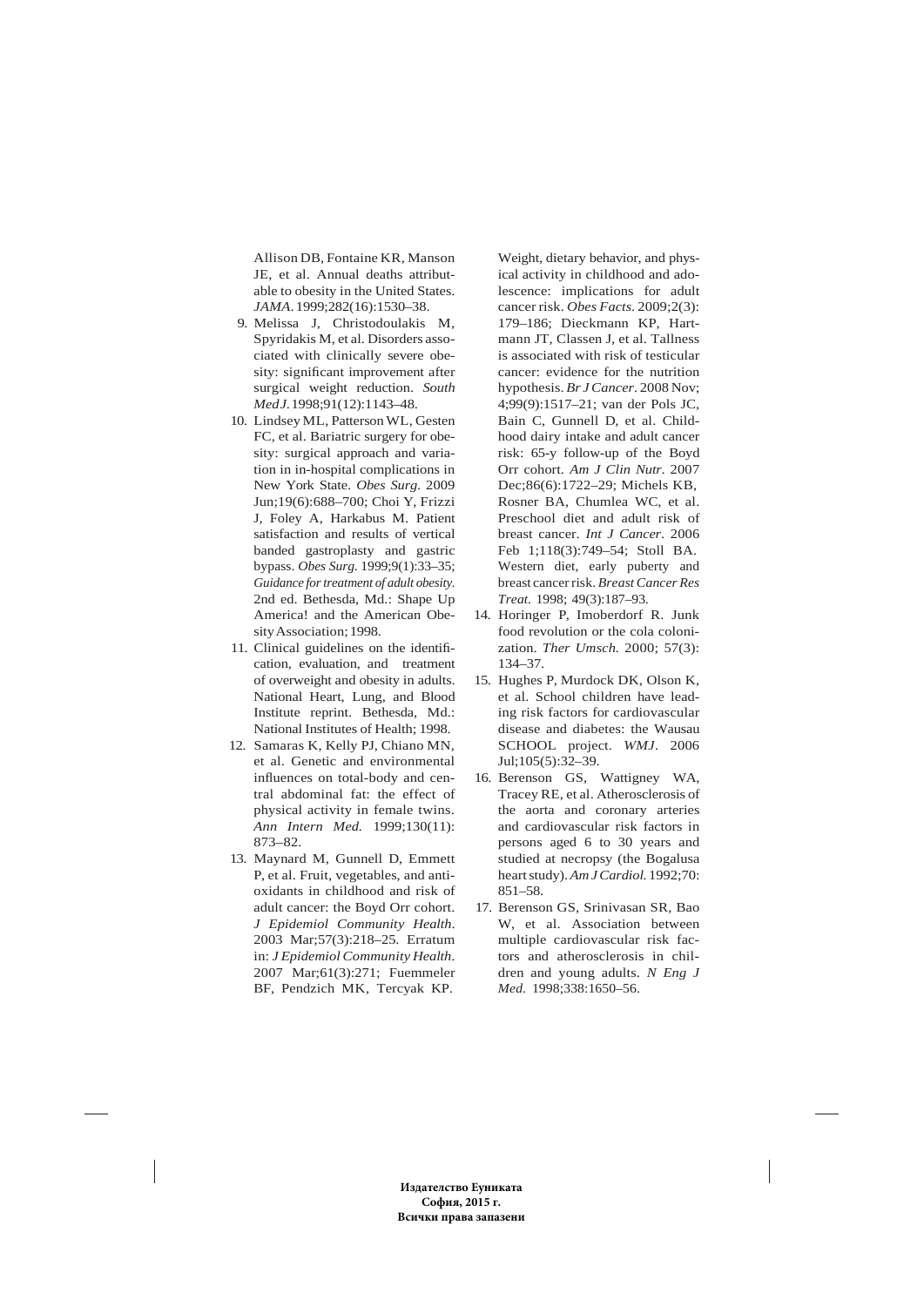Allison DB, Fontaine KR, Manson JE, et al. Annual deaths attributable to obesity in the United States. *JAMA*. 1999;282(16):1530–38.

9. Melissa J, Christodoulakis M, Spyridakis M, et al. Disorders associated with clinically severe obesity: significant improvement after surgical weight reduction. *South Med J*. 1998;91(12):1143–48.
10. Lindsey ML, Patterson WL, Gesten FC, et al. Bariatric surgery for obesity: surgical approach and variation in in-hospital complications in New York State. *Obes Surg.* 2009 Jun;19(6):688–700; Choi Y, Frizzi J, Foley A, Harkabus M. Patient satisfaction and results of vertical banded gastroplasty and gastric bypass. *Obes Surg.* 1999;9(1):33–35; *Guidance for treatment of adult obesity.* 2nd ed. Bethesda, Md.: Shape Up America! and the American Obesity Association; 1998.
11. Clinical guidelines on the identification, evaluation, and treatment of overweight and obesity in adults. National Heart, Lung, and Blood Institute reprint. Bethesda, Md.: National Institutes of Health; 1998.
12. Samaras K, Kelly PJ, Chiano MN, et al. Genetic and environmental influences on total-body and central abdominal fat: the effect of physical activity in female twins. *Ann Intern Med.* 1999;130(11): 873–82.
13. Maynard M, Gunnell D, Emmett P, et al. Fruit, vegetables, and antioxidants in childhood and risk of adult cancer: the Boyd Orr cohort. *J Epidemiol Community Health*. 2003 Mar;57(3):218–25. Erratum in: *J Epidemiol Community Health*. 2007 Mar;61(3):271; Fuemmeler BF, Pendzich MK, Tercyak KP. Weight, dietary behavior, and physical activity in childhood and adolescence: implications for adult cancer risk. *Obes Facts*. 2009;2(3): 179–186; Dieckmann KP, Hartmann JT, Classen J, et al. Tallness is associated with risk of testicular cancer: evidence for the nutrition hypothesis. *Br J Cancer*. 2008 Nov; 4;99(9):1517–21; van der Pols JC, Bain C, Gunnell D, et al. Childhood dairy intake and adult cancer risk: 65-y follow-up of the Boyd Orr cohort. *Am J Clin Nutr*. 2007 Dec;86(6):1722–29; Michels KB, Rosner BA, Chumlea WC, et al. Preschool diet and adult risk of breast cancer. *Int J Cancer*. 2006 Feb 1;118(3):749–54; Stoll BA. Western diet, early puberty and breast cancer risk. *Breast Cancer Res Treat.* 1998; 49(3):187–93.
14. Horinger P, Imoberdorf R. Junk food revolution or the cola colonization. *Ther Umsch.* 2000; 57(3): 134–37.
15. Hughes P, Murdock DK, Olson K, et al. School children have leading risk factors for cardiovascular disease and diabetes: the Wausau SCHOOL project. *WMJ*. 2006 Jul;105(5):32–39.
16. Berenson GS, Wattigney WA, Tracey RE, et al. Atherosclerosis of the aorta and coronary arteries and cardiovascular risk factors in persons aged 6 to 30 years and studied at necropsy (the Bogalusa heart study). *Am J Cardiol.* 1992;70: 851–58.
17. Berenson GS, Srinivasan SR, Bao W, et al. Association between multiple cardiovascular risk factors and atherosclerosis in children and young adults. *N Eng J Med.* 1998;338:1650–56.

**Издателство Еуниката**
**София, 2015 г.**
**Всички права запазени**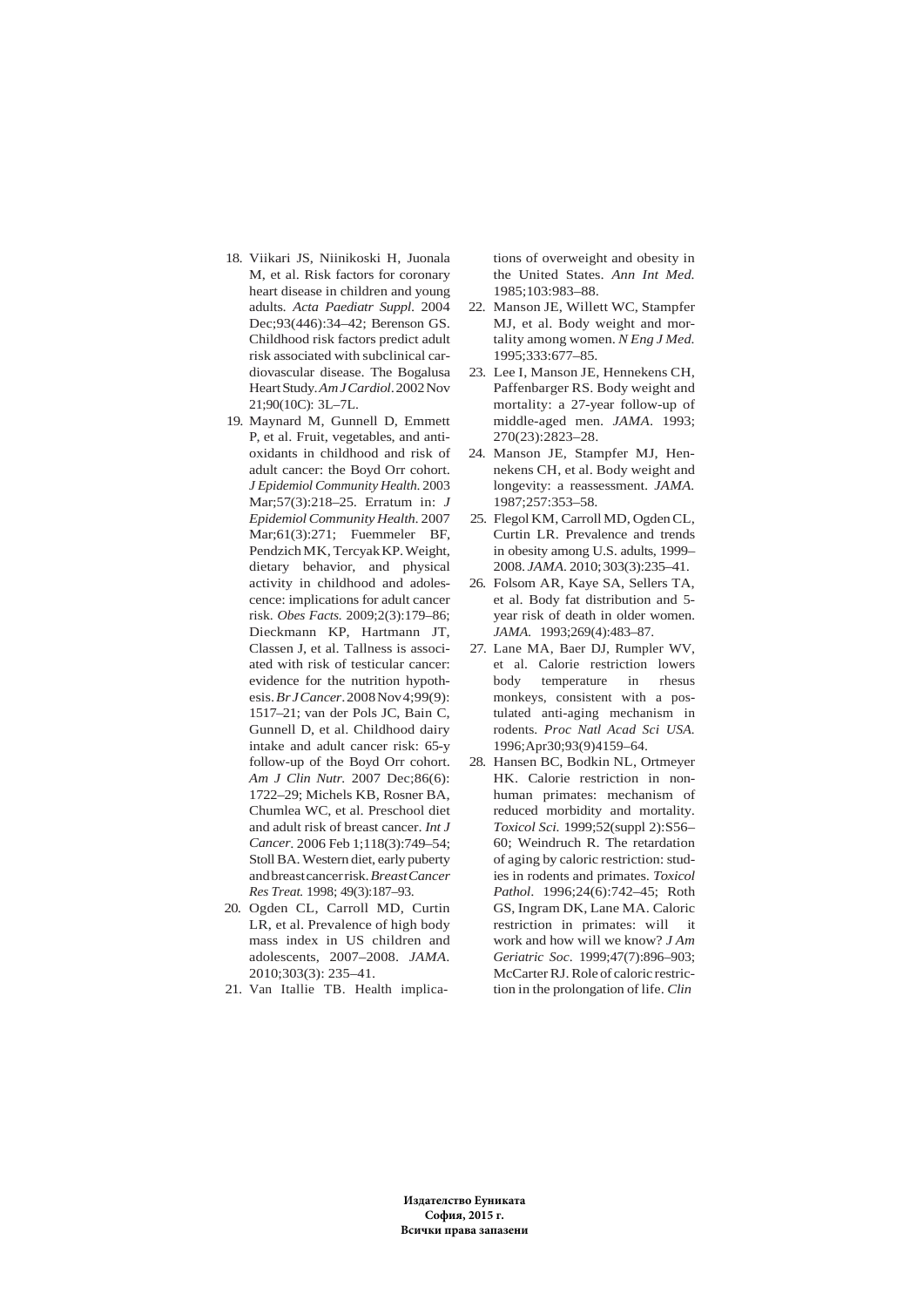18. Viikari JS, Niinikoski H, Juonala M, et al. Risk factors for coronary heart disease in children and young adults. *Acta Paediatr Suppl.* 2004 Dec;93(446):34–42; Berenson GS. Childhood risk factors predict adult risk associated with subclinical cardiovascular disease. The Bogalusa Heart Study. *Am J Cardiol.* 2002 Nov 21;90(10C): 3L–7L.
19. Maynard M, Gunnell D, Emmett P, et al. Fruit, vegetables, and antioxidants in childhood and risk of adult cancer: the Boyd Orr cohort. *J Epidemiol Community Health.* 2003 Mar;57(3):218–25. Erratum in: *J Epidemiol Community Health.* 2007 Mar;61(3):271; Fuemmeler BF, Pendzich MK, Tercyak KP. Weight, dietary behavior, and physical activity in childhood and adolescence: implications for adult cancer risk. *Obes Facts.* 2009;2(3):179–86; Dieckmann KP, Hartmann JT, Classen J, et al. Tallness is associated with risk of testicular cancer: evidence for the nutrition hypothesis. *Br J Cancer.* 2008 Nov 4;99(9): 1517–21; van der Pols JC, Bain C, Gunnell D, et al. Childhood dairy intake and adult cancer risk: 65-y follow-up of the Boyd Orr cohort. *Am J Clin Nutr.* 2007 Dec;86(6): 1722–29; Michels KB, Rosner BA, Chumlea WC, et al. Preschool diet and adult risk of breast cancer. *Int J Cancer.* 2006 Feb 1;118(3):749–54; Stoll BA. Western diet, early puberty and breast cancer risk. *Breast Cancer Res Treat.* 1998; 49(3):187–93.
20. Ogden CL, Carroll MD, Curtin LR, et al. Prevalence of high body mass index in US children and adolescents, 2007–2008. *JAMA.* 2010;303(3): 235–41.
21. Van Itallie TB. Health implications of overweight and obesity in the United States. *Ann Int Med.* 1985;103:983–88.
22. Manson JE, Willett WC, Stampfer MJ, et al. Body weight and mortality among women. *N Eng J Med.* 1995;333:677–85.
23. Lee I, Manson JE, Hennekens CH, Paffenbarger RS. Body weight and mortality: a 27-year follow-up of middle-aged men. *JAMA.* 1993; 270(23):2823–28.
24. Manson JE, Stampfer MJ, Hennekens CH, et al. Body weight and longevity: a reassessment. *JAMA.* 1987;257:353–58.
25. Flegol KM, Carroll MD, Ogden CL, Curtin LR. Prevalence and trends in obesity among U.S. adults, 1999–2008. *JAMA.* 2010; 303(3):235–41.
26. Folsom AR, Kaye SA, Sellers TA, et al. Body fat distribution and 5-year risk of death in older women. *JAMA.* 1993;269(4):483–87.
27. Lane MA, Baer DJ, Rumpler WV, et al. Calorie restriction lowers body temperature in rhesus monkeys, consistent with a postulated anti-aging mechanism in rodents. *Proc Natl Acad Sci USA.* 1996;Apr30;93(9)4159–64.
28. Hansen BC, Bodkin NL, Ortmeyer HK. Calorie restriction in nonhuman primates: mechanism of reduced morbidity and mortality. *Toxicol Sci.* 1999;52(suppl 2):S56–60; Weindruch R. The retardation of aging by caloric restriction: studies in rodents and primates. *Toxicol Pathol.* 1996;24(6):742–45; Roth GS, Ingram DK, Lane MA. Caloric restriction in primates: will it work and how will we know? *J Am Geriatric Soc.* 1999;47(7):896–903; McCarter RJ. Role of caloric restriction in the prolongation of life. *Clin*

**Издателство Еуниката**
**София, 2015 г.**
**Всички права запазени**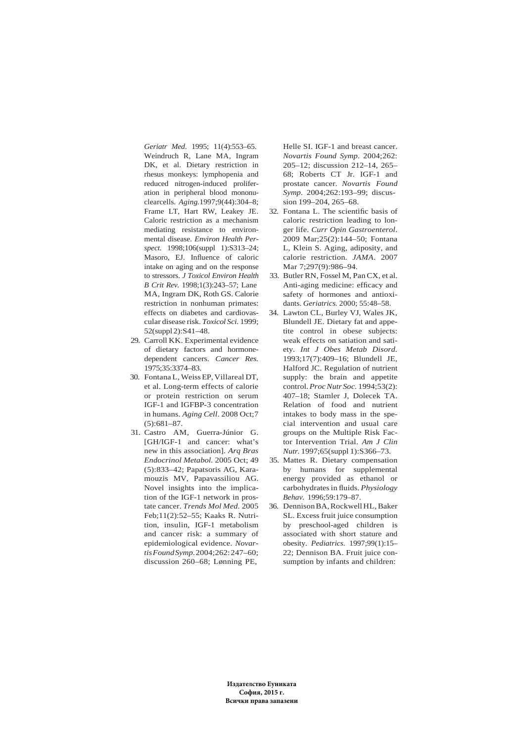*Geriatr Med.* 1995; 11(4):553–65. Weindruch R, Lane MA, Ingram DK, et al. Dietary restriction in rhesus monkeys: lymphopenia and reduced nitrogen-induced proliferation in peripheral blood mononuclearcells. *Aging.*1997;9(44):304–8; Frame LT, Hart RW, Leakey JE. Caloric restriction as a mechanism mediating resistance to environmental disease. *Environ Health Perspect.* 1998;106(suppl 1):S313–24; Masoro, EJ. Influence of caloric intake on aging and on the response to stressors. *J Toxicol Environ Health B Crit Rev.* 1998;1(3):243–57; Lane MA, Ingram DK, Roth GS. Calorie restriction in nonhuman primates: effects on diabetes and cardiovascular disease risk. *Toxicol Sci.* 1999; 52(suppl 2):S41–48.

29. Carroll KK. Experimental evidence of dietary factors and hormone-dependent cancers. *Cancer Res.* 1975;35:3374–83.
30. Fontana L, Weiss EP, Villareal DT, et al. Long-term effects of calorie or protein restriction on serum IGF-1 and IGFBP-3 concentration in humans. *Aging Cell*. 2008 Oct;7 (5):681–87.
31. Castro AM, Guerra-Júnior G. [GH/IGF-1 and cancer: what's new in this association]. *Arq Bras Endocrinol Metabol.* 2005 Oct; 49 (5):833–42; Papatsoris AG, Karamouzis MV, Papavassiliou AG. Novel insights into the implication of the IGF-1 network in prostate cancer. *Trends Mol Med.* 2005 Feb;11(2):52–55; Kaaks R. Nutrition, insulin, IGF-1 metabolism and cancer risk: a summary of epidemiological evidence. *Novartis Found Symp.* 2004;262: 247–60; discussion 260–68; Lønning PE, Helle SI. IGF-1 and breast cancer. *Novartis Found Symp*. 2004;262: 205–12; discussion 212–14, 265–68; Roberts CT Jr. IGF-1 and prostate cancer. *Novartis Found Symp*. 2004;262:193–99; discussion 199–204, 265–68.
32. Fontana L. The scientific basis of caloric restriction leading to longer life. *Curr Opin Gastroenterol*. 2009 Mar;25(2):144–50; Fontana L, Klein S. Aging, adiposity, and calorie restriction. *JAMA*. 2007 Mar 7;297(9):986–94.
33. Butler RN, Fossel M, Pan CX, et al. Anti-aging medicine: efficacy and safety of hormones and antioxidants. *Geriatrics.* 2000; 55:48–58.
34. Lawton CL, Burley VJ, Wales JK, Blundell JE. Dietary fat and appetite control in obese subjects: weak effects on satiation and satiety. *Int J Obes Metab Disord.* 1993;17(7):409–16; Blundell JE, Halford JC. Regulation of nutrient supply: the brain and appetite control. *Proc Nutr Soc.* 1994;53(2): 407–18; Stamler J, Dolecek TA. Relation of food and nutrient intakes to body mass in the special intervention and usual care groups on the Multiple Risk Factor Intervention Trial. *Am J Clin Nutr.* 1997;65(suppl 1):S366–73.
35. Mattes R. Dietary compensation by humans for supplemental energy provided as ethanol or carbohydrates in fluids. *Physiology Behav.* 1996;59:179–87.
36. Dennison BA, Rockwell HL, Baker SL. Excess fruit juice consumption by preschool-aged children is associated with short stature and obesity. *Pediatrics.* 1997;99(1):15–22; Dennison BA. Fruit juice consumption by infants and children:

**Издателство Еуниката**
**София, 2015 г.**
**Всички права запазени**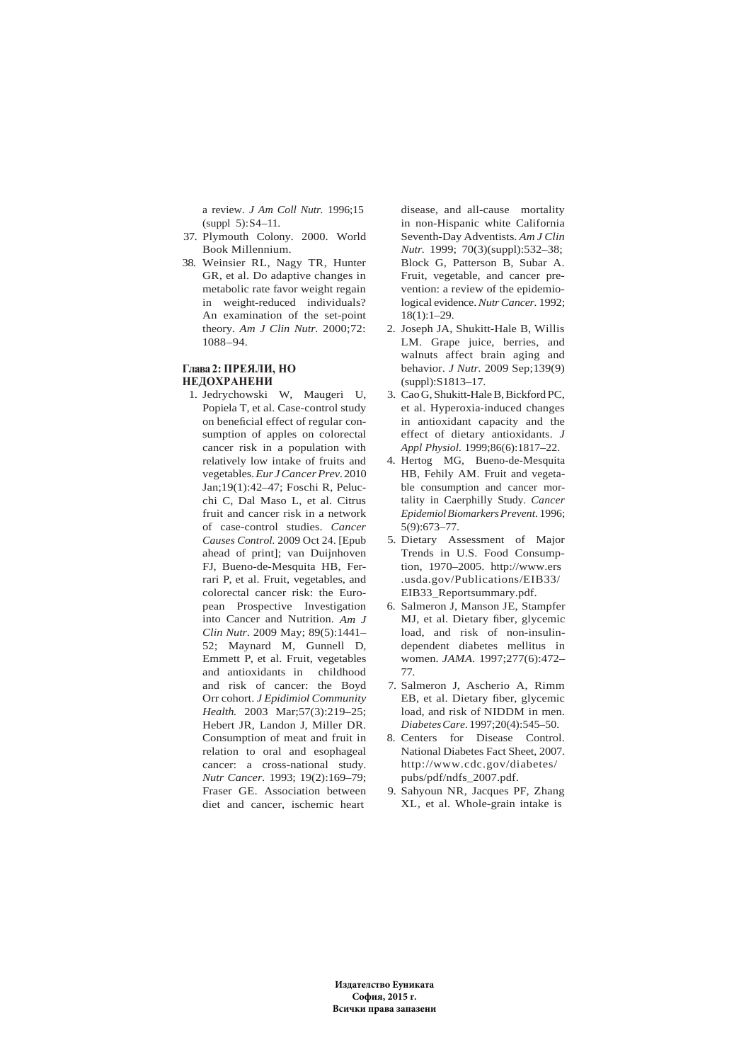a review. *J Am Coll Nutr.* 1996;15 (suppl 5):S4–11.

37. Plymouth Colony. 2000. World Book Millennium.
38. Weinsier RL, Nagy TR, Hunter GR, et al. Do adaptive changes in metabolic rate favor weight regain in weight-reduced individuals? An examination of the set-point theory. *Am J Clin Nutr.* 2000;72: 1088–94.

#### Глава 2: ПРЕЯЛИ, НО НЕДОХРАНЕНИ

1. Jedrychowski W, Maugeri U, Popiela T, et al. Case-control study on beneficial effect of regular consumption of apples on colorectal cancer risk in a population with relatively low intake of fruits and vegetables. *Eur J Cancer Prev.* 2010 Jan;19(1):42–47; Foschi R, Pelucchi C, Dal Maso L, et al. Citrus fruit and cancer risk in a network of case-control studies. *Cancer Causes Control.* 2009 Oct 24. [Epub ahead of print]; van Duijnhoven FJ, Bueno-de-Mesquita HB, Ferrari P, et al. Fruit, vegetables, and colorectal cancer risk: the European Prospective Investigation into Cancer and Nutrition. *Am J Clin Nutr.* 2009 May; 89(5):1441–52; Maynard M, Gunnell D, Emmett P, et al. Fruit, vegetables and antioxidants in childhood and risk of cancer: the Boyd Orr cohort. *J Epidimiol Community Health.* 2003 Mar;57(3):219–25; Hebert JR, Landon J, Miller DR. Consumption of meat and fruit in relation to oral and esophageal cancer: a cross-national study. *Nutr Cancer.* 1993; 19(2):169–79; Fraser GE. Association between diet and cancer, ischemic heart disease, and all-cause mortality in non-Hispanic white California Seventh-Day Adventists. *Am J Clin Nutr.* 1999; 70(3)(suppl):532–38; Block G, Patterson B, Subar A. Fruit, vegetable, and cancer prevention: a review of the epidemiological evidence. *Nutr Cancer.* 1992; 18(1):1–29.
2. Joseph JA, Shukitt-Hale B, Willis LM. Grape juice, berries, and walnuts affect brain aging and behavior. *J Nutr.* 2009 Sep;139(9) (suppl):S1813–17.
3. Cao G, Shukitt-Hale B, Bickford PC, et al. Hyperoxia-induced changes in antioxidant capacity and the effect of dietary antioxidants. *J Appl Physiol.* 1999;86(6):1817–22.
4. Hertog MG, Bueno-de-Mesquita HB, Fehily AM. Fruit and vegetable consumption and cancer mortality in Caerphilly Study. *Cancer Epidemiol Biomarkers Prevent.* 1996; 5(9):673–77.
5. Dietary Assessment of Major Trends in U.S. Food Consumption, 1970–2005. http://www.ers.usda.gov/Publications/EIB33/EIB33_Reportsummary.pdf.
6. Salmeron J, Manson JE, Stampfer MJ, et al. Dietary fiber, glycemic load, and risk of non-insulin-dependent diabetes mellitus in women. *JAMA.* 1997;277(6):472–77.
7. Salmeron J, Ascherio A, Rimm EB, et al. Dietary fiber, glycemic load, and risk of NIDDM in men. *Diabetes Care.* 1997;20(4):545–50.
8. Centers for Disease Control. National Diabetes Fact Sheet, 2007. http://www.cdc.gov/diabetes/pubs/pdf/ndfs_2007.pdf.
9. Sahyoun NR, Jacques PF, Zhang XL, et al. Whole-grain intake is

**Издателство Еуниката**
**София, 2015 г.**
**Всички права запазени**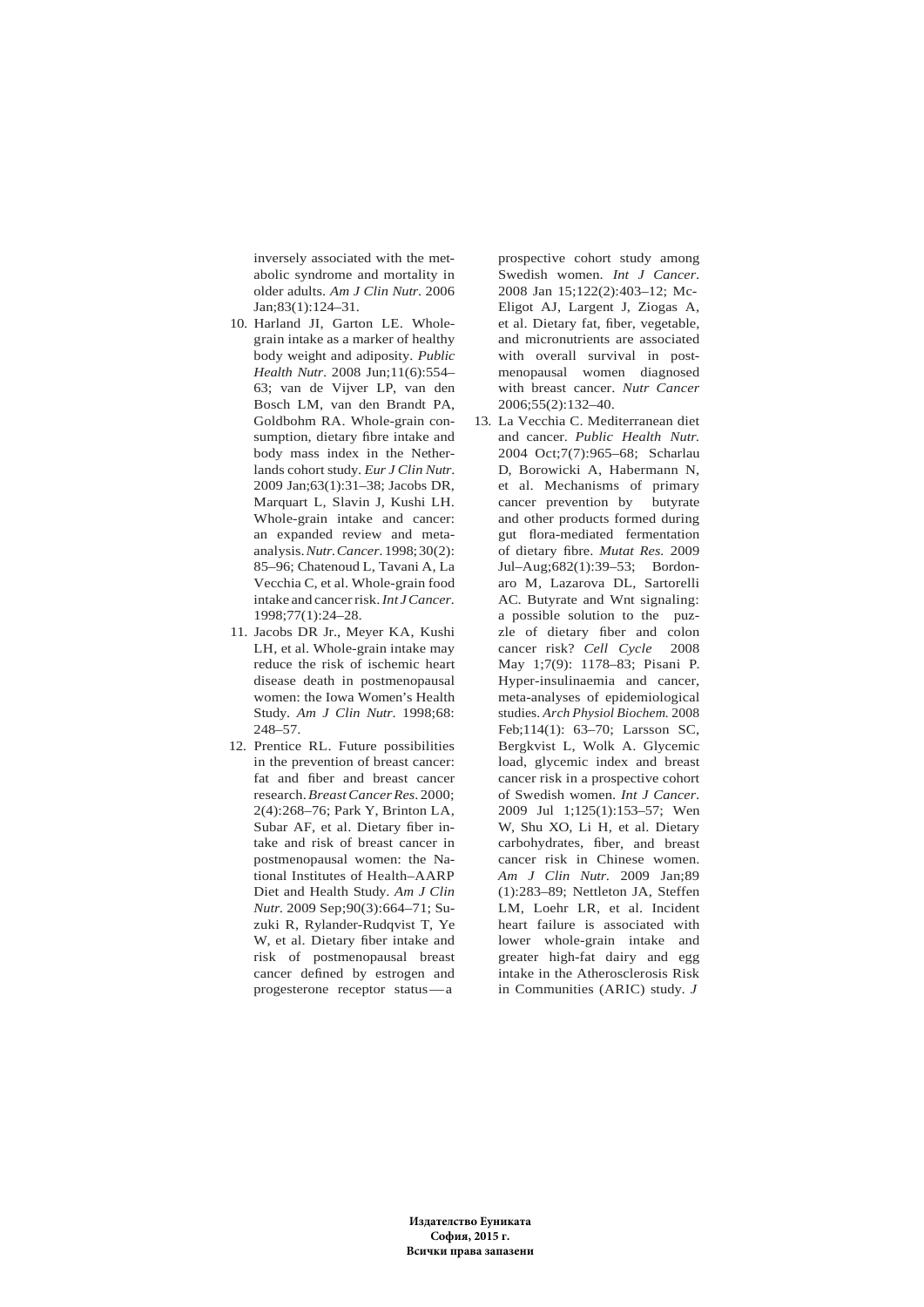inversely associated with the metabolic syndrome and mortality in older adults. *Am J Clin Nutr*. 2006 Jan;83(1):124–31.

10. Harland JI, Garton LE. Whole-grain intake as a marker of healthy body weight and adiposity. *Public Health Nutr*. 2008 Jun;11(6):554–63; van de Vijver LP, van den Bosch LM, van den Brandt PA, Goldbohm RA. Whole-grain consumption, dietary fibre intake and body mass index in the Netherlands cohort study. *Eur J Clin Nutr*. 2009 Jan;63(1):31–38; Jacobs DR, Marquart L, Slavin J, Kushi LH. Whole-grain intake and cancer: an expanded review and meta-analysis. *Nutr. Cancer*. 1998; 30(2): 85–96; Chatenoud L, Tavani A, La Vecchia C, et al. Whole-grain food intake and cancer risk. *Int J Cancer*. 1998;77(1):24–28.
11. Jacobs DR Jr., Meyer KA, Kushi LH, et al. Whole-grain intake may reduce the risk of ischemic heart disease death in postmenopausal women: the Iowa Women's Health Study. *Am J Clin Nutr*. 1998;68: 248–57.
12. Prentice RL. Future possibilities in the prevention of breast cancer: fat and fiber and breast cancer research. *Breast Cancer Res*. 2000; 2(4):268–76; Park Y, Brinton LA, Subar AF, et al. Dietary fiber intake and risk of breast cancer in postmenopausal women: the National Institutes of Health–AARP Diet and Health Study. *Am J Clin Nutr*. 2009 Sep;90(3):664–71; Suzuki R, Rylander-Rudqvist T, Ye W, et al. Dietary fiber intake and risk of postmenopausal breast cancer defined by estrogen and progesterone receptor status — a prospective cohort study among Swedish women. *Int J Cancer*. 2008 Jan 15;122(2):403–12; McEligot AJ, Largent J, Ziogas A, et al. Dietary fat, fiber, vegetable, and micronutrients are associated with overall survival in postmenopausal women diagnosed with breast cancer. *Nutr Cancer* 2006;55(2):132–40.
13. La Vecchia C. Mediterranean diet and cancer. *Public Health Nutr.* 2004 Oct;7(7):965–68; Scharlau D, Borowicki A, Habermann N, et al. Mechanisms of primary cancer prevention by butyrate and other products formed during gut flora-mediated fermentation of dietary fibre. *Mutat Res.* 2009 Jul–Aug;682(1):39–53; Bordonaro M, Lazarova DL, Sartorelli AC. Butyrate and Wnt signaling: a possible solution to the puzzle of dietary fiber and colon cancer risk? *Cell Cycle* 2008 May 1;7(9): 1178–83; Pisani P. Hyper-insulinaemia and cancer, meta-analyses of epidemiological studies. *Arch Physiol Biochem.* 2008 Feb;114(1): 63–70; Larsson SC, Bergkvist L, Wolk A. Glycemic load, glycemic index and breast cancer risk in a prospective cohort of Swedish women. *Int J Cancer*. 2009 Jul 1;125(1):153–57; Wen W, Shu XO, Li H, et al. Dietary carbohydrates, fiber, and breast cancer risk in Chinese women. *Am J Clin Nutr.* 2009 Jan;89 (1):283–89; Nettleton JA, Steffen LM, Loehr LR, et al. Incident heart failure is associated with lower whole-grain intake and greater high-fat dairy and egg intake in the Atherosclerosis Risk in Communities (ARIC) study. *J*

**Издателство Еуниката**
**София, 2015 г.**
**Всички права запазени**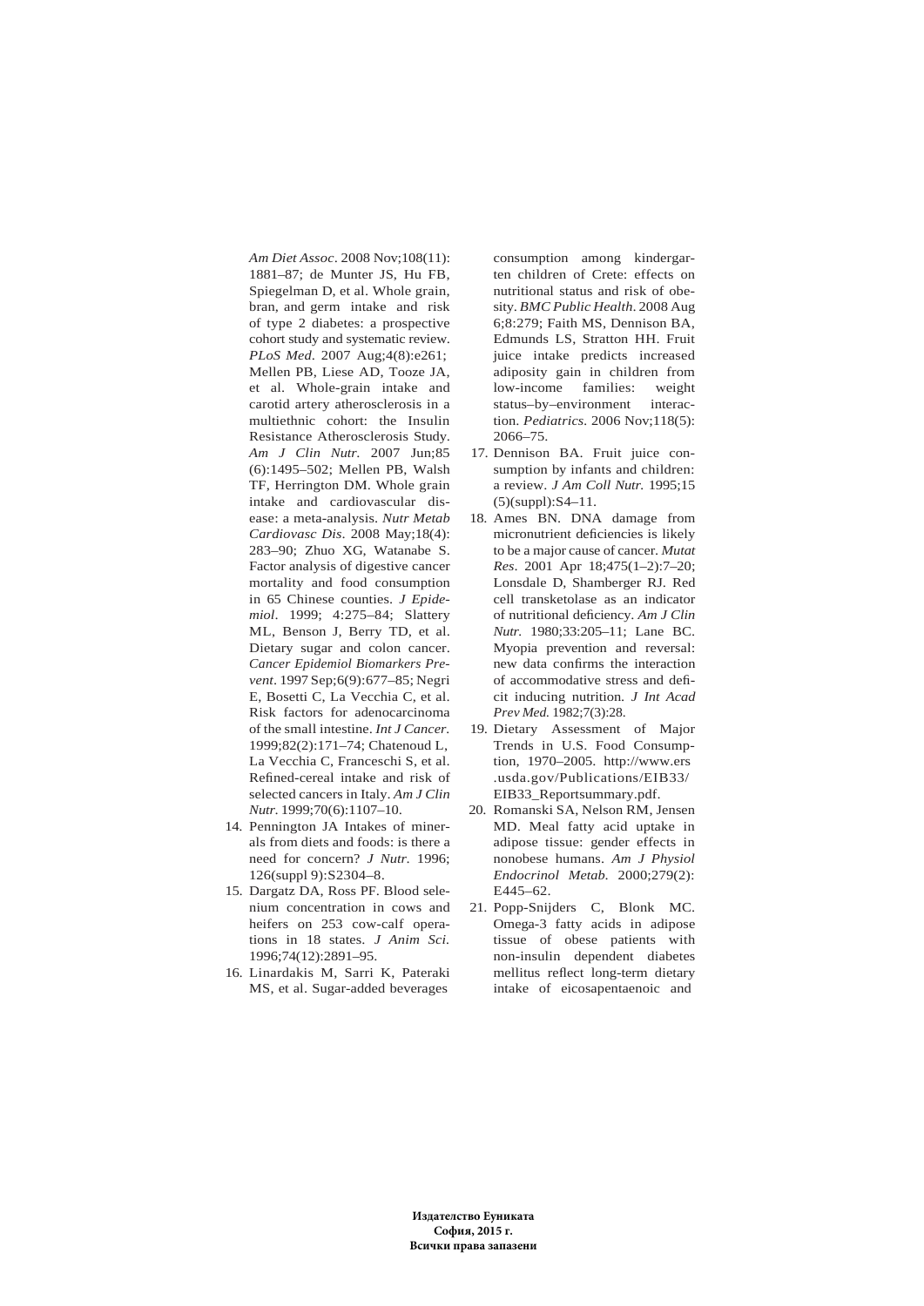*Am Diet Assoc*. 2008 Nov;108(11): 1881–87; de Munter JS, Hu FB, Spiegelman D, et al. Whole grain, bran, and germ intake and risk of type 2 diabetes: a prospective cohort study and systematic review. *PLoS Med*. 2007 Aug;4(8):e261; Mellen PB, Liese AD, Tooze JA, et al. Whole-grain intake and carotid artery atherosclerosis in a multiethnic cohort: the Insulin Resistance Atherosclerosis Study. *Am J Clin Nutr.* 2007 Jun;85 (6):1495–502; Mellen PB, Walsh TF, Herrington DM. Whole grain intake and cardiovascular disease: a meta-analysis. *Nutr Metab Cardiovasc Dis*. 2008 May;18(4): 283–90; Zhuo XG, Watanabe S. Factor analysis of digestive cancer mortality and food consumption in 65 Chinese counties. *J Epidemiol*. 1999; 4:275–84; Slattery ML, Benson J, Berry TD, et al. Dietary sugar and colon cancer. *Cancer Epidemiol Biomarkers Prevent*. 1997 Sep;6(9):677–85; Negri E, Bosetti C, La Vecchia C, et al. Risk factors for adenocarcinoma of the small intestine. *Int J Cancer*. 1999;82(2):171–74; Chatenoud L, La Vecchia C, Franceschi S, et al. Refined-cereal intake and risk of selected cancers in Italy. *Am J Clin Nutr*. 1999;70(6):1107–10.

14. Pennington JA Intakes of minerals from diets and foods: is there a need for concern? *J Nutr.* 1996; 126(suppl 9):S2304–8.
15. Dargatz DA, Ross PF. Blood selenium concentration in cows and heifers on 253 cow-calf operations in 18 states. *J Anim Sci.* 1996;74(12):2891–95.
16. Linardakis M, Sarri K, Pateraki MS, et al. Sugar-added beverages consumption among kindergarten children of Crete: effects on nutritional status and risk of obesity. *BMC Public Health*. 2008 Aug 6;8:279; Faith MS, Dennison BA, Edmunds LS, Stratton HH. Fruit juice intake predicts increased adiposity gain in children from low-income families: weight status–by–environment interaction. *Pediatrics*. 2006 Nov;118(5): 2066–75.
17. Dennison BA. Fruit juice consumption by infants and children: a review. *J Am Coll Nutr.* 1995;15 (5)(suppl):S4–11.
18. Ames BN. DNA damage from micronutrient deficiencies is likely to be a major cause of cancer. *Mutat Res*. 2001 Apr 18;475(1–2):7–20; Lonsdale D, Shamberger RJ. Red cell transketolase as an indicator of nutritional deficiency. *Am J Clin Nutr.* 1980;33:205–11; Lane BC. Myopia prevention and reversal: new data confirms the interaction of accommodative stress and deficit inducing nutrition. *J Int Acad Prev Med.* 1982;7(3):28.
19. Dietary Assessment of Major Trends in U.S. Food Consumption, 1970–2005. http://www.ers.usda.gov/Publications/EIB33/EIB33_Reportsummary.pdf.
20. Romanski SA, Nelson RM, Jensen MD. Meal fatty acid uptake in adipose tissue: gender effects in nonobese humans. *Am J Physiol Endocrinol Metab.* 2000;279(2): E445–62.
21. Popp-Snijders C, Blonk MC. Omega-3 fatty acids in adipose tissue of obese patients with non-insulin dependent diabetes mellitus reflect long-term dietary intake of eicosapentaenoic and

**Издателство Еуниката**
**София, 2015 г.**
**Всички права запазени**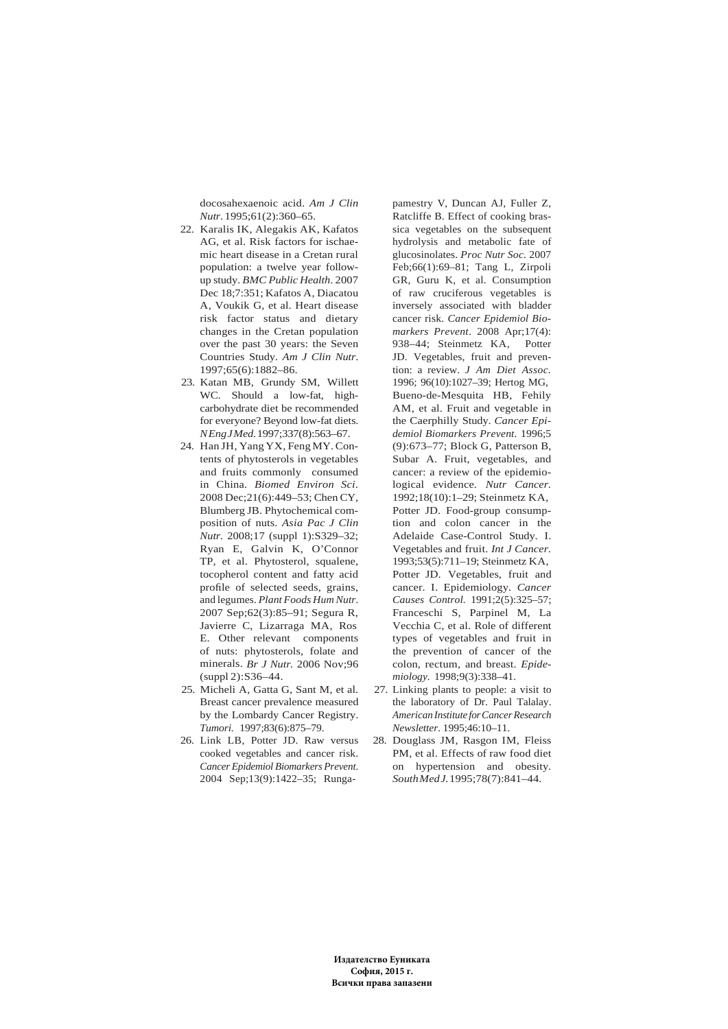docosahexaenoic acid. *Am J Clin Nutr*. 1995;61(2):360–65.

22. Karalis IK, Alegakis AK, Kafatos AG, et al. Risk factors for ischaemic heart disease in a Cretan rural population: a twelve year follow-up study. *BMC Public Health*. 2007 Dec 18;7:351; Kafatos A, Diacatou A, Voukik G, et al. Heart disease risk factor status and dietary changes in the Cretan population over the past 30 years: the Seven Countries Study. *Am J Clin Nutr*. 1997;65(6):1882–86.
23. Katan MB, Grundy SM, Willett WC. Should a low-fat, high-carbohydrate diet be recommended for everyone? Beyond low-fat diets. *N Eng J Med*. 1997;337(8):563–67.
24. Han JH, Yang YX, Feng MY. Contents of phytosterols in vegetables and fruits commonly consumed in China. *Biomed Environ Sci*. 2008 Dec;21(6):449–53; Chen CY, Blumberg JB. Phytochemical composition of nuts. *Asia Pac J Clin Nutr*. 2008;17 (suppl 1):S329–32; Ryan E, Galvin K, O'Connor TP, et al. Phytosterol, squalene, tocopherol content and fatty acid profile of selected seeds, grains, and legumes. *Plant Foods Hum Nutr*. 2007 Sep;62(3):85–91; Segura R, Javierre C, Lizarraga MA, Ros E. Other relevant components of nuts: phytosterols, folate and minerals. *Br J Nutr.* 2006 Nov;96 (suppl 2):S36–44.
25. Micheli A, Gatta G, Sant M, et al. Breast cancer prevalence measured by the Lombardy Cancer Registry. *Tumori.* 1997;83(6):875–79.
26. Link LB, Potter JD. Raw versus cooked vegetables and cancer risk. *Cancer Epidemiol Biomarkers Prevent*. 2004 Sep;13(9):1422–35; Rungapamestry V, Duncan AJ, Fuller Z, Ratcliffe B. Effect of cooking brassica vegetables on the subsequent hydrolysis and metabolic fate of glucosinolates. *Proc Nutr Soc*. 2007 Feb;66(1):69–81; Tang L, Zirpoli GR, Guru K, et al. Consumption of raw cruciferous vegetables is inversely associated with bladder cancer risk. *Cancer Epidemiol Biomarkers Prevent*. 2008 Apr;17(4): 938–44; Steinmetz KA, Potter JD. Vegetables, fruit and prevention: a review. *J Am Diet Assoc.* 1996; 96(10):1027–39; Hertog MG, Bueno-de-Mesquita HB, Fehily AM, et al. Fruit and vegetable in the Caerphilly Study. *Cancer Epidemiol Biomarkers Prevent*. 1996;5 (9):673–77; Block G, Patterson B, Subar A. Fruit, vegetables, and cancer: a review of the epidemiological evidence. *Nutr Cancer*. 1992;18(10):1–29; Steinmetz KA, Potter JD. Food-group consumption and colon cancer in the Adelaide Case-Control Study. I. Vegetables and fruit. *Int J Cancer*. 1993;53(5):711–19; Steinmetz KA, Potter JD. Vegetables, fruit and cancer. I. Epidemiology. *Cancer Causes Control.* 1991;2(5):325–57; Franceschi S, Parpinel M, La Vecchia C, et al. Role of different types of vegetables and fruit in the prevention of cancer of the colon, rectum, and breast. *Epidemiology.* 1998;9(3):338–41.
27. Linking plants to people: a visit to the laboratory of Dr. Paul Talalay. *American Institute for Cancer Research Newsletter*. 1995;46:10–11.
28. Douglass JM, Rasgon IM, Fleiss PM, et al. Effects of raw food diet on hypertension and obesity. *South Med J.* 1995;78(7):841–44.

**Издателство Еуниката**
**София, 2015 г.**
**Всички права запазени**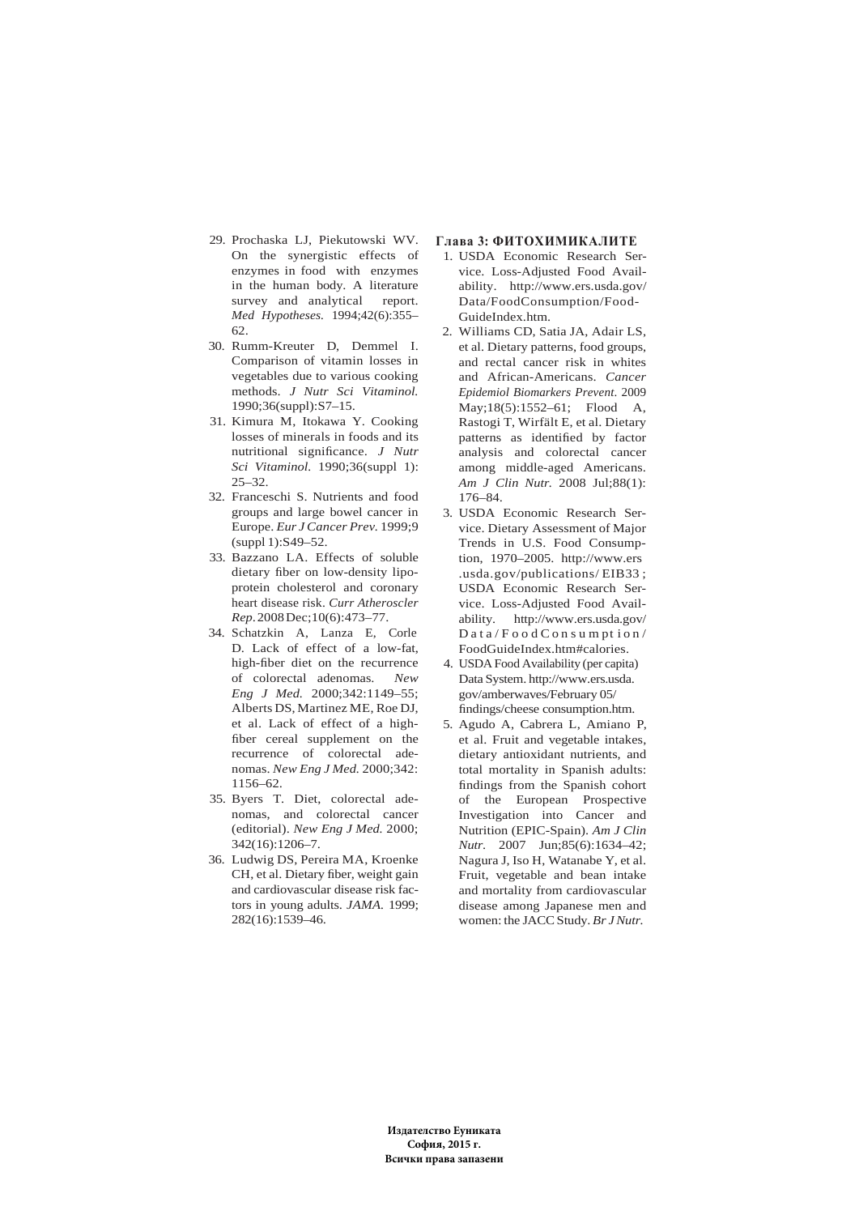29. Prochaska LJ, Piekutowski WV. On the synergistic effects of enzymes in food with enzymes in the human body. A literature survey and analytical report. *Med Hypotheses.* 1994;42(6):355–62.
30. Rumm-Kreuter D, Demmel I. Comparison of vitamin losses in vegetables due to various cooking methods. *J Nutr Sci Vitaminol.* 1990;36(suppl):S7–15.
31. Kimura M, Itokawa Y. Cooking losses of minerals in foods and its nutritional significance. *J Nutr Sci Vitaminol.* 1990;36(suppl 1): 25–32.
32. Franceschi S. Nutrients and food groups and large bowel cancer in Europe. *Eur J Cancer Prev.* 1999;9 (suppl 1):S49–52.
33. Bazzano LA. Effects of soluble dietary fiber on low-density lipoprotein cholesterol and coronary heart disease risk. *Curr Atheroscler Rep.* 2008 Dec;10(6):473–77.
34. Schatzkin A, Lanza E, Corle D. Lack of effect of a low-fat, high-fiber diet on the recurrence of colorectal adenomas. *New Eng J Med.* 2000;342:1149–55; Alberts DS, Martinez ME, Roe DJ, et al. Lack of effect of a high-fiber cereal supplement on the recurrence of colorectal adenomas. *New Eng J Med.* 2000;342: 1156–62.
35. Byers T. Diet, colorectal adenomas, and colorectal cancer (editorial). *New Eng J Med.* 2000; 342(16):1206–7.
36. Ludwig DS, Pereira MA, Kroenke CH, et al. Dietary fiber, weight gain and cardiovascular disease risk factors in young adults. *JAMA.* 1999; 282(16):1539–46.

**Глава 3: ФИТОХИМИКАЛИТЕ**

1. USDA Economic Research Service. Loss-Adjusted Food Availability. http://www.ers.usda.gov/Data/FoodConsumption/FoodGuideIndex.htm.
2. Williams CD, Satia JA, Adair LS, et al. Dietary patterns, food groups, and rectal cancer risk in whites and African-Americans. *Cancer Epidemiol Biomarkers Prevent.* 2009 May;18(5):1552–61; Flood A, Rastogi T, Wirfält E, et al. Dietary patterns as identified by factor analysis and colorectal cancer among middle-aged Americans. *Am J Clin Nutr.* 2008 Jul;88(1): 176–84.
3. USDA Economic Research Service. Dietary Assessment of Major Trends in U.S. Food Consumption, 1970–2005. http://www.ers.usda.gov/publications/EIB33; USDA Economic Research Service. Loss-Adjusted Food Availability. http://www.ers.usda.gov/Data/FoodConsumption/FoodGuideIndex.htm#calories.
4. USDA Food Availability (per capita) Data System. http://www.ers.usda.gov/amberwaves/February 05/findings/cheese consumption.htm.
5. Agudo A, Cabrera L, Amiano P, et al. Fruit and vegetable intakes, dietary antioxidant nutrients, and total mortality in Spanish adults: findings from the Spanish cohort of the European Prospective Investigation into Cancer and Nutrition (EPIC-Spain). *Am J Clin Nutr.* 2007 Jun;85(6):1634–42; Nagura J, Iso H, Watanabe Y, et al. Fruit, vegetable and bean intake and mortality from cardiovascular disease among Japanese men and women: the JACC Study. *Br J Nutr.*

**Издателство Еуниката**
**София, 2015 г.**
**Всички права запазени**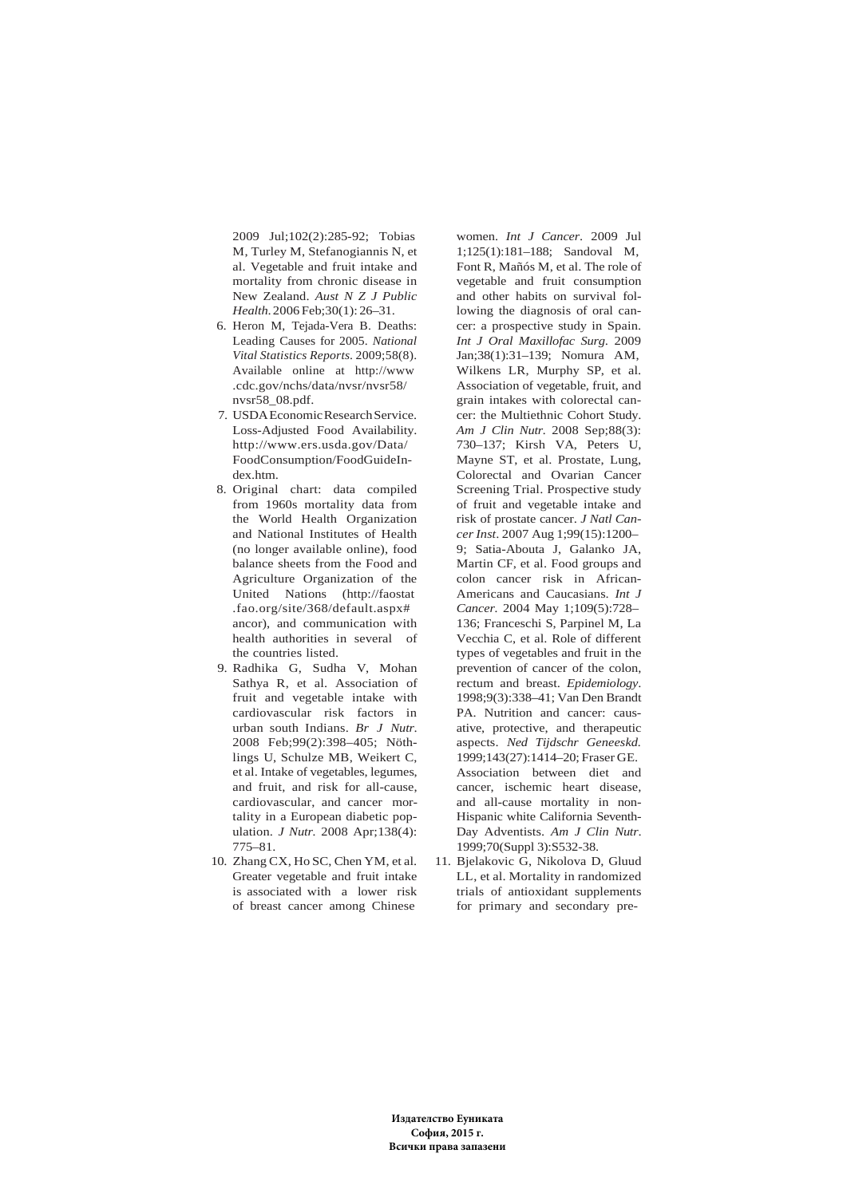2009 Jul;102(2):285-92; Tobias M, Turley M, Stefanogiannis N, et al. Vegetable and fruit intake and mortality from chronic disease in New Zealand. *Aust N Z J Public Health.* 2006 Feb;30(1): 26–31.

6. Heron M, Tejada-Vera B. Deaths: Leading Causes for 2005. *National Vital Statistics Reports.* 2009;58(8). Available online at http://www.cdc.gov/nchs/data/nvsr/nvsr58/nvsr58_08.pdf.
7. USDA Economic Research Service. Loss-Adjusted Food Availability. http://www.ers.usda.gov/Data/FoodConsumption/FoodGuideIndex.htm.
8. Original chart: data compiled from 1960s mortality data from the World Health Organization and National Institutes of Health (no longer available online), food balance sheets from the Food and Agriculture Organization of the United Nations (http://faostat.fao.org/site/368/default.aspx#ancor), and communication with health authorities in several of the countries listed.
9. Radhika G, Sudha V, Mohan Sathya R, et al. Association of fruit and vegetable intake with cardiovascular risk factors in urban south Indians. *Br J Nutr.* 2008 Feb;99(2):398–405; Nöthlings U, Schulze MB, Weikert C, et al. Intake of vegetables, legumes, and fruit, and risk for all-cause, cardiovascular, and cancer mortality in a European diabetic population. *J Nutr.* 2008 Apr;138(4): 775–81.
10. Zhang CX, Ho SC, Chen YM, et al. Greater vegetable and fruit intake is associated with a lower risk of breast cancer among Chinese women. *Int J Cancer*. 2009 Jul 1;125(1):181–188; Sandoval M, Font R, Mañós M, et al. The role of vegetable and fruit consumption and other habits on survival following the diagnosis of oral cancer: a prospective study in Spain. *Int J Oral Maxillofac Surg.* 2009 Jan;38(1):31–139; Nomura AM, Wilkens LR, Murphy SP, et al. Association of vegetable, fruit, and grain intakes with colorectal cancer: the Multiethnic Cohort Study. *Am J Clin Nutr.* 2008 Sep;88(3): 730–137; Kirsh VA, Peters U, Mayne ST, et al. Prostate, Lung, Colorectal and Ovarian Cancer Screening Trial. Prospective study of fruit and vegetable intake and risk of prostate cancer. *J Natl Cancer Inst*. 2007 Aug 1;99(15):1200–9; Satia-Abouta J, Galanko JA, Martin CF, et al. Food groups and colon cancer risk in African-Americans and Caucasians. *Int J Cancer.* 2004 May 1;109(5):728–136; Franceschi S, Parpinel M, La Vecchia C, et al. Role of different types of vegetables and fruit in the prevention of cancer of the colon, rectum and breast. *Epidemiology*. 1998;9(3):338–41; Van Den Brandt PA. Nutrition and cancer: causative, protective, and therapeutic aspects. *Ned Tijdschr Geneeskd.* 1999;143(27):1414–20; Fraser GE. Association between diet and cancer, ischemic heart disease, and all-cause mortality in non-Hispanic white California Seventh-Day Adventists. *Am J Clin Nutr*. 1999;70(Suppl 3):S532-38.
11. Bjelakovic G, Nikolova D, Gluud LL, et al. Mortality in randomized trials of antioxidant supplements for primary and secondary pre-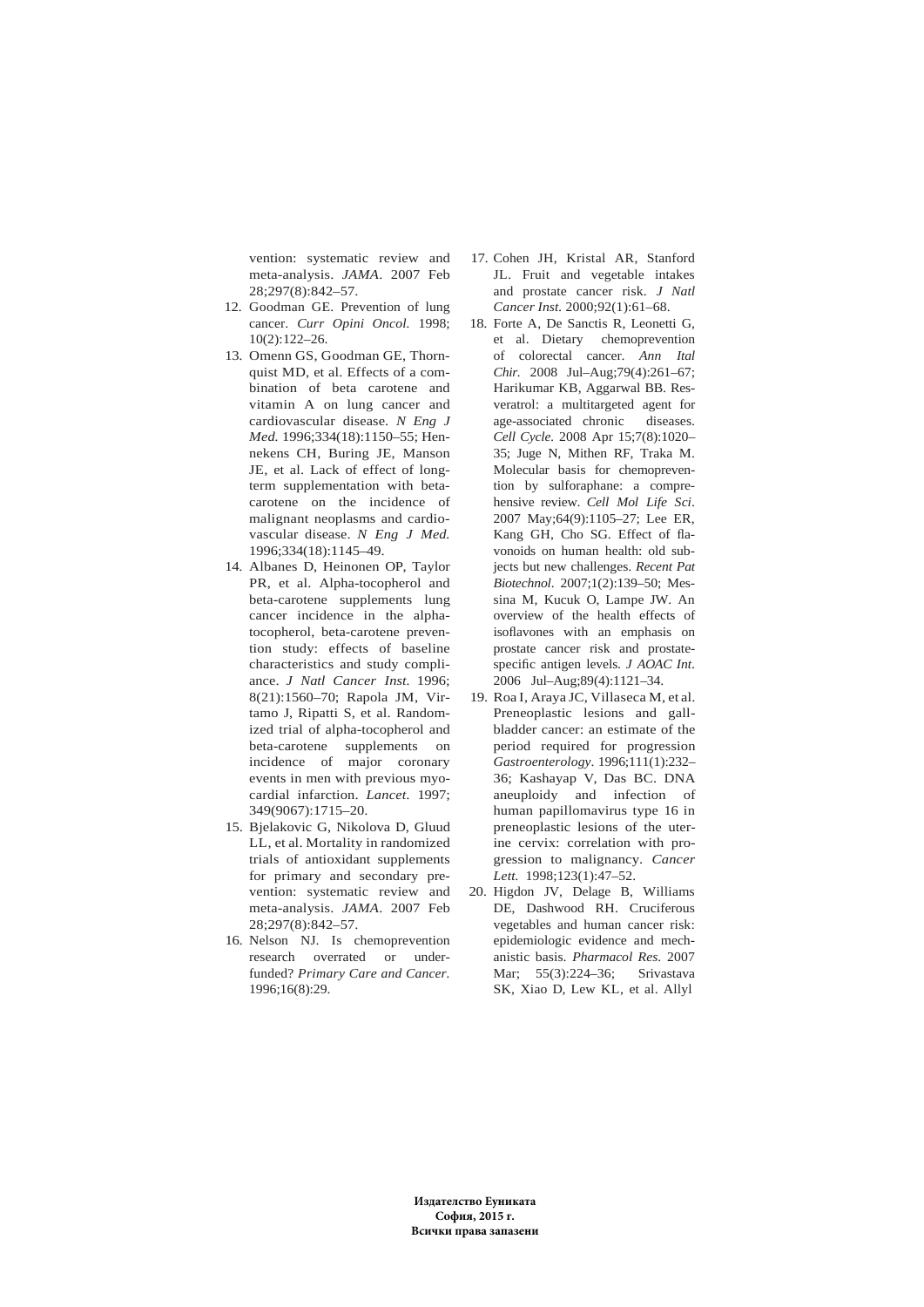vention: systematic review and meta-analysis. *JAMA*. 2007 Feb 28;297(8):842–57.

12. Goodman GE. Prevention of lung cancer. *Curr Opini Oncol.* 1998; 10(2):122–26.
13. Omenn GS, Goodman GE, Thornquist MD, et al. Effects of a combination of beta carotene and vitamin A on lung cancer and cardiovascular disease. *N Eng J Med.* 1996;334(18):1150–55; Hennekens CH, Buring JE, Manson JE, et al. Lack of effect of long-term supplementation with beta-carotene on the incidence of malignant neoplasms and cardiovascular disease. *N Eng J Med.* 1996;334(18):1145–49.
14. Albanes D, Heinonen OP, Taylor PR, et al. Alpha-tocopherol and beta-carotene supplements lung cancer incidence in the alpha-tocopherol, beta-carotene prevention study: effects of baseline characteristics and study compliance. *J Natl Cancer Inst.* 1996; 8(21):1560–70; Rapola JM, Virtamo J, Ripatti S, et al. Randomized trial of alpha-tocopherol and beta-carotene supplements on incidence of major coronary events in men with previous myocardial infarction. *Lancet.* 1997; 349(9067):1715–20.
15. Bjelakovic G, Nikolova D, Gluud LL, et al. Mortality in randomized trials of antioxidant supplements for primary and secondary prevention: systematic review and meta-analysis. *JAMA*. 2007 Feb 28;297(8):842–57.
16. Nelson NJ. Is chemoprevention research overrated or underfunded? *Primary Care and Cancer.* 1996;16(8):29.
17. Cohen JH, Kristal AR, Stanford JL. Fruit and vegetable intakes and prostate cancer risk. *J Natl Cancer Inst.* 2000;92(1):61–68.
18. Forte A, De Sanctis R, Leonetti G, et al. Dietary chemoprevention of colorectal cancer. *Ann Ital Chir.* 2008 Jul–Aug;79(4):261–67; Harikumar KB, Aggarwal BB. Resveratrol: a multitargeted agent for age-associated chronic diseases. *Cell Cycle.* 2008 Apr 15;7(8):1020–35; Juge N, Mithen RF, Traka M. Molecular basis for chemoprevention by sulforaphane: a comprehensive review. *Cell Mol Life Sci*. 2007 May;64(9):1105–27; Lee ER, Kang GH, Cho SG. Effect of flavonoids on human health: old subjects but new challenges. *Recent Pat Biotechnol.* 2007;1(2):139–50; Messina M, Kucuk O, Lampe JW. An overview of the health effects of isoflavones with an emphasis on prostate cancer risk and prostate-specific antigen levels. *J AOAC Int.* 2006 Jul–Aug;89(4):1121–34.
19. Roa I, Araya JC, Villaseca M, et al. Preneoplastic lesions and gallbladder cancer: an estimate of the period required for progression *Gastroenterology*. 1996;111(1):232–36; Kashayap V, Das BC. DNA aneuploidy and infection of human papillomavirus type 16 in preneoplastic lesions of the uterine cervix: correlation with progression to malignancy. *Cancer Lett.* 1998;123(1):47–52.
20. Higdon JV, Delage B, Williams DE, Dashwood RH. Cruciferous vegetables and human cancer risk: epidemiologic evidence and mechanistic basis. *Pharmacol Res.* 2007 Mar; 55(3):224–36; Srivastava SK, Xiao D, Lew KL, et al. Allyl

**Издателство Еуниката**
**София, 2015 г.**
**Всички права запазени**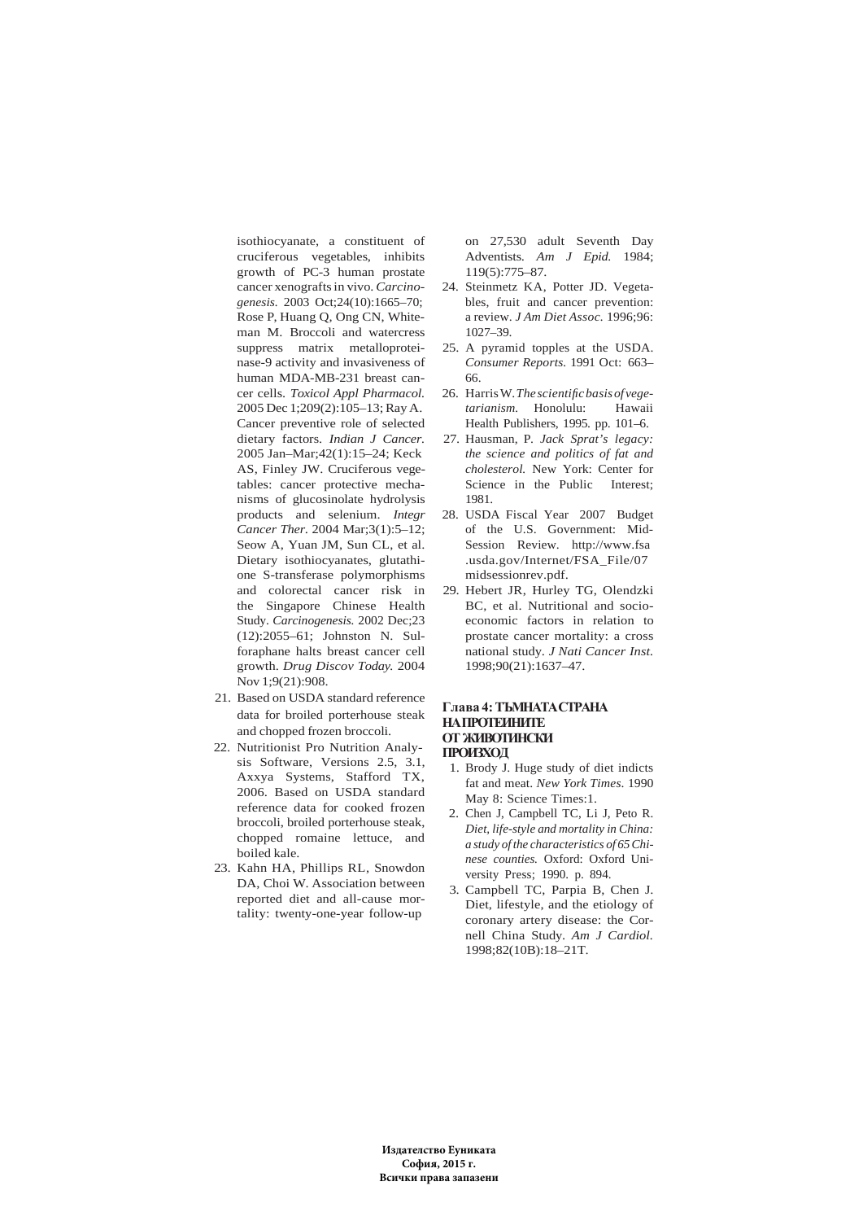isothiocyanate, a constituent of cruciferous vegetables, inhibits growth of PC-3 human prostate cancer xenografts in vivo. *Carcinogenesis.* 2003 Oct;24(10):1665–70; Rose P, Huang Q, Ong CN, Whiteman M. Broccoli and watercress suppress matrix metalloproteinase-9 activity and invasiveness of human MDA-MB-231 breast cancer cells. *Toxicol Appl Pharmacol.* 2005 Dec 1;209(2):105–13; Ray A. Cancer preventive role of selected dietary factors. *Indian J Cancer.* 2005 Jan–Mar;42(1):15–24; Keck AS, Finley JW. Cruciferous vegetables: cancer protective mechanisms of glucosinolate hydrolysis products and selenium. *Integr Cancer Ther.* 2004 Mar;3(1):5–12; Seow A, Yuan JM, Sun CL, et al. Dietary isothiocyanates, glutathione S-transferase polymorphisms and colorectal cancer risk in the Singapore Chinese Health Study. *Carcinogenesis.* 2002 Dec;23 (12):2055–61; Johnston N. Sulforaphane halts breast cancer cell growth. *Drug Discov Today.* 2004 Nov 1;9(21):908.

21. Based on USDA standard reference data for broiled porterhouse steak and chopped frozen broccoli.
22. Nutritionist Pro Nutrition Analysis Software, Versions 2.5, 3.1, Axxya Systems, Stafford TX, 2006. Based on USDA standard reference data for cooked frozen broccoli, broiled porterhouse steak, chopped romaine lettuce, and boiled kale.
23. Kahn HA, Phillips RL, Snowdon DA, Choi W. Association between reported diet and all-cause mortality: twenty-one-year follow-up on 27,530 adult Seventh Day Adventists. *Am J Epid.* 1984; 119(5):775–87.
24. Steinmetz KA, Potter JD. Vegetables, fruit and cancer prevention: a review. *J Am Diet Assoc.* 1996;96: 1027–39.
25. A pyramid topples at the USDA. *Consumer Reports.* 1991 Oct: 663–66.
26. Harris W. *The scientific basis of vegetarianism.* Honolulu: Hawaii Health Publishers, 1995. pp. 101–6.
27. Hausman, P. *Jack Sprat's legacy: the science and politics of fat and cholesterol.* New York: Center for Science in the Public Interest; 1981.
28. USDA Fiscal Year 2007 Budget of the U.S. Government: Mid-Session Review. http://www.fsa.usda.gov/Internet/FSA_File/07midsessionrev.pdf.
29. Hebert JR, Hurley TG, Olendzki BC, et al. Nutritional and socioeconomic factors in relation to prostate cancer mortality: a cross national study. *J Nati Cancer Inst.* 1998;90(21):1637–47.

## Глава 4: ТЪМНАТА СТРАНА НА ПРОТЕИНИТЕ ОТ ЖИВОТИНСКИ ПРОИЗХОД

1. Brody J. Huge study of diet indicts fat and meat. *New York Times.* 1990 May 8: Science Times:1.
2. Chen J, Campbell TC, Li J, Peto R. *Diet, life-style and mortality in China: a study of the characteristics of 65 Chinese counties.* Oxford: Oxford University Press; 1990. p. 894.
3. Campbell TC, Parpia B, Chen J. Diet, lifestyle, and the etiology of coronary artery disease: the Cornell China Study. *Am J Cardiol.* 1998;82(10B):18–21T.

**Издателство Еуниката**
**София, 2015 г.**
**Всички права запазени**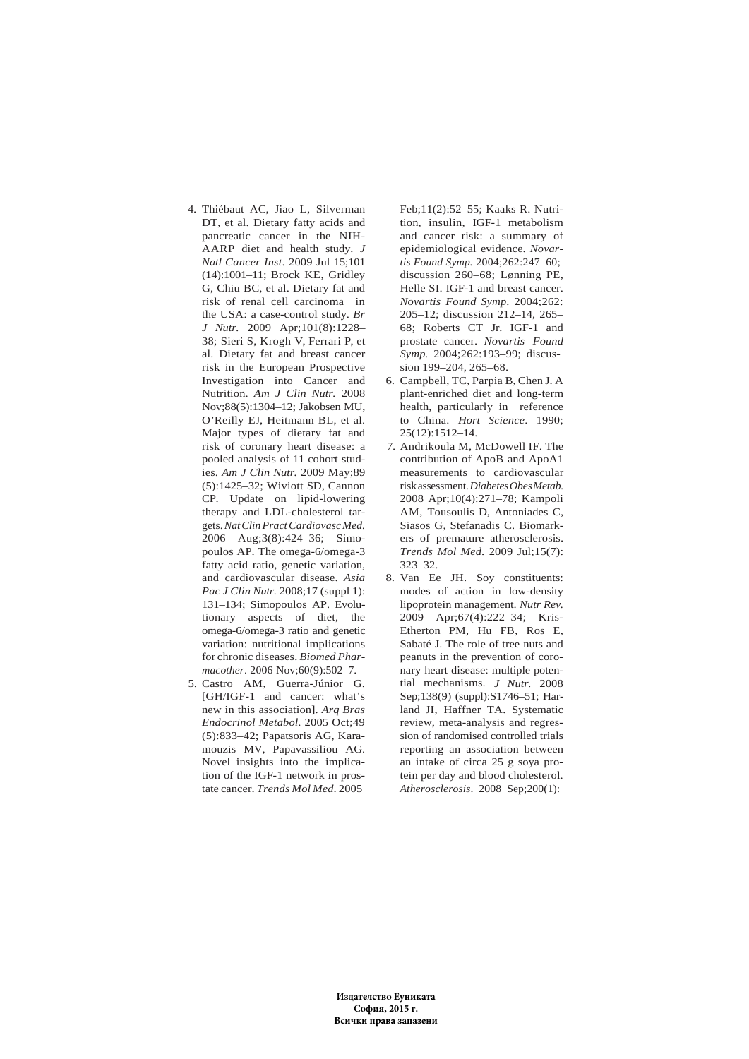4. Thiébaut AC, Jiao L, Silverman DT, et al. Dietary fatty acids and pancreatic cancer in the NIH-AARP diet and health study. *J Natl Cancer Inst*. 2009 Jul 15;101 (14):1001–11; Brock KE, Gridley G, Chiu BC, et al. Dietary fat and risk of renal cell carcinoma in the USA: a case-control study. *Br J Nutr.* 2009 Apr;101(8):1228–38; Sieri S, Krogh V, Ferrari P, et al. Dietary fat and breast cancer risk in the European Prospective Investigation into Cancer and Nutrition. *Am J Clin Nutr.* 2008 Nov;88(5):1304–12; Jakobsen MU, O'Reilly EJ, Heitmann BL, et al. Major types of dietary fat and risk of coronary heart disease: a pooled analysis of 11 cohort studies. *Am J Clin Nutr.* 2009 May;89 (5):1425–32; Wiviott SD, Cannon CP. Update on lipid-lowering therapy and LDL-cholesterol targets. *Nat Clin Pract Cardiovasc Med.* 2006 Aug;3(8):424–36; Simopoulos AP. The omega-6/omega-3 fatty acid ratio, genetic variation, and cardiovascular disease. *Asia Pac J Clin Nutr.* 2008;17 (suppl 1): 131–134; Simopoulos AP. Evolutionary aspects of diet, the omega-6/omega-3 ratio and genetic variation: nutritional implications for chronic diseases. *Biomed Pharmacother*. 2006 Nov;60(9):502–7.
5. Castro AM, Guerra-Júnior G. [GH/IGF-1 and cancer: what's new in this association]. *Arq Bras Endocrinol Metabol*. 2005 Oct;49 (5):833–42; Papatsoris AG, Karamouzis MV, Papavassiliou AG. Novel insights into the implication of the IGF-1 network in prostate cancer. *Trends Mol Med*. 2005 Feb;11(2):52–55; Kaaks R. Nutrition, insulin, IGF-1 metabolism and cancer risk: a summary of epidemiological evidence. *Novartis Found Symp.* 2004;262:247–60; discussion 260–68; Lønning PE, Helle SI. IGF-1 and breast cancer. *Novartis Found Symp*. 2004;262: 205–12; discussion 212–14, 265–68; Roberts CT Jr. IGF-1 and prostate cancer. *Novartis Found Symp.* 2004;262:193–99; discussion 199–204, 265–68.
6. Campbell, TC, Parpia B, Chen J. A plant-enriched diet and long-term health, particularly in reference to China. *Hort Science*. 1990; 25(12):1512–14.
7. Andrikoula M, McDowell IF. The contribution of ApoB and ApoA1 measurements to cardiovascular risk assessment. *Diabetes Obes Metab.* 2008 Apr;10(4):271–78; Kampoli AM, Tousoulis D, Antoniades C, Siasos G, Stefanadis C. Biomarkers of premature atherosclerosis. *Trends Mol Med*. 2009 Jul;15(7): 323–32.
8. Van Ee JH. Soy constituents: modes of action in low-density lipoprotein management. *Nutr Rev.* 2009 Apr;67(4):222–34; Kris-Etherton PM, Hu FB, Ros E, Sabaté J. The role of tree nuts and peanuts in the prevention of coronary heart disease: multiple potential mechanisms. *J Nutr.* 2008 Sep;138(9) (suppl):S1746–51; Harland JI, Haffner TA. Systematic review, meta-analysis and regression of randomised controlled trials reporting an association between an intake of circa 25 g soya protein per day and blood cholesterol. *Atherosclerosis*. 2008 Sep;200(1):

**Издателство Еуниката**
**София, 2015 г.**
**Всички права запазени**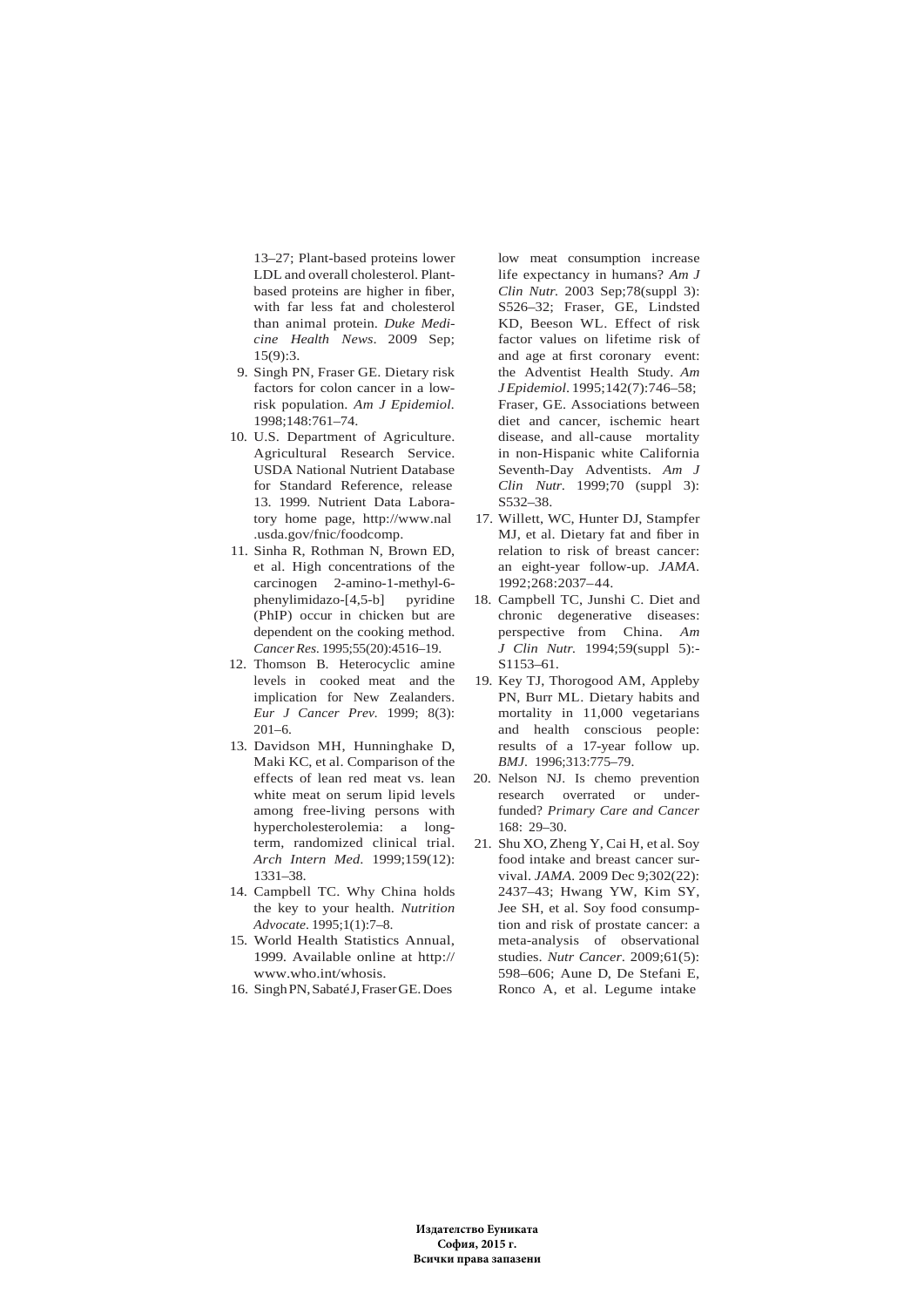13–27; Plant-based proteins lower LDL and overall cholesterol. Plant-based proteins are higher in fiber, with far less fat and cholesterol than animal protein. *Duke Medicine Health News*. 2009 Sep; 15(9):3.

9. Singh PN, Fraser GE. Dietary risk factors for colon cancer in a low-risk population. *Am J Epidemiol.* 1998;148:761–74.
10. U.S. Department of Agriculture. Agricultural Research Service. USDA National Nutrient Database for Standard Reference, release 13. 1999. Nutrient Data Laboratory home page, http://www.nal .usda.gov/fnic/foodcomp.
11. Sinha R, Rothman N, Brown ED, et al. High concentrations of the carcinogen 2-amino-1-methyl-6-phenylimidazo-[4,5-b] pyridine (PhIP) occur in chicken but are dependent on the cooking method. *Cancer Res.* 1995;55(20):4516–19.
12. Thomson B. Heterocyclic amine levels in cooked meat and the implication for New Zealanders. *Eur J Cancer Prev.* 1999; 8(3): 201–6.
13. Davidson MH, Hunninghake D, Maki KC, et al. Comparison of the effects of lean red meat vs. lean white meat on serum lipid levels among free-living persons with hypercholesterolemia: a long-term, randomized clinical trial. *Arch Intern Med.* 1999;159(12): 1331–38.
14. Campbell TC. Why China holds the key to your health. *Nutrition Advocate*. 1995;1(1):7–8.
15. World Health Statistics Annual, 1999. Available online at http:// www.who.int/whosis.
16. Singh PN, Sabaté J, Fraser GE. Does low meat consumption increase life expectancy in humans? *Am J Clin Nutr.* 2003 Sep;78(suppl 3): S526–32; Fraser, GE, Lindsted KD, Beeson WL. Effect of risk factor values on lifetime risk of and age at first coronary event: the Adventist Health Study. *Am J Epidemiol*. 1995;142(7):746–58; Fraser, GE. Associations between diet and cancer, ischemic heart disease, and all-cause mortality in non-Hispanic white California Seventh-Day Adventists. *Am J Clin Nutr.* 1999;70 (suppl 3): S532–38.
17. Willett, WC, Hunter DJ, Stampfer MJ, et al. Dietary fat and fiber in relation to risk of breast cancer: an eight-year follow-up. *JAMA*. 1992;268:2037–44.
18. Campbell TC, Junshi C. Diet and chronic degenerative diseases: perspective from China. *Am J Clin Nutr.* 1994;59(suppl 5):-S1153–61.
19. Key TJ, Thorogood AM, Appleby PN, Burr ML. Dietary habits and mortality in 11,000 vegetarians and health conscious people: results of a 17-year follow up. *BMJ.* 1996;313:775–79.
20. Nelson NJ. Is chemo prevention research overrated or underfunded? *Primary Care and Cancer* 168: 29–30.
21. Shu XO, Zheng Y, Cai H, et al. Soy food intake and breast cancer survival. *JAMA*. 2009 Dec 9;302(22): 2437–43; Hwang YW, Kim SY, Jee SH, et al. Soy food consumption and risk of prostate cancer: a meta-analysis of observational studies. *Nutr Cancer*. 2009;61(5): 598–606; Aune D, De Stefani E, Ronco A, et al. Legume intake

**Издателство Еуниката**
**София, 2015 г.**
**Всички права запазени**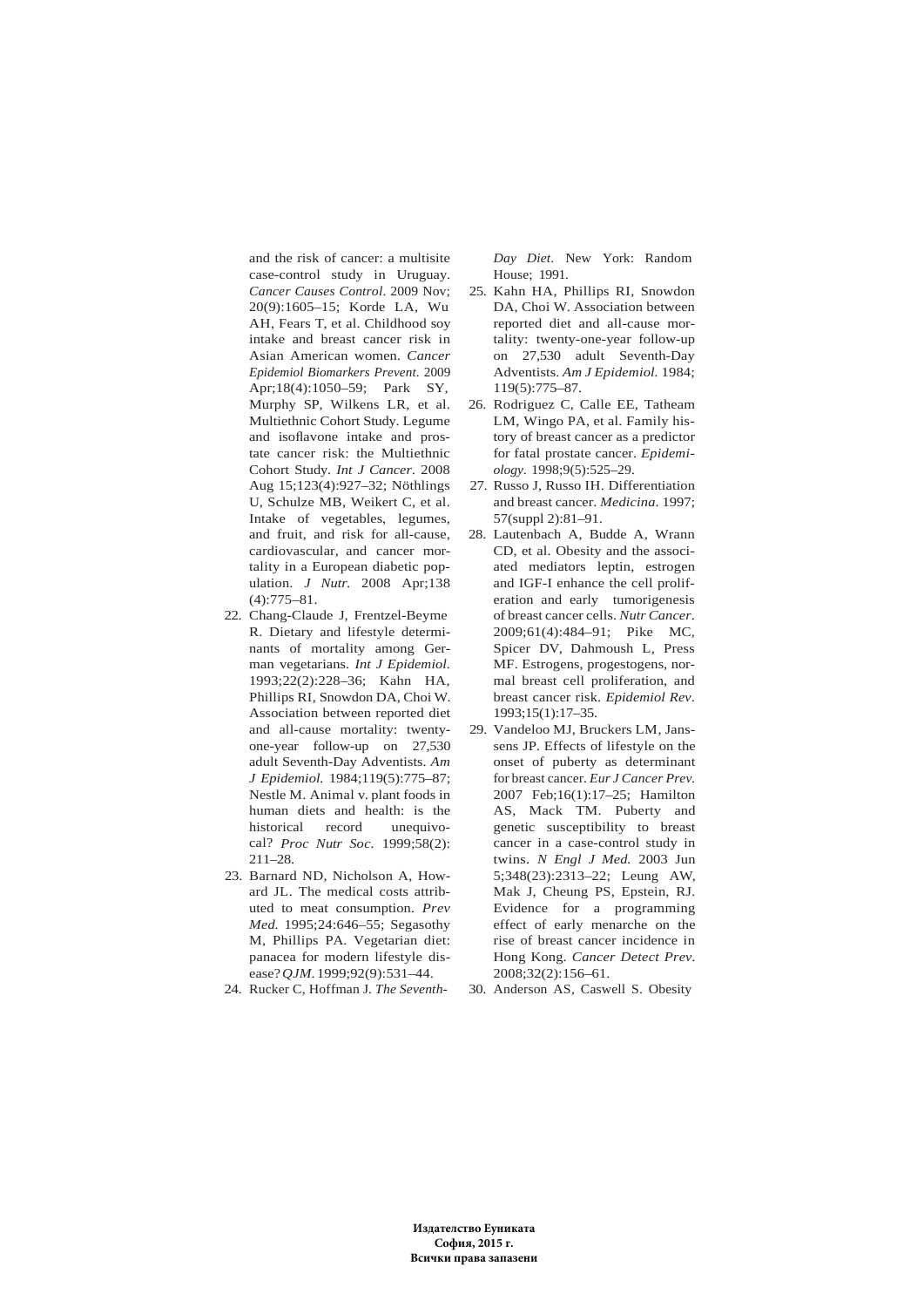and the risk of cancer: a multisite case-control study in Uruguay. *Cancer Causes Control*. 2009 Nov; 20(9):1605–15; Korde LA, Wu AH, Fears T, et al. Childhood soy intake and breast cancer risk in Asian American women. *Cancer Epidemiol Biomarkers Prevent*. 2009 Apr;18(4):1050–59; Park SY, Murphy SP, Wilkens LR, et al. Multiethnic Cohort Study. Legume and isoflavone intake and prostate cancer risk: the Multiethnic Cohort Study. *Int J Cancer*. 2008 Aug 15;123(4):927–32; Nöthlings U, Schulze MB, Weikert C, et al. Intake of vegetables, legumes, and fruit, and risk for all-cause, cardiovascular, and cancer mortality in a European diabetic population. *J Nutr.* 2008 Apr;138 (4):775–81.

22. Chang-Claude J, Frentzel-Beyme R. Dietary and lifestyle determinants of mortality among German vegetarians. *Int J Epidemiol.* 1993;22(2):228–36; Kahn HA, Phillips RI, Snowdon DA, Choi W. Association between reported diet and all-cause mortality: twenty-one-year follow-up on 27,530 adult Seventh-Day Adventists. *Am J Epidemiol.* 1984;119(5):775–87; Nestle M. Animal v. plant foods in human diets and health: is the historical record unequivocal? *Proc Nutr Soc.* 1999;58(2): 211–28.
23. Barnard ND, Nicholson A, Howard JL. The medical costs attributed to meat consumption. *Prev Med.* 1995;24:646–55; Segasothy M, Phillips PA. Vegetarian diet: panacea for modern lifestyle disease? *QJM*. 1999;92(9):531–44.
24. Rucker C, Hoffman J. *The Seventh-Day Diet*. New York: Random House; 1991.
25. Kahn HA, Phillips RI, Snowdon DA, Choi W. Association between reported diet and all-cause mortality: twenty-one-year follow-up on 27,530 adult Seventh-Day Adventists. *Am J Epidemiol.* 1984; 119(5):775–87.
26. Rodriguez C, Calle EE, Tatheam LM, Wingo PA, et al. Family history of breast cancer as a predictor for fatal prostate cancer. *Epidemiology.* 1998;9(5):525–29.
27. Russo J, Russo IH. Differentiation and breast cancer. *Medicina*. 1997; 57(suppl 2):81–91.
28. Lautenbach A, Budde A, Wrann CD, et al. Obesity and the associated mediators leptin, estrogen and IGF-I enhance the cell proliferation and early tumorigenesis of breast cancer cells. *Nutr Cancer*. 2009;61(4):484–91; Pike MC, Spicer DV, Dahmoush L, Press MF. Estrogens, progestogens, normal breast cell proliferation, and breast cancer risk. *Epidemiol Rev*. 1993;15(1):17–35.
29. Vandeloo MJ, Bruckers LM, Janssens JP. Effects of lifestyle on the onset of puberty as determinant for breast cancer. *Eur J Cancer Prev.* 2007 Feb;16(1):17–25; Hamilton AS, Mack TM. Puberty and genetic susceptibility to breast cancer in a case-control study in twins. *N Engl J Med.* 2003 Jun 5;348(23):2313–22; Leung AW, Mak J, Cheung PS, Epstein, RJ. Evidence for a programming effect of early menarche on the rise of breast cancer incidence in Hong Kong. *Cancer Detect Prev*. 2008;32(2):156–61.
30. Anderson AS, Caswell S. Obesity

**Издателство Еуниката**
**София, 2015 г.**
**Всички права запазени**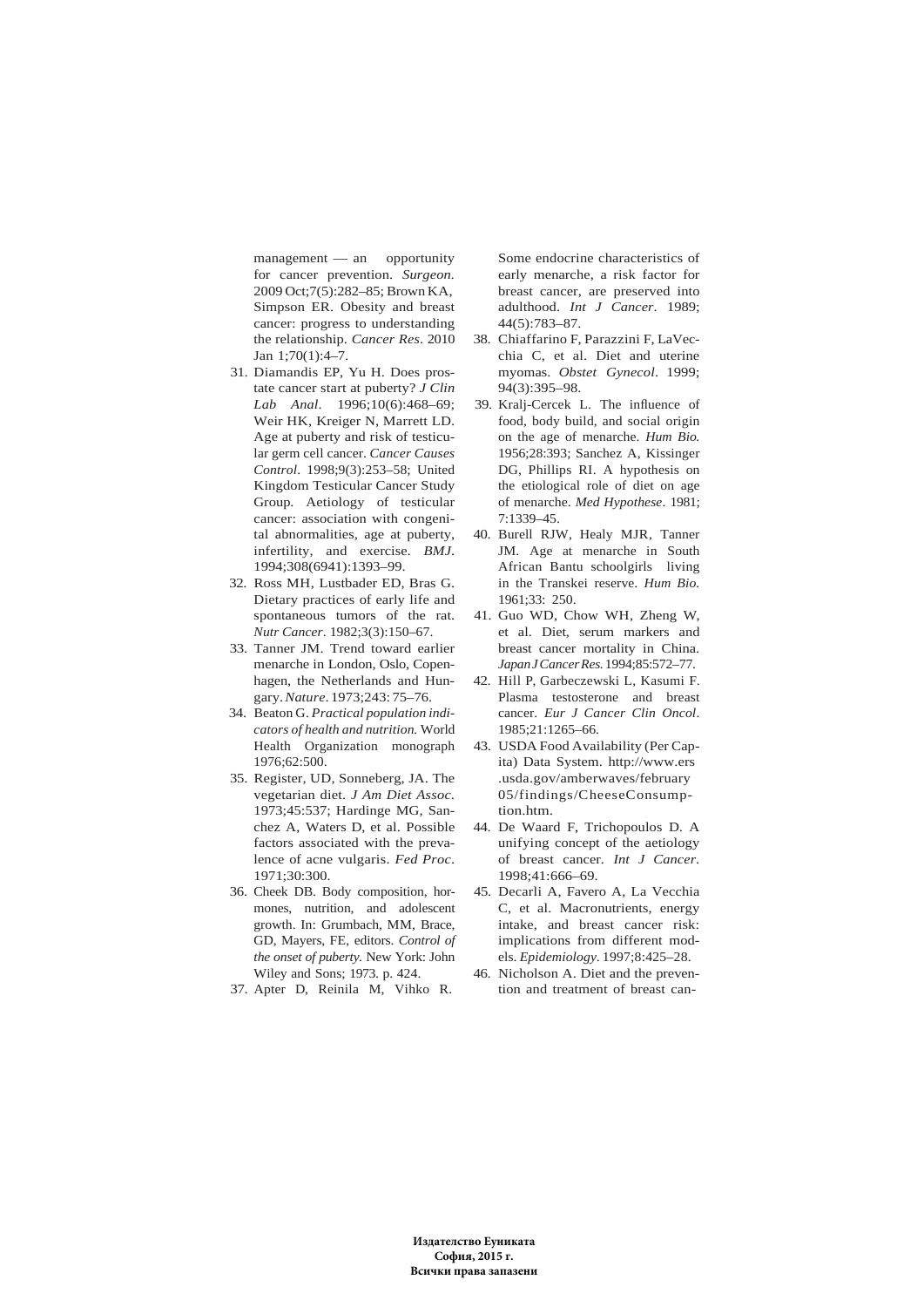management — an opportunity for cancer prevention. *Surgeon*. 2009 Oct;7(5):282–85; Brown KA, Simpson ER. Obesity and breast cancer: progress to understanding the relationship. *Cancer Res*. 2010 Jan 1;70(1):4–7.

31. Diamandis EP, Yu H. Does prostate cancer start at puberty? *J Clin Lab Anal*. 1996;10(6):468–69; Weir HK, Kreiger N, Marrett LD. Age at puberty and risk of testicular germ cell cancer. *Cancer Causes Control*. 1998;9(3):253–58; United Kingdom Testicular Cancer Study Group. Aetiology of testicular cancer: association with congenital abnormalities, age at puberty, infertility, and exercise. *BMJ*. 1994;308(6941):1393–99.
32. Ross MH, Lustbader ED, Bras G. Dietary practices of early life and spontaneous tumors of the rat. *Nutr Cancer*. 1982;3(3):150–67.
33. Tanner JM. Trend toward earlier menarche in London, Oslo, Copenhagen, the Netherlands and Hungary. *Nature*. 1973;243: 75–76.
34. Beaton G. *Practical population indicators of health and nutrition.* World Health Organization monograph 1976;62:500.
35. Register, UD, Sonneberg, JA. The vegetarian diet. *J Am Diet Assoc*. 1973;45:537; Hardinge MG, Sanchez A, Waters D, et al. Possible factors associated with the prevalence of acne vulgaris. *Fed Proc*. 1971;30:300.
36. Cheek DB. Body composition, hormones, nutrition, and adolescent growth. In: Grumbach, MM, Brace, GD, Mayers, FE, editors. *Control of the onset of puberty.* New York: John Wiley and Sons; 1973. p. 424.
37. Apter D, Reinila M, Vihko R. Some endocrine characteristics of early menarche, a risk factor for breast cancer, are preserved into adulthood. *Int J Cancer*. 1989; 44(5):783–87.
38. Chiaffarino F, Parazzini F, LaVecchia C, et al. Diet and uterine myomas. *Obstet Gynecol*. 1999; 94(3):395–98.
39. Kralj-Cercek L. The influence of food, body build, and social origin on the age of menarche. *Hum Bio.* 1956;28:393; Sanchez A, Kissinger DG, Phillips RI. A hypothesis on the etiological role of diet on age of menarche. *Med Hypothese*. 1981; 7:1339–45.
40. Burell RJW, Healy MJR, Tanner JM. Age at menarche in South African Bantu schoolgirls living in the Transkei reserve. *Hum Bio.* 1961;33: 250.
41. Guo WD, Chow WH, Zheng W, et al. Diet, serum markers and breast cancer mortality in China. *Japan J Cancer Res.* 1994;85:572–77.
42. Hill P, Garbeczewski L, Kasumi F. Plasma testosterone and breast cancer. *Eur J Cancer Clin Oncol*. 1985;21:1265–66.
43. USDA Food Availability (Per Capita) Data System. http://www.ers.usda.gov/amberwaves/february05/findings/CheeseConsumption.htm.
44. De Waard F, Trichopoulos D. A unifying concept of the aetiology of breast cancer. *Int J Cancer*. 1998;41:666–69.
45. Decarli A, Favero A, La Vecchia C, et al. Macronutrients, energy intake, and breast cancer risk: implications from different models. *Epidemiology*. 1997;8:425–28.
46. Nicholson A. Diet and the prevention and treatment of breast can-

**Издателство Еуниката**
**София, 2015 г.**
**Всички права запазени**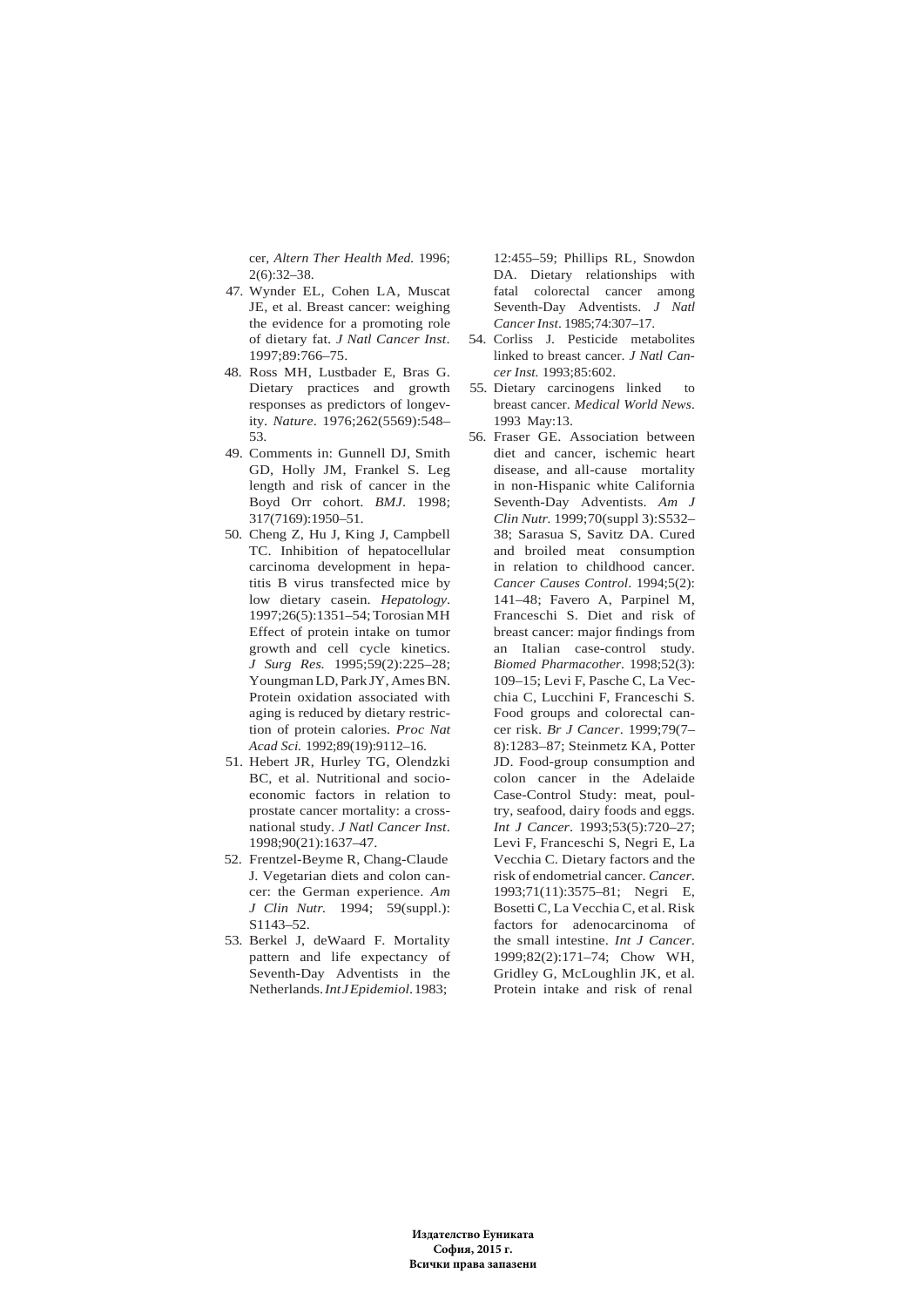cer, *Altern Ther Health Med.* 1996; 2(6):32–38.

47. Wynder EL, Cohen LA, Muscat JE, et al. Breast cancer: weighing the evidence for a promoting role of dietary fat. *J Natl Cancer Inst*. 1997;89:766–75.
48. Ross MH, Lustbader E, Bras G. Dietary practices and growth responses as predictors of longevity. *Nature*. 1976;262(5569):548–53.
49. Comments in: Gunnell DJ, Smith GD, Holly JM, Frankel S. Leg length and risk of cancer in the Boyd Orr cohort. *BMJ*. 1998; 317(7169):1950–51.
50. Cheng Z, Hu J, King J, Campbell TC. Inhibition of hepatocellular carcinoma development in hepatitis B virus transfected mice by low dietary casein. *Hepatology*. 1997;26(5):1351–54; Torosian MH Effect of protein intake on tumor growth and cell cycle kinetics. *J Surg Res.* 1995;59(2):225–28; Youngman LD, Park JY, Ames BN. Protein oxidation associated with aging is reduced by dietary restriction of protein calories. *Proc Nat Acad Sci.* 1992;89(19):9112–16.
51. Hebert JR, Hurley TG, Olendzki BC, et al. Nutritional and socioeconomic factors in relation to prostate cancer mortality: a cross-national study. *J Natl Cancer Inst*. 1998;90(21):1637–47.
52. Frentzel-Beyme R, Chang-Claude J. Vegetarian diets and colon cancer: the German experience. *Am J Clin Nutr.* 1994; 59(suppl.): S1143–52.
53. Berkel J, deWaard F. Mortality pattern and life expectancy of Seventh-Day Adventists in the Netherlands. *Int J Epidemiol*. 1983; 12:455–59; Phillips RL, Snowdon DA. Dietary relationships with fatal colorectal cancer among Seventh-Day Adventists. *J Natl Cancer Inst*. 1985;74:307–17.
54. Corliss J. Pesticide metabolites linked to breast cancer. *J Natl Cancer Inst.* 1993;85:602.
55. Dietary carcinogens linked to breast cancer. *Medical World News*. 1993 May:13.
56. Fraser GE. Association between diet and cancer, ischemic heart disease, and all-cause mortality in non-Hispanic white California Seventh-Day Adventists. *Am J Clin Nutr.* 1999;70(suppl 3):S532–38; Sarasua S, Savitz DA. Cured and broiled meat consumption in relation to childhood cancer. *Cancer Causes Control*. 1994;5(2): 141–48; Favero A, Parpinel M, Franceschi S. Diet and risk of breast cancer: major findings from an Italian case-control study. *Biomed Pharmacother*. 1998;52(3): 109–15; Levi F, Pasche C, La Vecchia C, Lucchini F, Franceschi S. Food groups and colorectal cancer risk. *Br J Cancer*. 1999;79(7–8):1283–87; Steinmetz KA, Potter JD. Food-group consumption and colon cancer in the Adelaide Case-Control Study: meat, poultry, seafood, dairy foods and eggs. *Int J Cancer*. 1993;53(5):720–27; Levi F, Franceschi S, Negri E, La Vecchia C. Dietary factors and the risk of endometrial cancer. *Cancer*. 1993;71(11):3575–81; Negri E, Bosetti C, La Vecchia C, et al. Risk factors for adenocarcinoma of the small intestine. *Int J Cancer*. 1999;82(2):171–74; Chow WH, Gridley G, McLoughlin JK, et al. Protein intake and risk of renal

**Издателство Еуниката**
**София, 2015 г.**
**Всички права запазени**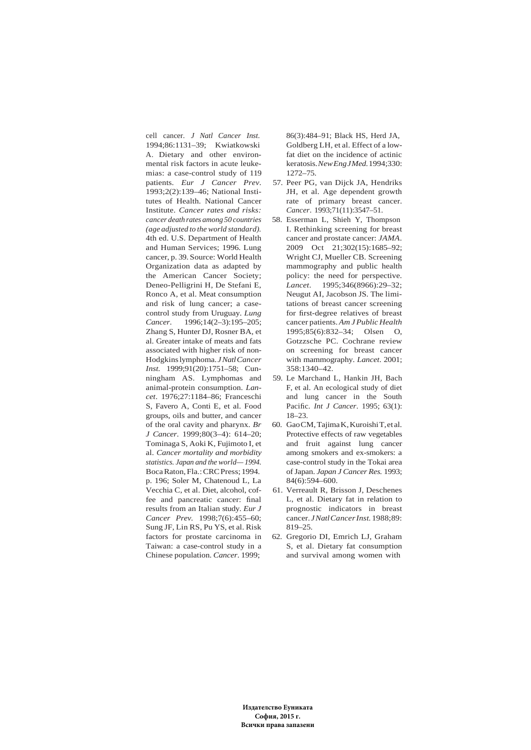cell cancer. *J Natl Cancer Inst.* 1994;86:1131–39; Kwiatkowski A. Dietary and other environmental risk factors in acute leukemias: a case-control study of 119 patients. *Eur J Cancer Prev*. 1993;2(2):139–46; National Institutes of Health. National Cancer Institute. *Cancer rates and risks: cancer death rates among 50 countries (age adjusted to the world standard).* 4th ed. U.S. Department of Health and Human Services; 1996. Lung cancer, p. 39. Source: World Health Organization data as adapted by the American Cancer Society; Deneo-Pelligrini H, De Stefani E, Ronco A, et al. Meat consumption and risk of lung cancer; a case-control study from Uruguay. *Lung Cancer*. 1996;14(2–3):195–205; Zhang S, Hunter DJ, Rosner BA, et al. Greater intake of meats and fats associated with higher risk of non-Hodgkins lymphoma. *J Natl Cancer Inst.* 1999;91(20):1751–58; Cunningham AS. Lymphomas and animal-protein consumption. *Lancet*. 1976;27:1184–86; Franceschi S, Favero A, Conti E, et al. Food groups, oils and butter, and cancer of the oral cavity and pharynx. *Br J Cancer*. 1999;80(3–4): 614–20; Tominaga S, Aoki K, Fujimoto I, et al. *Cancer mortality and morbidity statistics. Japan and the world— 1994.* Boca Raton, Fla.: CRC Press; 1994. p. 196; Soler M, Chatenoud L, La Vecchia C, et al. Diet, alcohol, coffee and pancreatic cancer: final results from an Italian study. *Eur J Cancer Prev*. 1998;7(6):455–60; Sung JF, Lin RS, Pu YS, et al. Risk factors for prostate carcinoma in Taiwan: a case-control study in a Chinese population. *Cancer*. 1999; 86(3):484–91; Black HS, Herd JA, Goldberg LH, et al. Effect of a low-fat diet on the incidence of actinic keratosis. *New Eng J Med.* 1994;330: 1272–75.

57. Peer PG, van Dijck JA, Hendriks JH, et al. Age dependent growth rate of primary breast cancer. *Cancer*. 1993;71(11):3547–51.
58. Esserman L, Shieh Y, Thompson I. Rethinking screening for breast cancer and prostate cancer: *JAMA*. 2009 Oct 21;302(15):1685–92; Wright CJ, Mueller CB. Screening mammography and public health policy: the need for perspective. *Lancet*. 1995;346(8966):29–32; Neugut AI, Jacobson JS. The limitations of breast cancer screening for first-degree relatives of breast cancer patients. *Am J Public Health* 1995;85(6):832–34; Olsen O, Gotzzsche PC. Cochrane review on screening for breast cancer with mammography. *Lancet*. 2001; 358:1340–42.
59. Le Marchand L, Hankin JH, Bach F, et al. An ecological study of diet and lung cancer in the South Pacific. *Int J Cancer*. 1995; 63(1): 18–23.
60. Gao CM, Tajima K, Kuroishi T, et al. Protective effects of raw vegetables and fruit against lung cancer among smokers and ex-smokers: a case-control study in the Tokai area of Japan. *Japan J Cancer Res.* 1993; 84(6):594–600.
61. Verreault R, Brisson J, Deschenes L, et al. Dietary fat in relation to prognostic indicators in breast cancer. *J Natl Cancer Inst.* 1988;89: 819–25.
62. Gregorio DI, Emrich LJ, Graham S, et al. Dietary fat consumption and survival among women with

**Издателство Еуниката**
**София, 2015 г.**
**Всички права запазени**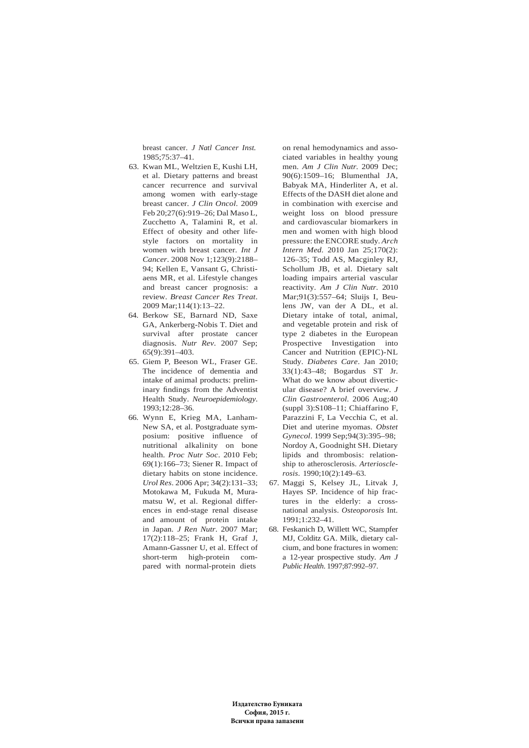breast cancer. *J Natl Cancer Inst.* 1985;75:37–41.

63. Kwan ML, Weltzien E, Kushi LH, et al. Dietary patterns and breast cancer recurrence and survival among women with early-stage breast cancer. *J Clin Oncol*. 2009 Feb 20;27(6):919–26; Dal Maso L, Zucchetto A, Talamini R, et al. Effect of obesity and other lifestyle factors on mortality in women with breast cancer. *Int J Cancer*. 2008 Nov 1;123(9):2188–94; Kellen E, Vansant G, Christiaens MR, et al. Lifestyle changes and breast cancer prognosis: a review. *Breast Cancer Res Treat*. 2009 Mar;114(1):13–22.
64. Berkow SE, Barnard ND, Saxe GA, Ankerberg-Nobis T. Diet and survival after prostate cancer diagnosis. *Nutr Rev*. 2007 Sep; 65(9):391–403.
65. Giem P, Beeson WL, Fraser GE. The incidence of dementia and intake of animal products: preliminary findings from the Adventist Health Study. *Neuroepidemiology.* 1993;12:28–36.
66. Wynn E, Krieg MA, Lanham-New SA, et al. Postgraduate symposium: positive influence of nutritional alkalinity on bone health. *Proc Nutr Soc*. 2010 Feb; 69(1):166–73; Siener R. Impact of dietary habits on stone incidence. *Urol Res*. 2006 Apr; 34(2):131–33; Motokawa M, Fukuda M, Muramatsu W, et al. Regional differences in end-stage renal disease and amount of protein intake in Japan. *J Ren Nutr*. 2007 Mar; 17(2):118–25; Frank H, Graf J, Amann-Gassner U, et al. Effect of short-term high-protein compared with normal-protein diets on renal hemodynamics and associated variables in healthy young men. *Am J Clin Nutr*. 2009 Dec; 90(6):1509–16; Blumenthal JA, Babyak MA, Hinderliter A, et al. Effects of the DASH diet alone and in combination with exercise and weight loss on blood pressure and cardiovascular biomarkers in men and women with high blood pressure: the ENCORE study. *Arch Intern Med.* 2010 Jan 25;170(2): 126–35; Todd AS, Macginley RJ, Schollum JB, et al. Dietary salt loading impairs arterial vascular reactivity. *Am J Clin Nutr*. 2010 Mar;91(3):557–64; Sluijs I, Beulens JW, van der A DL, et al. Dietary intake of total, animal, and vegetable protein and risk of type 2 diabetes in the European Prospective Investigation into Cancer and Nutrition (EPIC)-NL Study. *Diabetes Care*. Jan 2010; 33(1):43–48; Bogardus ST Jr. What do we know about diverticular disease? A brief overview. *J Clin Gastroenterol.* 2006 Aug;40 (suppl 3):S108–11; Chiaffarino F, Parazzini F, La Vecchia C, et al. Diet and uterine myomas. *Obstet Gynecol*. 1999 Sep;94(3):395–98; Nordoy A, Goodnight SH. Dietary lipids and thrombosis: relationship to atherosclerosis. *Arteriosclerosis.* 1990;10(2):149–63.
67. Maggi S, Kelsey JL, Litvak J, Hayes SP. Incidence of hip fractures in the elderly: a cross-national analysis. *Osteoporosis* Int. 1991;1:232–41.
68. Feskanich D, Willett WC, Stampfer MJ, Colditz GA. Milk, dietary calcium, and bone fractures in women: a 12-year prospective study. *Am J Public Health.* 1997;87:992–97.

**Издателство Еуниката**
**София, 2015 г.**
**Всички права запазени**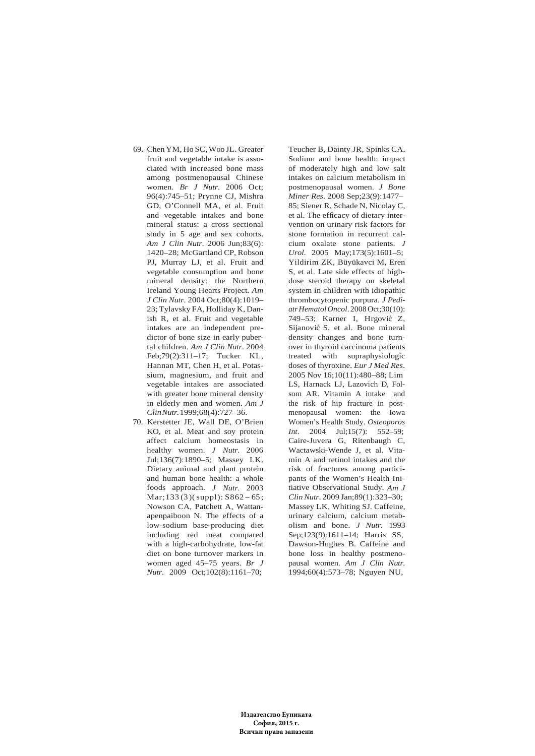69. Chen YM, Ho SC, Woo JL. Greater fruit and vegetable intake is associated with increased bone mass among postmenopausal Chinese women. *Br J Nutr*. 2006 Oct; 96(4):745–51; Prynne CJ, Mishra GD, O'Connell MA, et al. Fruit and vegetable intakes and bone mineral status: a cross sectional study in 5 age and sex cohorts. *Am J Clin Nutr*. 2006 Jun;83(6): 1420–28; McGartland CP, Robson PJ, Murray LJ, et al. Fruit and vegetable consumption and bone mineral density: the Northern Ireland Young Hearts Project. *Am J Clin Nutr*. 2004 Oct;80(4):1019–23; Tylavsky FA, Holliday K, Danish R, et al. Fruit and vegetable intakes are an independent predictor of bone size in early pubertal children. *Am J Clin Nutr*. 2004 Feb;79(2):311–17; Tucker KL, Hannan MT, Chen H, et al. Potassium, magnesium, and fruit and vegetable intakes are associated with greater bone mineral density in elderly men and women. *Am J Clin Nutr*. 1999;68(4):727–36.
70. Kerstetter JE, Wall DE, O'Brien KO, et al. Meat and soy protein affect calcium homeostasis in healthy women. *J Nutr*. 2006 Jul;136(7):1890–5; Massey LK. Dietary animal and plant protein and human bone health: a whole foods approach. *J Nutr*. 2003 Mar;133(3)(suppl): S862–65; Nowson CA, Patchett A, Wattanapenpaiboon N. The effects of a low-sodium base-producing diet including red meat compared with a high-carbohydrate, low-fat diet on bone turnover markers in women aged 45–75 years. *Br J Nutr*. 2009 Oct;102(8):1161–70; Teucher B, Dainty JR, Spinks CA. Sodium and bone health: impact of moderately high and low salt intakes on calcium metabolism in postmenopausal women. *J Bone Miner Res*. 2008 Sep;23(9):1477–85; Siener R, Schade N, Nicolay C, et al. The efficacy of dietary intervention on urinary risk factors for stone formation in recurrent calcium oxalate stone patients. *J Urol*. 2005 May;173(5):1601–5; Yildirim ZK, Büyükavci M, Eren S, et al. Late side effects of high-dose steroid therapy on skeletal system in children with idiopathic thrombocytopenic purpura. *J Pediatr Hematol Oncol*. 2008 Oct;30(10): 749–53; Karner I, Hrgović Z, Sijanović S, et al. Bone mineral density changes and bone turnover in thyroid carcinoma patients treated with supraphysiologic doses of thyroxine. *Eur J Med Res*. 2005 Nov 16;10(11):480–88; Lim LS, Harnack LJ, Lazovich D, Folsom AR. Vitamin A intake and the risk of hip fracture in postmenopausal women: the Iowa Women's Health Study. *Osteoporos Int*. 2004 Jul;15(7): 552–59; Caire-Juvera G, Ritenbaugh C, Wactawski-Wende J, et al. Vitamin A and retinol intakes and the risk of fractures among participants of the Women's Health Initiative Observational Study. *Am J Clin Nutr*. 2009 Jan;89(1):323–30; Massey LK, Whiting SJ. Caffeine, urinary calcium, calcium metabolism and bone. *J Nutr*. 1993 Sep;123(9):1611–14; Harris SS, Dawson-Hughes B. Caffeine and bone loss in healthy postmenopausal women. *Am J Clin Nutr*. 1994;60(4):573–78; Nguyen NU,

**Издателство Еуниката**
**София, 2015 г.**
**Всички права запазени**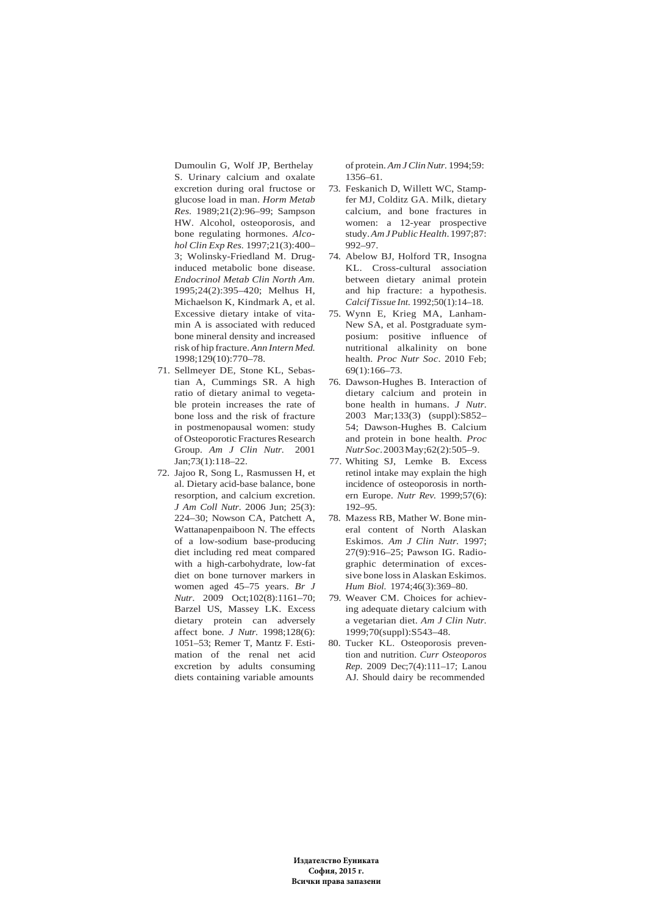Dumoulin G, Wolf JP, Berthelay S. Urinary calcium and oxalate excretion during oral fructose or glucose load in man. *Horm Metab Res.* 1989;21(2):96–99; Sampson HW. Alcohol, osteoporosis, and bone regulating hormones. *Alcohol Clin Exp Res.* 1997;21(3):400–3; Wolinsky-Friedland M. Drug-induced metabolic bone disease. *Endocrinol Metab Clin North Am.* 1995;24(2):395–420; Melhus H, Michaelson K, Kindmark A, et al. Excessive dietary intake of vitamin A is associated with reduced bone mineral density and increased risk of hip fracture. *Ann Intern Med.* 1998;129(10):770–78.

71. Sellmeyer DE, Stone KL, Sebastian A, Cummings SR. A high ratio of dietary animal to vegetable protein increases the rate of bone loss and the risk of fracture in postmenopausal women: study of Osteoporotic Fractures Research Group. *Am J Clin Nutr.* 2001 Jan;73(1):118–22.
72. Jajoo R, Song L, Rasmussen H, et al. Dietary acid-base balance, bone resorption, and calcium excretion. *J Am Coll Nutr.* 2006 Jun; 25(3): 224–30; Nowson CA, Patchett A, Wattanapenpaiboon N. The effects of a low-sodium base-producing diet including red meat compared with a high-carbohydrate, low-fat diet on bone turnover markers in women aged 45–75 years. *Br J Nutr.* 2009 Oct;102(8):1161–70; Barzel US, Massey LK. Excess dietary protein can adversely affect bone. *J Nutr.* 1998;128(6): 1051–53; Remer T, Mantz F. Estimation of the renal net acid excretion by adults consuming diets containing variable amounts of protein. *Am J Clin Nutr.* 1994;59: 1356–61.
73. Feskanich D, Willett WC, Stampfer MJ, Colditz GA. Milk, dietary calcium, and bone fractures in women: a 12-year prospective study. *Am J Public Health.* 1997;87: 992–97.
74. Abelow BJ, Holford TR, Insogna KL. Cross-cultural association between dietary animal protein and hip fracture: a hypothesis. *Calcif Tissue Int.* 1992;50(1):14–18.
75. Wynn E, Krieg MA, Lanham-New SA, et al. Postgraduate symposium: positive influence of nutritional alkalinity on bone health. *Proc Nutr Soc.* 2010 Feb; 69(1):166–73.
76. Dawson-Hughes B. Interaction of dietary calcium and protein in bone health in humans. *J Nutr.* 2003 Mar;133(3) (suppl):S852–54; Dawson-Hughes B. Calcium and protein in bone health. *Proc Nutr Soc.* 2003 May;62(2):505–9.
77. Whiting SJ, Lemke B. Excess retinol intake may explain the high incidence of osteoporosis in northern Europe. *Nutr Rev.* 1999;57(6): 192–95.
78. Mazess RB, Mather W. Bone mineral content of North Alaskan Eskimos. *Am J Clin Nutr.* 1997; 27(9):916–25; Pawson IG. Radiographic determination of excessive bone loss in Alaskan Eskimos. *Hum Biol.* 1974;46(3):369–80.
79. Weaver CM. Choices for achieving adequate dietary calcium with a vegetarian diet. *Am J Clin Nutr.* 1999;70(suppl):S543–48.
80. Tucker KL. Osteoporosis prevention and nutrition. *Curr Osteoporos Rep.* 2009 Dec;7(4):111–17; Lanou AJ. Should dairy be recommended

**Издателство Еуниката**
**София, 2015 г.**
**Всички права запазени**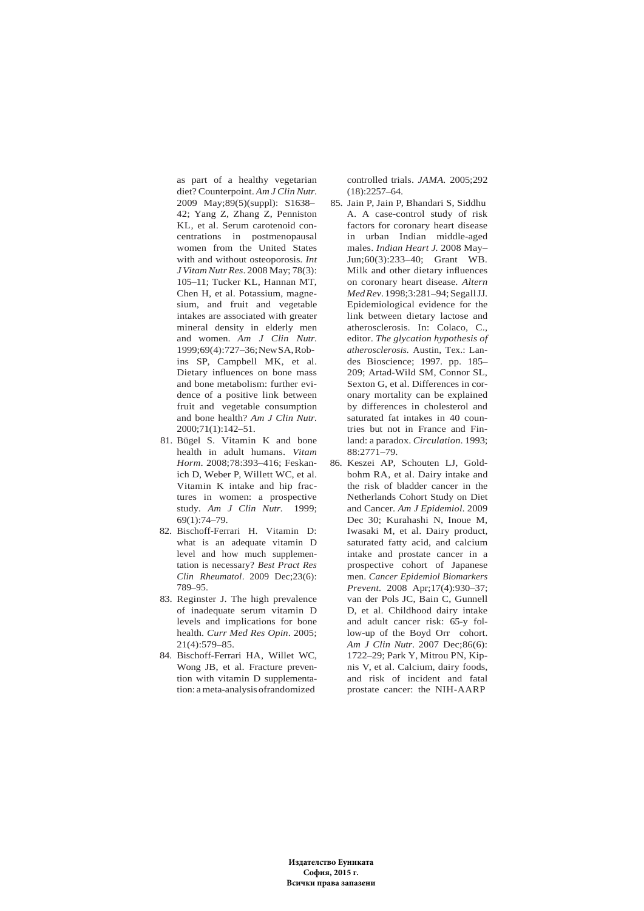as part of a healthy vegetarian diet? Counterpoint. *Am J Clin Nutr.* 2009 May;89(5)(suppl): S1638–42; Yang Z, Zhang Z, Penniston KL, et al. Serum carotenoid concentrations in postmenopausal women from the United States with and without osteoporosis. *Int J Vitam Nutr Res*. 2008 May; 78(3): 105–11; Tucker KL, Hannan MT, Chen H, et al. Potassium, magnesium, and fruit and vegetable intakes are associated with greater mineral density in elderly men and women. *Am J Clin Nutr.* 1999;69(4):727–36; New SA, Robins SP, Campbell MK, et al. Dietary influences on bone mass and bone metabolism: further evidence of a positive link between fruit and vegetable consumption and bone health? *Am J Clin Nutr.* 2000;71(1):142–51.

81. Bügel S. Vitamin K and bone health in adult humans. *Vitam Horm*. 2008;78:393–416; Feskanich D, Weber P, Willett WC, et al. Vitamin K intake and hip fractures in women: a prospective study. *Am J Clin Nutr.* 1999; 69(1):74–79.
82. Bischoff-Ferrari H. Vitamin D: what is an adequate vitamin D level and how much supplementation is necessary? *Best Pract Res Clin Rheumatol*. 2009 Dec;23(6): 789–95.
83. Reginster J. The high prevalence of inadequate serum vitamin D levels and implications for bone health. *Curr Med Res Opin*. 2005; 21(4):579–85.
84. Bischoff-Ferrari HA, Willet WC, Wong JB, et al. Fracture prevention with vitamin D supplementation: a meta-analysis of randomized controlled trials. *JAMA.* 2005;292 (18):2257–64.
85. Jain P, Jain P, Bhandari S, Siddhu A. A case-control study of risk factors for coronary heart disease in urban Indian middle-aged males. *Indian Heart J.* 2008 May–Jun;60(3):233–40; Grant WB. Milk and other dietary influences on coronary heart disease. *Altern Med Rev*. 1998;3:281–94; Segall JJ. Epidemiological evidence for the link between dietary lactose and atherosclerosis. In: Colaco, C., editor. *The glycation hypothesis of atherosclerosis.* Austin, Tex.: Landes Bioscience; 1997. pp. 185–209; Artad-Wild SM, Connor SL, Sexton G, et al. Differences in coronary mortality can be explained by differences in cholesterol and saturated fat intakes in 40 countries but not in France and Finland: a paradox. *Circulation*. 1993; 88:2771–79.
86. Keszei AP, Schouten LJ, Goldbohm RA, et al. Dairy intake and the risk of bladder cancer in the Netherlands Cohort Study on Diet and Cancer. *Am J Epidemiol*. 2009 Dec 30; Kurahashi N, Inoue M, Iwasaki M, et al. Dairy product, saturated fatty acid, and calcium intake and prostate cancer in a prospective cohort of Japanese men. *Cancer Epidemiol Biomarkers Prevent*. 2008 Apr;17(4):930–37; van der Pols JC, Bain C, Gunnell D, et al. Childhood dairy intake and adult cancer risk: 65-y follow-up of the Boyd Orr cohort. *Am J Clin Nutr*. 2007 Dec;86(6): 1722–29; Park Y, Mitrou PN, Kipnis V, et al. Calcium, dairy foods, and risk of incident and fatal prostate cancer: the NIH-AARP

**Издателство Еуниката**
**София, 2015 г.**
**Всички права запазени**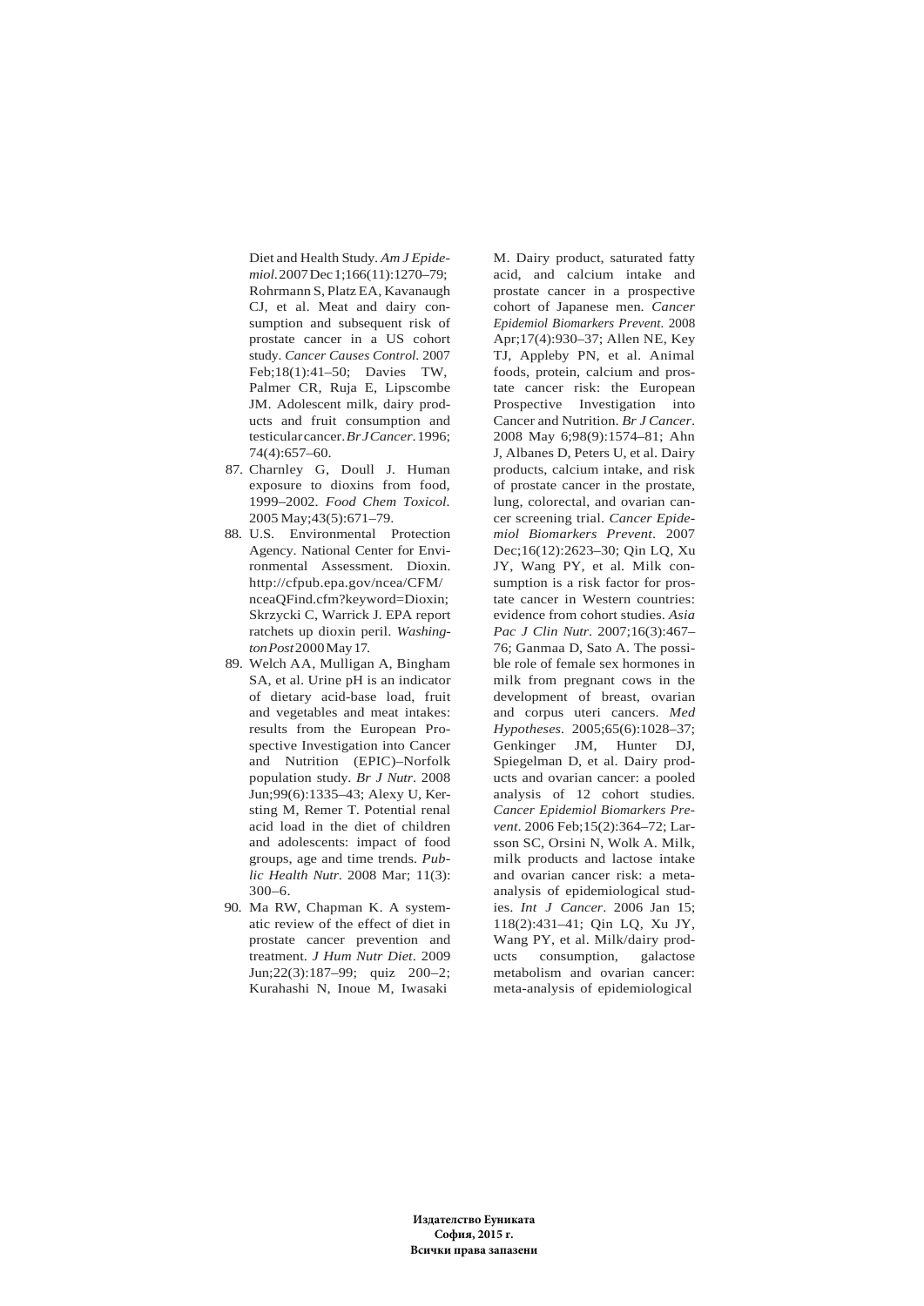Diet and Health Study. *Am J Epidemiol.* 2007 Dec 1;166(11):1270–79; Rohrmann S, Platz EA, Kavanaugh CJ, et al. Meat and dairy consumption and subsequent risk of prostate cancer in a US cohort study. *Cancer Causes Control.* 2007 Feb;18(1):41–50; Davies TW, Palmer CR, Ruja E, Lipscombe JM. Adolescent milk, dairy products and fruit consumption and testicular cancer. *Br J Cancer.* 1996; 74(4):657–60.

87. Charnley G, Doull J. Human exposure to dioxins from food, 1999–2002. *Food Chem Toxicol.* 2005 May;43(5):671–79.
88. U.S. Environmental Protection Agency. National Center for Environmental Assessment. Dioxin. http://cfpub.epa.gov/ncea/CFM/nceaQFind.cfm?keyword=Dioxin; Skrzycki C, Warrick J. EPA report ratchets up dioxin peril. *Washington Post* 2000 May 17.
89. Welch AA, Mulligan A, Bingham SA, et al. Urine pH is an indicator of dietary acid-base load, fruit and vegetables and meat intakes: results from the European Prospective Investigation into Cancer and Nutrition (EPIC)–Norfolk population study. *Br J Nutr.* 2008 Jun;99(6):1335–43; Alexy U, Kersting M, Remer T. Potential renal acid load in the diet of children and adolescents: impact of food groups, age and time trends. *Public Health Nutr.* 2008 Mar; 11(3): 300–6.
90. Ma RW, Chapman K. A systematic review of the effect of diet in prostate cancer prevention and treatment. *J Hum Nutr Diet.* 2009 Jun;22(3):187–99; quiz 200–2; Kurahashi N, Inoue M, Iwasaki M. Dairy product, saturated fatty acid, and calcium intake and prostate cancer in a prospective cohort of Japanese men. *Cancer Epidemiol Biomarkers Prevent.* 2008 Apr;17(4):930–37; Allen NE, Key TJ, Appleby PN, et al. Animal foods, protein, calcium and prostate cancer risk: the European Prospective Investigation into Cancer and Nutrition. *Br J Cancer.* 2008 May 6;98(9):1574–81; Ahn J, Albanes D, Peters U, et al. Dairy products, calcium intake, and risk of prostate cancer in the prostate, lung, colorectal, and ovarian cancer screening trial. *Cancer Epidemiol Biomarkers Prevent.* 2007 Dec;16(12):2623–30; Qin LQ, Xu JY, Wang PY, et al. Milk consumption is a risk factor for prostate cancer in Western countries: evidence from cohort studies. *Asia Pac J Clin Nutr.* 2007;16(3):467–76; Ganmaa D, Sato A. The possible role of female sex hormones in milk from pregnant cows in the development of breast, ovarian and corpus uteri cancers. *Med Hypotheses.* 2005;65(6):1028–37; Genkinger JM, Hunter DJ, Spiegelman D, et al. Dairy products and ovarian cancer: a pooled analysis of 12 cohort studies. *Cancer Epidemiol Biomarkers Prevent.* 2006 Feb;15(2):364–72; Larsson SC, Orsini N, Wolk A. Milk, milk products and lactose intake and ovarian cancer risk: a meta-analysis of epidemiological studies. *Int J Cancer.* 2006 Jan 15; 118(2):431–41; Qin LQ, Xu JY, Wang PY, et al. Milk/dairy products consumption, galactose metabolism and ovarian cancer: meta-analysis of epidemiological

**Издателство Еуниката**
**София, 2015 г.**
**Всички права запазени**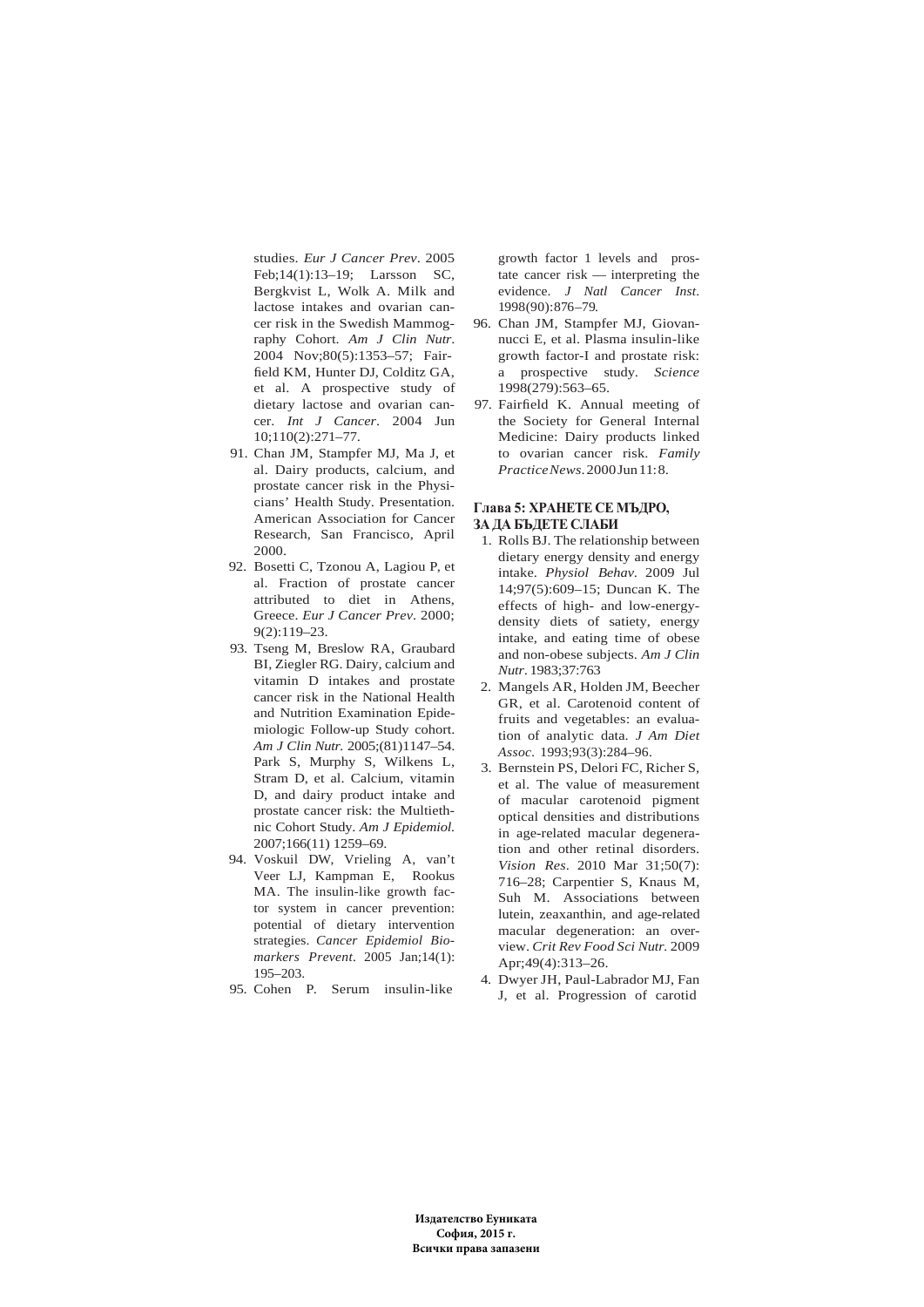studies. *Eur J Cancer Prev*. 2005 Feb;14(1):13–19; Larsson SC, Bergkvist L, Wolk A. Milk and lactose intakes and ovarian cancer risk in the Swedish Mammography Cohort. *Am J Clin Nutr*. 2004 Nov;80(5):1353–57; Fairfield KM, Hunter DJ, Colditz GA, et al. A prospective study of dietary lactose and ovarian cancer. *Int J Cancer*. 2004 Jun 10;110(2):271–77.

91. Chan JM, Stampfer MJ, Ma J, et al. Dairy products, calcium, and prostate cancer risk in the Physicians' Health Study. Presentation. American Association for Cancer Research, San Francisco, April 2000.
92. Bosetti C, Tzonou A, Lagiou P, et al. Fraction of prostate cancer attributed to diet in Athens, Greece. *Eur J Cancer Prev*. 2000; 9(2):119–23.
93. Tseng M, Breslow RA, Graubard BI, Ziegler RG. Dairy, calcium and vitamin D intakes and prostate cancer risk in the National Health and Nutrition Examination Epidemiologic Follow-up Study cohort. *Am J Clin Nutr.* 2005;(81)1147–54. Park S, Murphy S, Wilkens L, Stram D, et al. Calcium, vitamin D, and dairy product intake and prostate cancer risk: the Multiethnic Cohort Study. *Am J Epidemiol.* 2007;166(11) 1259–69.
94. Voskuil DW, Vrieling A, van't Veer LJ, Kampman E, Rookus MA. The insulin-like growth factor system in cancer prevention: potential of dietary intervention strategies. *Cancer Epidemiol Biomarkers Prevent*. 2005 Jan;14(1): 195–203.
95. Cohen P. Serum insulin-like growth factor 1 levels and prostate cancer risk — interpreting the evidence. *J Natl Cancer Inst*. 1998(90):876–79.
96. Chan JM, Stampfer MJ, Giovannucci E, et al. Plasma insulin-like growth factor-I and prostate risk: a prospective study. *Science* 1998(279):563–65.
97. Fairfield K. Annual meeting of the Society for General Internal Medicine: Dairy products linked to ovarian cancer risk. *Family Practice News*. 2000 Jun 11: 8.

**Глава 5: ХРАНЕТЕ СЕ МЪДРО, ЗА ДА БЪДЕТЕ СЛАБИ**

1. Rolls BJ. The relationship between dietary energy density and energy intake. *Physiol Behav*. 2009 Jul 14;97(5):609–15; Duncan K. The effects of high- and low-energy-density diets of satiety, energy intake, and eating time of obese and non-obese subjects. *Am J Clin Nutr*. 1983;37:763
2. Mangels AR, Holden JM, Beecher GR, et al. Carotenoid content of fruits and vegetables: an evaluation of analytic data. *J Am Diet Assoc*. 1993;93(3):284–96.
3. Bernstein PS, Delori FC, Richer S, et al. The value of measurement of macular carotenoid pigment optical densities and distributions in age-related macular degeneration and other retinal disorders. *Vision Res*. 2010 Mar 31;50(7): 716–28; Carpentier S, Knaus M, Suh M. Associations between lutein, zeaxanthin, and age-related macular degeneration: an overview. *Crit Rev Food Sci Nutr.* 2009 Apr;49(4):313–26.
4. Dwyer JH, Paul-Labrador MJ, Fan J, et al. Progression of carotid

**Издателство Еуниката**
**София, 2015 г.**
**Всички права запазени**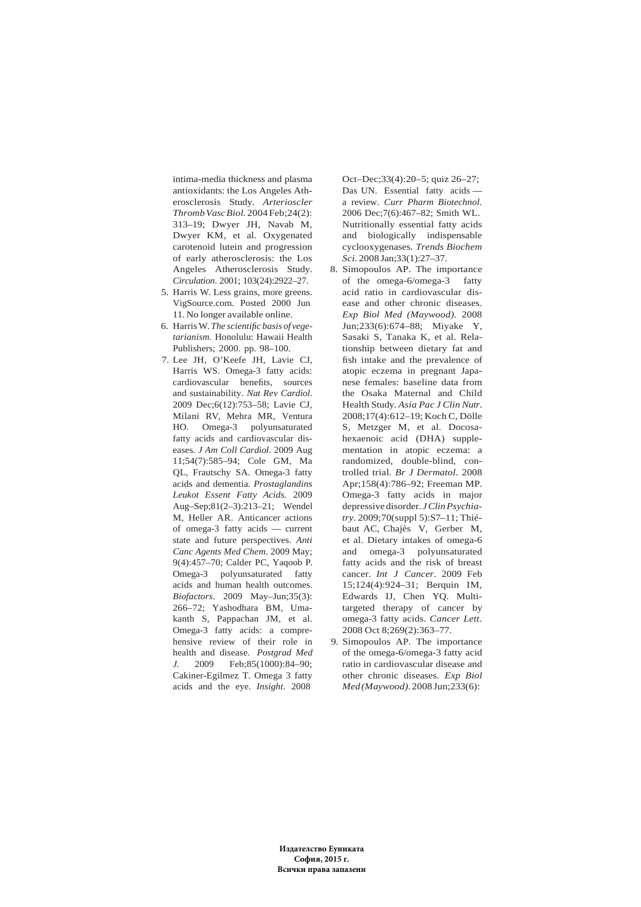intima-media thickness and plasma antioxidants: the Los Angeles Atherosclerosis Study. *Arterioscler Thromb Vasc Biol.* 2004 Feb;24(2): 313–19; Dwyer JH, Navab M, Dwyer KM, et al. Oxygenated carotenoid lutein and progression of early atherosclerosis: the Los Angeles Atherosclerosis Study. *Circulation*. 2001; 103(24):2922–27.

5. Harris W. Less grains, more greens. VigSource.com. Posted 2000 Jun 11. No longer available online.
6. Harris W. *The scientific basis of vegetarianism.* Honolulu: Hawaii Health Publishers; 2000. pp. 98–100.
7. Lee JH, O'Keefe JH, Lavie CJ, Harris WS. Omega-3 fatty acids: cardiovascular benefits, sources and sustainability. *Nat Rev Cardiol.* 2009 Dec;6(12):753–58; Lavie CJ, Milani RV, Mehra MR, Ventura HO. Omega-3 polyunsaturated fatty acids and cardiovascular diseases. *J Am Coll Cardiol.* 2009 Aug 11;54(7):585–94; Cole GM, Ma QL, Frautschy SA. Omega-3 fatty acids and dementia. *Prostaglandins Leukot Essent Fatty Acids.* 2009 Aug–Sep;81(2–3):213–21; Wendel M, Heller AR. Anticancer actions of omega-3 fatty acids — current state and future perspectives. *Anti Canc Agents Med Chem*. 2009 May; 9(4):457–70; Calder PC, Yaqoob P. Omega-3 polyunsaturated fatty acids and human health outcomes. *Biofactors*. 2009 May–Jun;35(3): 266–72; Yashodhara BM, Umakanth S, Pappachan JM, et al. Omega-3 fatty acids: a comprehensive review of their role in health and disease. *Postgrad Med J.* 2009 Feb;85(1000):84–90; Cakiner-Egilmez T. Omega 3 fatty acids and the eye. *Insight*. 2008 Oct–Dec;33(4):20–5; quiz 26–27; Das UN. Essential fatty acids — a review. *Curr Pharm Biotechnol.* 2006 Dec;7(6):467–82; Smith WL. Nutritionally essential fatty acids and biologically indispensable cyclooxygenases. *Trends Biochem Sci*. 2008 Jan;33(1):27–37.
8. Simopoulos AP. The importance of the omega-6/omega-3 fatty acid ratio in cardiovascular disease and other chronic diseases. *Exp Biol Med (Maywood)*. 2008 Jun;233(6):674–88; Miyake Y, Sasaki S, Tanaka K, et al. Relationship between dietary fat and fish intake and the prevalence of atopic eczema in pregnant Japanese females: baseline data from the Osaka Maternal and Child Health Study. *Asia Pac J Clin Nutr.* 2008;17(4):612–19; Koch C, Dölle S, Metzger M, et al. Docosahexaenoic acid (DHA) supplementation in atopic eczema: a randomized, double-blind, controlled trial. *Br J Dermatol*. 2008 Apr;158(4):786–92; Freeman MP. Omega-3 fatty acids in major depressive disorder. *J Clin Psychiatry*. 2009;70(suppl 5):S7–11; Thiébaut AC, Chajès V, Gerber M, et al. Dietary intakes of omega-6 and omega-3 polyunsaturated fatty acids and the risk of breast cancer. *Int J Cancer*. 2009 Feb 15;124(4):924–31; Berquin IM, Edwards IJ, Chen YQ. Multi-targeted therapy of cancer by omega-3 fatty acids. *Cancer Lett*. 2008 Oct 8;269(2):363–77.
9. Simopoulos AP. The importance of the omega-6/omega-3 fatty acid ratio in cardiovascular disease and other chronic diseases. *Exp Biol Med (Maywood)*. 2008 Jun;233(6):

**Издателство Еуниката**
**София, 2015 г.**
**Всички права запазени**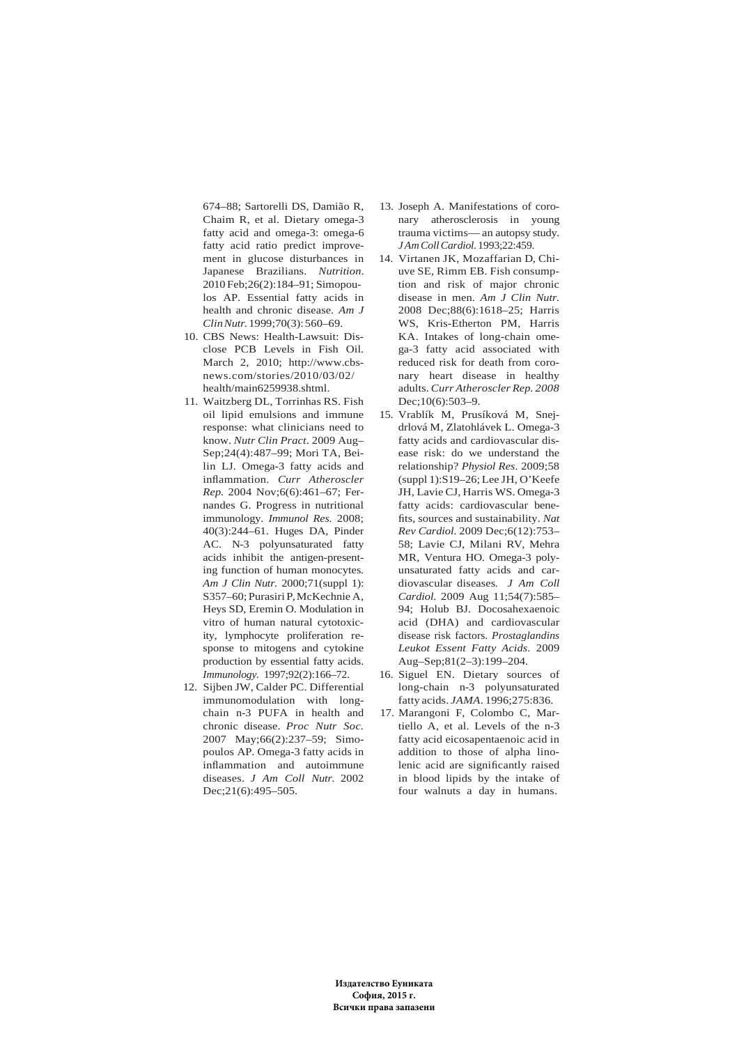674–88; Sartorelli DS, Damião R, Chaim R, et al. Dietary omega-3 fatty acid and omega-3: omega-6 fatty acid ratio predict improvement in glucose disturbances in Japanese Brazilians. *Nutrition*. 2010 Feb;26(2):184–91; Simopoulos AP. Essential fatty acids in health and chronic disease. *Am J Clin Nutr.* 1999;70(3): 560–69.

10. CBS News: Health-Lawsuit: Disclose PCB Levels in Fish Oil. March 2, 2010; http://www.cbsnews.com/stories/2010/03/02/health/main6259938.shtml.
11. Waitzberg DL, Torrinhas RS. Fish oil lipid emulsions and immune response: what clinicians need to know. *Nutr Clin Pract*. 2009 Aug–Sep;24(4):487–99; Mori TA, Beilin LJ. Omega-3 fatty acids and inflammation. *Curr Atheroscler Rep.* 2004 Nov;6(6):461–67; Fernandes G. Progress in nutritional immunology. *Immunol Res.* 2008; 40(3):244–61. Huges DA, Pinder AC. N-3 polyunsaturated fatty acids inhibit the antigen-presenting function of human monocytes. *Am J Clin Nutr.* 2000;71(suppl 1): S357–60; Purasiri P, McKechnie A, Heys SD, Eremin O. Modulation in vitro of human natural cytotoxicity, lymphocyte proliferation response to mitogens and cytokine production by essential fatty acids. *Immunology.* 1997;92(2):166–72.
12. Sijben JW, Calder PC. Differential immunomodulation with long-chain n-3 PUFA in health and chronic disease. *Proc Nutr Soc.* 2007 May;66(2):237–59; Simopoulos AP. Omega-3 fatty acids in inflammation and autoimmune diseases. *J Am Coll Nutr.* 2002 Dec;21(6):495–505.
13. Joseph A. Manifestations of coronary atherosclerosis in young trauma victims— an autopsy study. *J Am Coll Cardiol.* 1993;22:459.
14. Virtanen JK, Mozaffarian D, Chiuve SE, Rimm EB. Fish consumption and risk of major chronic disease in men. *Am J Clin Nutr.* 2008 Dec;88(6):1618–25; Harris WS, Kris-Etherton PM, Harris KA. Intakes of long-chain omega-3 fatty acid associated with reduced risk for death from coronary heart disease in healthy adults. *Curr Atheroscler Rep. 2008* Dec;10(6):503–9.
15. Vrablík M, Prusíková M, Snejdrlová M, Zlatohlávek L. Omega-3 fatty acids and cardiovascular disease risk: do we understand the relationship? *Physiol Res*. 2009;58 (suppl 1):S19–26; Lee JH, O'Keefe JH, Lavie CJ, Harris WS. Omega-3 fatty acids: cardiovascular benefits, sources and sustainability. *Nat Rev Cardiol.* 2009 Dec;6(12):753–58; Lavie CJ, Milani RV, Mehra MR, Ventura HO. Omega-3 polyunsaturated fatty acids and cardiovascular diseases. *J Am Coll Cardiol.* 2009 Aug 11;54(7):585–94; Holub BJ. Docosahexaenoic acid (DHA) and cardiovascular disease risk factors. *Prostaglandins Leukot Essent Fatty Acids*. 2009 Aug–Sep;81(2–3):199–204.
16. Siguel EN. Dietary sources of long-chain n-3 polyunsaturated fatty acids. *JAMA*. 1996;275:836.
17. Marangoni F, Colombo C, Martiello A, et al. Levels of the n-3 fatty acid eicosapentaenoic acid in addition to those of alpha linolenic acid are significantly raised in blood lipids by the intake of four walnuts a day in humans.

**Издателство Еуниката**
**София, 2015 г.**
**Всички права запазени**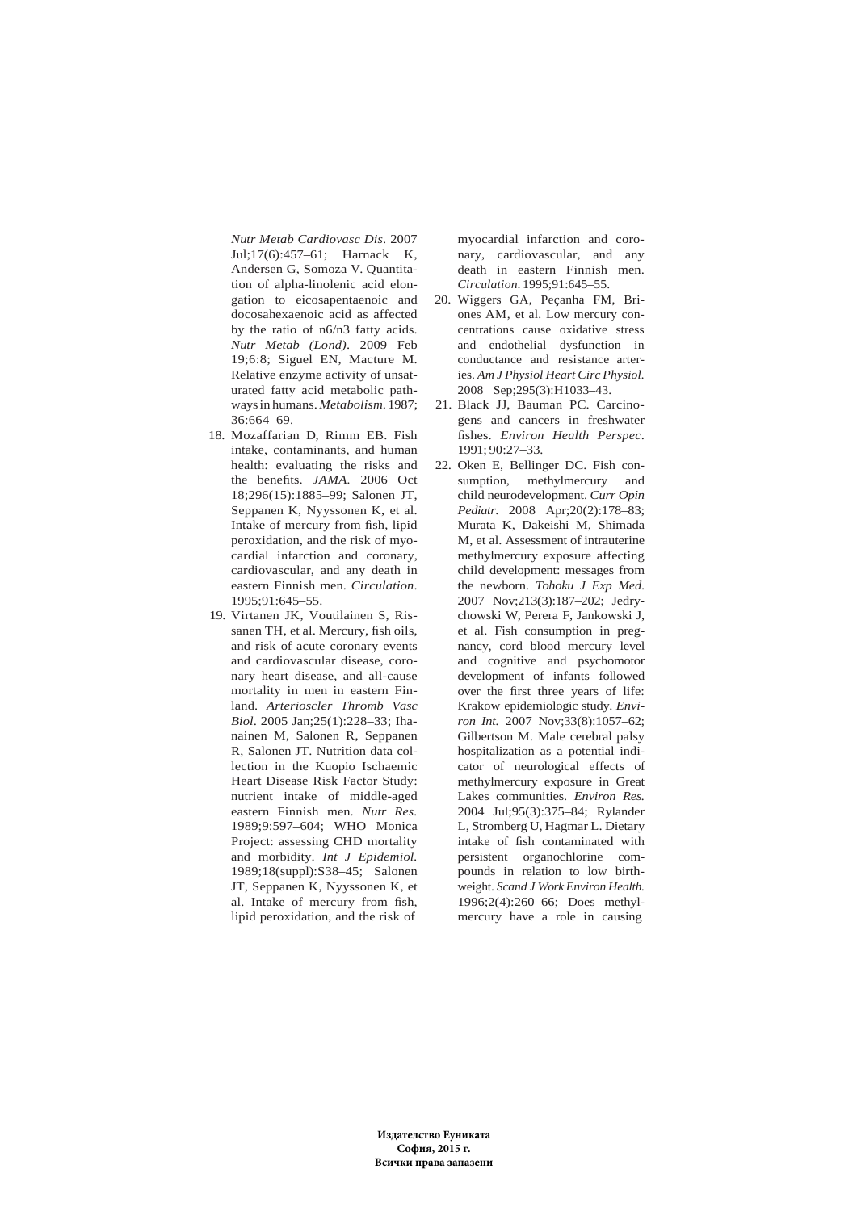*Nutr Metab Cardiovasc Dis*. 2007 Jul;17(6):457–61; Harnack K, Andersen G, Somoza V. Quantitation of alpha-linolenic acid elongation to eicosapentaenoic and docosahexaenoic acid as affected by the ratio of n6/n3 fatty acids. *Nutr Metab (Lond)*. 2009 Feb 19;6:8; Siguel EN, Macture M. Relative enzyme activity of unsaturated fatty acid metabolic pathways in humans. *Metabolism*. 1987; 36:664–69.

18. Mozaffarian D, Rimm EB. Fish intake, contaminants, and human health: evaluating the risks and the benefits. *JAMA*. 2006 Oct 18;296(15):1885–99; Salonen JT, Seppanen K, Nyyssonen K, et al. Intake of mercury from fish, lipid peroxidation, and the risk of myocardial infarction and coronary, cardiovascular, and any death in eastern Finnish men. *Circulation*. 1995;91:645–55.
19. Virtanen JK, Voutilainen S, Rissanen TH, et al. Mercury, fish oils, and risk of acute coronary events and cardiovascular disease, coronary heart disease, and all-cause mortality in men in eastern Finland. *Arterioscler Thromb Vasc Biol*. 2005 Jan;25(1):228–33; Ihanainen M, Salonen R, Seppanen R, Salonen JT. Nutrition data collection in the Kuopio Ischaemic Heart Disease Risk Factor Study: nutrient intake of middle-aged eastern Finnish men. *Nutr Res*. 1989;9:597–604; WHO Monica Project: assessing CHD mortality and morbidity. *Int J Epidemiol*. 1989;18(suppl):S38–45; Salonen JT, Seppanen K, Nyyssonen K, et al. Intake of mercury from fish, lipid peroxidation, and the risk of myocardial infarction and coronary, cardiovascular, and any death in eastern Finnish men. *Circulation*. 1995;91:645–55.
20. Wiggers GA, Peçanha FM, Briones AM, et al. Low mercury concentrations cause oxidative stress and endothelial dysfunction in conductance and resistance arteries. *Am J Physiol Heart Circ Physiol*. 2008 Sep;295(3):H1033–43.
21. Black JJ, Bauman PC. Carcinogens and cancers in freshwater fishes. *Environ Health Perspec*. 1991; 90:27–33.
22. Oken E, Bellinger DC. Fish consumption, methylmercury and child neurodevelopment. *Curr Opin Pediatr*. 2008 Apr;20(2):178–83; Murata K, Dakeishi M, Shimada M, et al. Assessment of intrauterine methylmercury exposure affecting child development: messages from the newborn. *Tohoku J Exp Med*. 2007 Nov;213(3):187–202; Jedrychowski W, Perera F, Jankowski J, et al. Fish consumption in pregnancy, cord blood mercury level and cognitive and psychomotor development of infants followed over the first three years of life: Krakow epidemiologic study. *Environ Int*. 2007 Nov;33(8):1057–62; Gilbertson M. Male cerebral palsy hospitalization as a potential indicator of neurological effects of methylmercury exposure in Great Lakes communities. *Environ Res*. 2004 Jul;95(3):375–84; Rylander L, Stromberg U, Hagmar L. Dietary intake of fish contaminated with persistent organochlorine compounds in relation to low birthweight. *Scand J Work Environ Health*. 1996;2(4):260–66; Does methylmercury have a role in causing

**Издателство Еуниката**
**София, 2015 г.**
**Всички права запазени**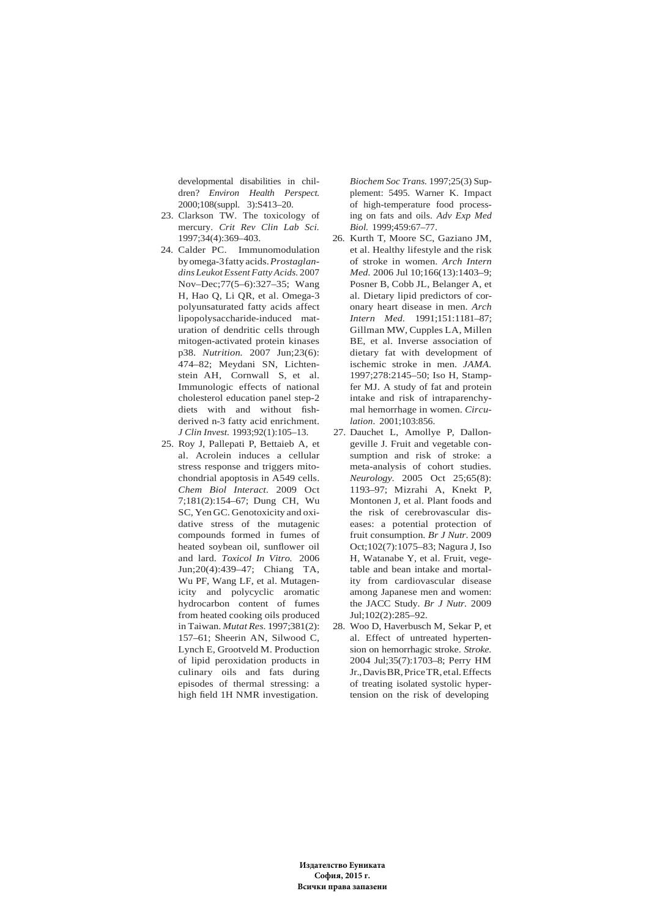developmental disabilities in children? *Environ Health Perspect.* 2000;108(suppl. 3):S413–20.

23. Clarkson TW. The toxicology of mercury. *Crit Rev Clin Lab Sci.* 1997;34(4):369–403.
24. Calder PC. Immunomodulation by omega-3 fatty acids. *Prostaglandins Leukot Essent Fatty Acids.* 2007 Nov–Dec;77(5–6):327–35; Wang H, Hao Q, Li QR, et al. Omega-3 polyunsaturated fatty acids affect lipopolysaccharide-induced maturation of dendritic cells through mitogen-activated protein kinases p38. *Nutrition.* 2007 Jun;23(6): 474–82; Meydani SN, Lichtenstein AH, Cornwall S, et al. Immunologic effects of national cholesterol education panel step-2 diets with and without fish-derived n-3 fatty acid enrichment. *J Clin Invest.* 1993;92(1):105–13.
25. Roy J, Pallepati P, Bettaieb A, et al. Acrolein induces a cellular stress response and triggers mitochondrial apoptosis in A549 cells. *Chem Biol Interact.* 2009 Oct 7;181(2):154–67; Dung CH, Wu SC, Yen GC. Genotoxicity and oxidative stress of the mutagenic compounds formed in fumes of heated soybean oil, sunflower oil and lard. *Toxicol In Vitro.* 2006 Jun;20(4):439–47; Chiang TA, Wu PF, Wang LF, et al. Mutagenicity and polycyclic aromatic hydrocarbon content of fumes from heated cooking oils produced in Taiwan. *Mutat Res.* 1997;381(2): 157–61; Sheerin AN, Silwood C, Lynch E, Grootveld M. Production of lipid peroxidation products in culinary oils and fats during episodes of thermal stressing: a high field 1H NMR investigation. *Biochem Soc Trans.* 1997;25(3) Supplement: 5495. Warner K. Impact of high-temperature food processing on fats and oils. *Adv Exp Med Biol.* 1999;459:67–77.
26. Kurth T, Moore SC, Gaziano JM, et al. Healthy lifestyle and the risk of stroke in women. *Arch Intern Med.* 2006 Jul 10;166(13):1403–9; Posner B, Cobb JL, Belanger A, et al. Dietary lipid predictors of coronary heart disease in men. *Arch Intern Med.* 1991;151:1181–87; Gillman MW, Cupples LA, Millen BE, et al. Inverse association of dietary fat with development of ischemic stroke in men. *JAMA.* 1997;278:2145–50; Iso H, Stampfer MJ. A study of fat and protein intake and risk of intraparenchymal hemorrhage in women. *Circulation.* 2001;103:856.
27. Dauchet L, Amollye P, Dallongeville J. Fruit and vegetable consumption and risk of stroke: a meta-analysis of cohort studies. *Neurology.* 2005 Oct 25;65(8): 1193–97; Mizrahi A, Knekt P, Montonen J, et al. Plant foods and the risk of cerebrovascular diseases: a potential protection of fruit consumption. *Br J Nutr.* 2009 Oct;102(7):1075–83; Nagura J, Iso H, Watanabe Y, et al. Fruit, vegetable and bean intake and mortality from cardiovascular disease among Japanese men and women: the JACC Study. *Br J Nutr.* 2009 Jul;102(2):285–92.
28. Woo D, Haverbusch M, Sekar P, et al. Effect of untreated hypertension on hemorrhagic stroke. *Stroke.* 2004 Jul;35(7):1703–8; Perry HM Jr., Davis BR, Price TR, et al. Effects of treating isolated systolic hypertension on the risk of developing

**Издателство Еуниката**
**София, 2015 г.**
**Всички права запазени**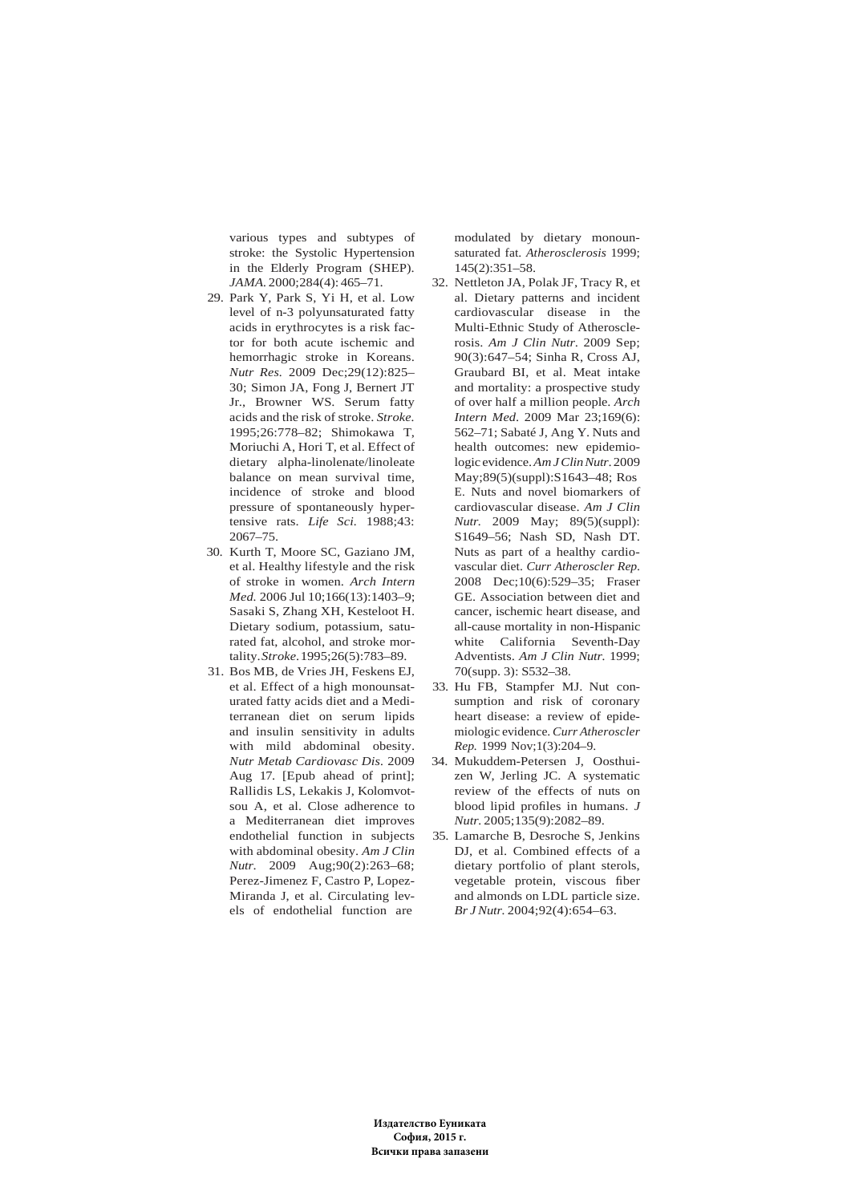various types and subtypes of stroke: the Systolic Hypertension in the Elderly Program (SHEP). *JAMA.* 2000;284(4): 465–71.

29. Park Y, Park S, Yi H, et al. Low level of n-3 polyunsaturated fatty acids in erythrocytes is a risk factor for both acute ischemic and hemorrhagic stroke in Koreans. *Nutr Res.* 2009 Dec;29(12):825–30; Simon JA, Fong J, Bernert JT Jr., Browner WS. Serum fatty acids and the risk of stroke. *Stroke.* 1995;26:778–82; Shimokawa T, Moriuchi A, Hori T, et al. Effect of dietary alpha-linolenate/linoleate balance on mean survival time, incidence of stroke and blood pressure of spontaneously hypertensive rats. *Life Sci.* 1988;43: 2067–75.
30. Kurth T, Moore SC, Gaziano JM, et al. Healthy lifestyle and the risk of stroke in women. *Arch Intern Med.* 2006 Jul 10;166(13):1403–9; Sasaki S, Zhang XH, Kesteloot H. Dietary sodium, potassium, saturated fat, alcohol, and stroke mortality. *Stroke.* 1995;26(5):783–89.
31. Bos MB, de Vries JH, Feskens EJ, et al. Effect of a high monounsaturated fatty acids diet and a Mediterranean diet on serum lipids and insulin sensitivity in adults with mild abdominal obesity. *Nutr Metab Cardiovasc Dis.* 2009 Aug 17. [Epub ahead of print]; Rallidis LS, Lekakis J, Kolomvotsou A, et al. Close adherence to a Mediterranean diet improves endothelial function in subjects with abdominal obesity. *Am J Clin Nutr.* 2009 Aug;90(2):263–68; Perez-Jimenez F, Castro P, Lopez-Miranda J, et al. Circulating levels of endothelial function are modulated by dietary monounsaturated fat. *Atherosclerosis* 1999; 145(2):351–58.
32. Nettleton JA, Polak JF, Tracy R, et al. Dietary patterns and incident cardiovascular disease in the Multi-Ethnic Study of Atherosclerosis. *Am J Clin Nutr.* 2009 Sep; 90(3):647–54; Sinha R, Cross AJ, Graubard BI, et al. Meat intake and mortality: a prospective study of over half a million people. *Arch Intern Med.* 2009 Mar 23;169(6): 562–71; Sabaté J, Ang Y. Nuts and health outcomes: new epidemiologic evidence. *Am J Clin Nutr.* 2009 May;89(5)(suppl):S1643–48; Ros E. Nuts and novel biomarkers of cardiovascular disease. *Am J Clin Nutr.* 2009 May; 89(5)(suppl): S1649–56; Nash SD, Nash DT. Nuts as part of a healthy cardiovascular diet. *Curr Atheroscler Rep.* 2008 Dec;10(6):529–35; Fraser GE. Association between diet and cancer, ischemic heart disease, and all-cause mortality in non-Hispanic white California Seventh-Day Adventists. *Am J Clin Nutr.* 1999; 70(supp. 3): S532–38.
33. Hu FB, Stampfer MJ. Nut consumption and risk of coronary heart disease: a review of epidemiologic evidence. *Curr Atheroscler Rep.* 1999 Nov;1(3):204–9.
34. Mukuddem-Petersen J, Oosthuizen W, Jerling JC. A systematic review of the effects of nuts on blood lipid profiles in humans. *J Nutr.* 2005;135(9):2082–89.
35. Lamarche B, Desroche S, Jenkins DJ, et al. Combined effects of a dietary portfolio of plant sterols, vegetable protein, viscous fiber and almonds on LDL particle size. *Br J Nutr.* 2004;92(4):654–63.

**Издателство Еуниката**
**София, 2015 г.**
**Всички права запазени**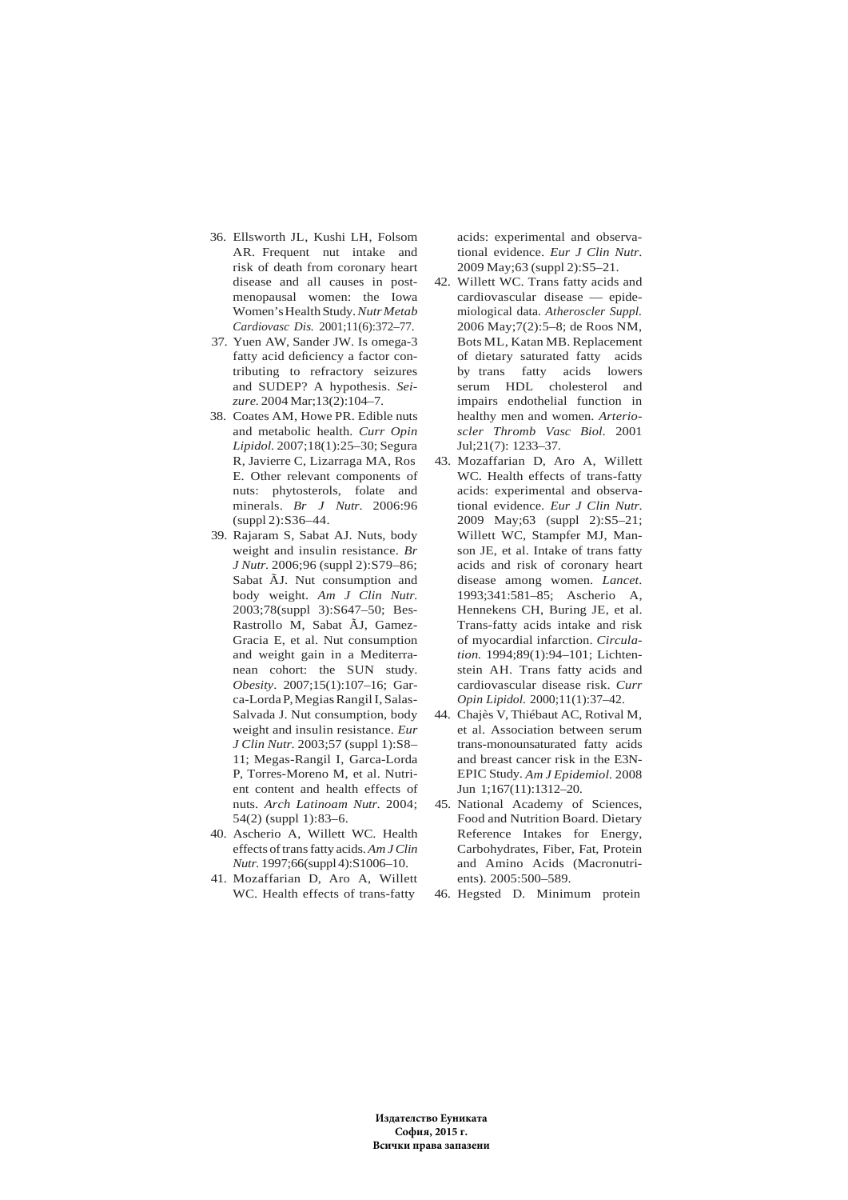36. Ellsworth JL, Kushi LH, Folsom AR. Frequent nut intake and risk of death from coronary heart disease and all causes in postmenopausal women: the Iowa Women's Health Study. *Nutr Metab Cardiovasc Dis.* 2001;11(6):372–77.
37. Yuen AW, Sander JW. Is omega-3 fatty acid deficiency a factor contributing to refractory seizures and SUDEP? A hypothesis. *Seizure.* 2004 Mar;13(2):104–7.
38. Coates AM, Howe PR. Edible nuts and metabolic health. *Curr Opin Lipidol.* 2007;18(1):25–30; Segura R, Javierre C, Lizarraga MA, Ros E. Other relevant components of nuts: phytosterols, folate and minerals. *Br J Nutr.* 2006:96 (suppl 2):S36–44.
39. Rajaram S, Sabat AJ. Nuts, body weight and insulin resistance. *Br J Nutr.* 2006;96 (suppl 2):S79–86; Sabat ÃJ. Nut consumption and body weight. *Am J Clin Nutr.* 2003;78(suppl 3):S647–50; Bes-Rastrollo M, Sabat ÃJ, Gamez-Gracia E, et al. Nut consumption and weight gain in a Mediterranean cohort: the SUN study. *Obesity*. 2007;15(1):107–16; Garca-Lorda P, Megias Rangil I, Salas-Salvada J. Nut consumption, body weight and insulin resistance. *Eur J Clin Nutr.* 2003;57 (suppl 1):S8–11; Megas-Rangil I, Garca-Lorda P, Torres-Moreno M, et al. Nutrient content and health effects of nuts. *Arch Latinoam Nutr.* 2004; 54(2) (suppl 1):83–6.
40. Ascherio A, Willett WC. Health effects of trans fatty acids. *Am J Clin Nutr.* 1997;66(suppl 4):S1006–10.
41. Mozaffarian D, Aro A, Willett WC. Health effects of trans-fatty acids: experimental and observational evidence. *Eur J Clin Nutr.* 2009 May;63 (suppl 2):S5–21.
42. Willett WC. Trans fatty acids and cardiovascular disease — epidemiological data. *Atheroscler Suppl.* 2006 May;7(2):5–8; de Roos NM, Bots ML, Katan MB. Replacement of dietary saturated fatty acids by trans fatty acids lowers serum HDL cholesterol and impairs endothelial function in healthy men and women. *Arterioscler Thromb Vasc Biol.* 2001 Jul;21(7): 1233–37.
43. Mozaffarian D, Aro A, Willett WC. Health effects of trans-fatty acids: experimental and observational evidence. *Eur J Clin Nutr.* 2009 May;63 (suppl 2):S5–21; Willett WC, Stampfer MJ, Manson JE, et al. Intake of trans fatty acids and risk of coronary heart disease among women. *Lancet.* 1993;341:581–85; Ascherio A, Hennekens CH, Buring JE, et al. Trans-fatty acids intake and risk of myocardial infarction. *Circulation.* 1994;89(1):94–101; Lichtenstein AH. Trans fatty acids and cardiovascular disease risk. *Curr Opin Lipidol.* 2000;11(1):37–42.
44. Chajès V, Thiébaut AC, Rotival M, et al. Association between serum trans-monounsaturated fatty acids and breast cancer risk in the E3N-EPIC Study. *Am J Epidemiol.* 2008 Jun 1;167(11):1312–20.
45. National Academy of Sciences, Food and Nutrition Board. Dietary Reference Intakes for Energy, Carbohydrates, Fiber, Fat, Protein and Amino Acids (Macronutrients). 2005:500–589.
46. Hegsted D. Minimum protein

**Издателство Еуниката**
**София, 2015 г.**
**Всички права запазени**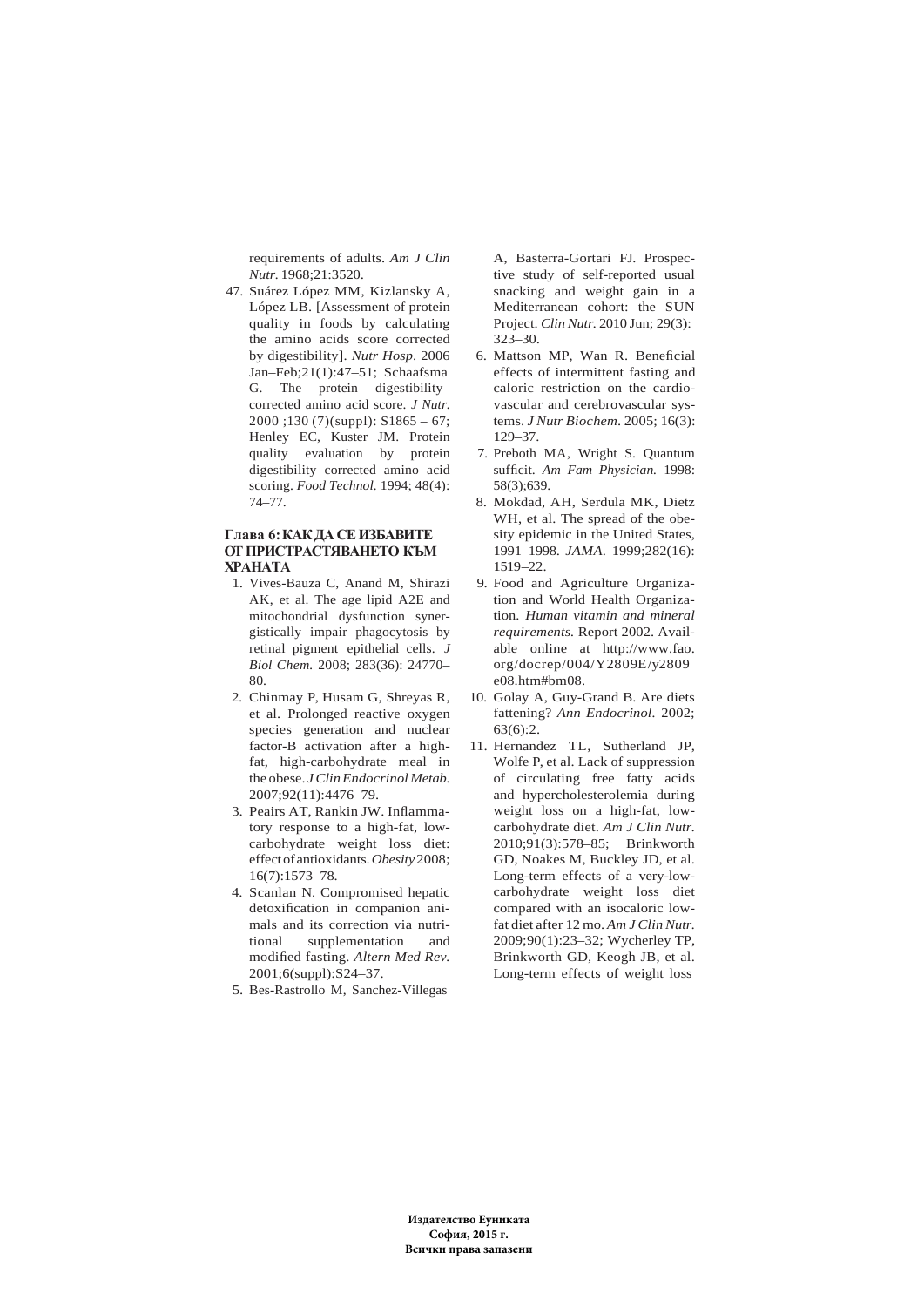requirements of adults. *Am J Clin Nutr*. 1968;21:3520.

47. Suárez López MM, Kizlansky A, López LB. [Assessment of protein quality in foods by calculating the amino acids score corrected by digestibility]. *Nutr Hosp*. 2006 Jan–Feb;21(1):47–51; Schaafsma G. The protein digestibility–corrected amino acid score. *J Nutr.* 2000 ;130 (7)(suppl): S1865 – 67; Henley EC, Kuster JM. Protein quality evaluation by protein digestibility corrected amino acid scoring. *Food Technol.* 1994; 48(4): 74–77.

### Глава 6: КАК ДА СЕ ИЗБАВИТЕ ОТ ПРИСТРАСТЯВАНЕТО КЪМ ХРАНАТА

1. Vives-Bauza C, Anand M, Shirazi AK, et al. The age lipid A2E and mitochondrial dysfunction synergistically impair phagocytosis by retinal pigment epithelial cells. *J Biol Chem.* 2008; 283(36): 24770–80.
2. Chinmay P, Husam G, Shreyas R, et al. Prolonged reactive oxygen species generation and nuclear factor-B activation after a high-fat, high-carbohydrate meal in the obese. *J Clin Endocrinol Metab.* 2007;92(11):4476–79.
3. Peairs AT, Rankin JW. Inflammatory response to a high-fat, low-carbohydrate weight loss diet: effect of antioxidants. *Obesity* 2008; 16(7):1573–78.
4. Scanlan N. Compromised hepatic detoxification in companion animals and its correction via nutritional supplementation and modified fasting. *Altern Med Rev.* 2001;6(suppl):S24–37.
5. Bes-Rastrollo M, Sanchez-Villegas A, Basterra-Gortari FJ. Prospective study of self-reported usual snacking and weight gain in a Mediterranean cohort: the SUN Project. *Clin Nutr.* 2010 Jun; 29(3): 323–30.
6. Mattson MP, Wan R. Beneficial effects of intermittent fasting and caloric restriction on the cardiovascular and cerebrovascular systems. *J Nutr Biochem*. 2005; 16(3): 129–37.
7. Preboth MA, Wright S. Quantum sufficit. *Am Fam Physician.* 1998: 58(3);639.
8. Mokdad, AH, Serdula MK, Dietz WH, et al. The spread of the obesity epidemic in the United States, 1991–1998. *JAMA*. 1999;282(16): 1519–22.
9. Food and Agriculture Organization and World Health Organization. *Human vitamin and mineral requirements.* Report 2002. Available online at http://www.fao.org/docrep/004/Y2809E/y2809e08.htm#bm08.
10. Golay A, Guy-Grand B. Are diets fattening? *Ann Endocrinol*. 2002; 63(6):2.
11. Hernandez TL, Sutherland JP, Wolfe P, et al. Lack of suppression of circulating free fatty acids and hypercholesterolemia during weight loss on a high-fat, low-carbohydrate diet. *Am J Clin Nutr.* 2010;91(3):578–85; Brinkworth GD, Noakes M, Buckley JD, et al. Long-term effects of a very-low-carbohydrate weight loss diet compared with an isocaloric low-fat diet after 12 mo. *Am J Clin Nutr.* 2009;90(1):23–32; Wycherley TP, Brinkworth GD, Keogh JB, et al. Long-term effects of weight loss

**Издателство Еуниката**
**София, 2015 г.**
**Всички права запазени**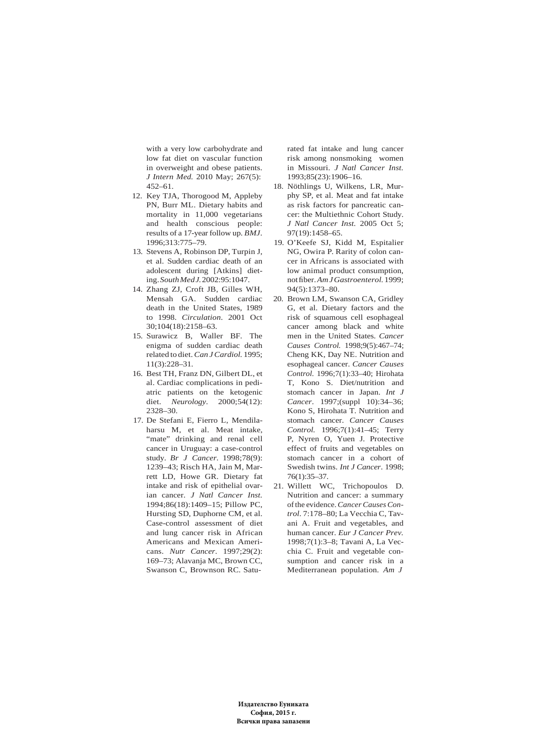with a very low carbohydrate and low fat diet on vascular function in overweight and obese patients. *J Intern Med.* 2010 May; 267(5): 452–61.

12. Key TJA, Thorogood M, Appleby PN, Burr ML. Dietary habits and mortality in 11,000 vegetarians and health conscious people: results of a 17-year follow up. *BMJ*. 1996;313:775–79.
13. Stevens A, Robinson DP, Turpin J, et al. Sudden cardiac death of an adolescent during [Atkins] dieting. *South Med J.* 2002:95:1047.
14. Zhang ZJ, Croft JB, Gilles WH, Mensah GA. Sudden cardiac death in the United States, 1989 to 1998. *Circulation*. 2001 Oct 30;104(18):2158–63.
15. Surawicz B, Waller BF. The enigma of sudden cardiac death related to diet. *Can J Cardiol.* 1995; 11(3):228–31.
16. Best TH, Franz DN, Gilbert DL, et al. Cardiac complications in pediatric patients on the ketogenic diet. *Neurology*. 2000;54(12): 2328–30.
17. De Stefani E, Fierro L, Mendilaharsu M, et al. Meat intake, "mate" drinking and renal cell cancer in Uruguay: a case-control study. *Br J Cancer*. 1998;78(9): 1239–43; Risch HA, Jain M, Marrett LD, Howe GR. Dietary fat intake and risk of epithelial ovarian cancer. *J Natl Cancer Inst.* 1994;86(18):1409–15; Pillow PC, Hursting SD, Duphorne CM, et al. Case-control assessment of diet and lung cancer risk in African Americans and Mexican Americans. *Nutr Cancer*. 1997;29(2): 169–73; Alavanja MC, Brown CC, Swanson C, Brownson RC. Saturated fat intake and lung cancer risk among nonsmoking women in Missouri. *J Natl Cancer Inst.* 1993;85(23):1906–16.
18. Nöthlings U, Wilkens, LR, Murphy SP, et al. Meat and fat intake as risk factors for pancreatic cancer: the Multiethnic Cohort Study. *J Natl Cancer Inst.* 2005 Oct 5; 97(19):1458–65.
19. O'Keefe SJ, Kidd M, Espitalier NG, Owira P. Rarity of colon cancer in Africans is associated with low animal product consumption, not fiber. *Am J Gastroenterol.* 1999; 94(5):1373–80.
20. Brown LM, Swanson CA, Gridley G, et al. Dietary factors and the risk of squamous cell esophageal cancer among black and white men in the United States. *Cancer Causes Control.* 1998;9(5):467–74; Cheng KK, Day NE. Nutrition and esophageal cancer. *Cancer Causes Control.* 1996;7(1):33–40; Hirohata T, Kono S. Diet/nutrition and stomach cancer in Japan. *Int J Cancer*. 1997;(suppl 10):34–36; Kono S, Hirohata T. Nutrition and stomach cancer. *Cancer Causes Control.* 1996;7(1):41–45; Terry P, Nyren O, Yuen J. Protective effect of fruits and vegetables on stomach cancer in a cohort of Swedish twins. *Int J Cancer*. 1998; 76(1):35–37.
21. Willett WC, Trichopoulos D. Nutrition and cancer: a summary of the evidence. *Cancer Causes Control*. 7:178–80; La Vecchia C, Tavani A. Fruit and vegetables, and human cancer. *Eur J Cancer Prev.* 1998;7(1):3–8; Tavani A, La Vecchia C. Fruit and vegetable consumption and cancer risk in a Mediterranean population. *Am J*

**Издателство Еуниката**
**София, 2015 г.**
**Всички права запазени**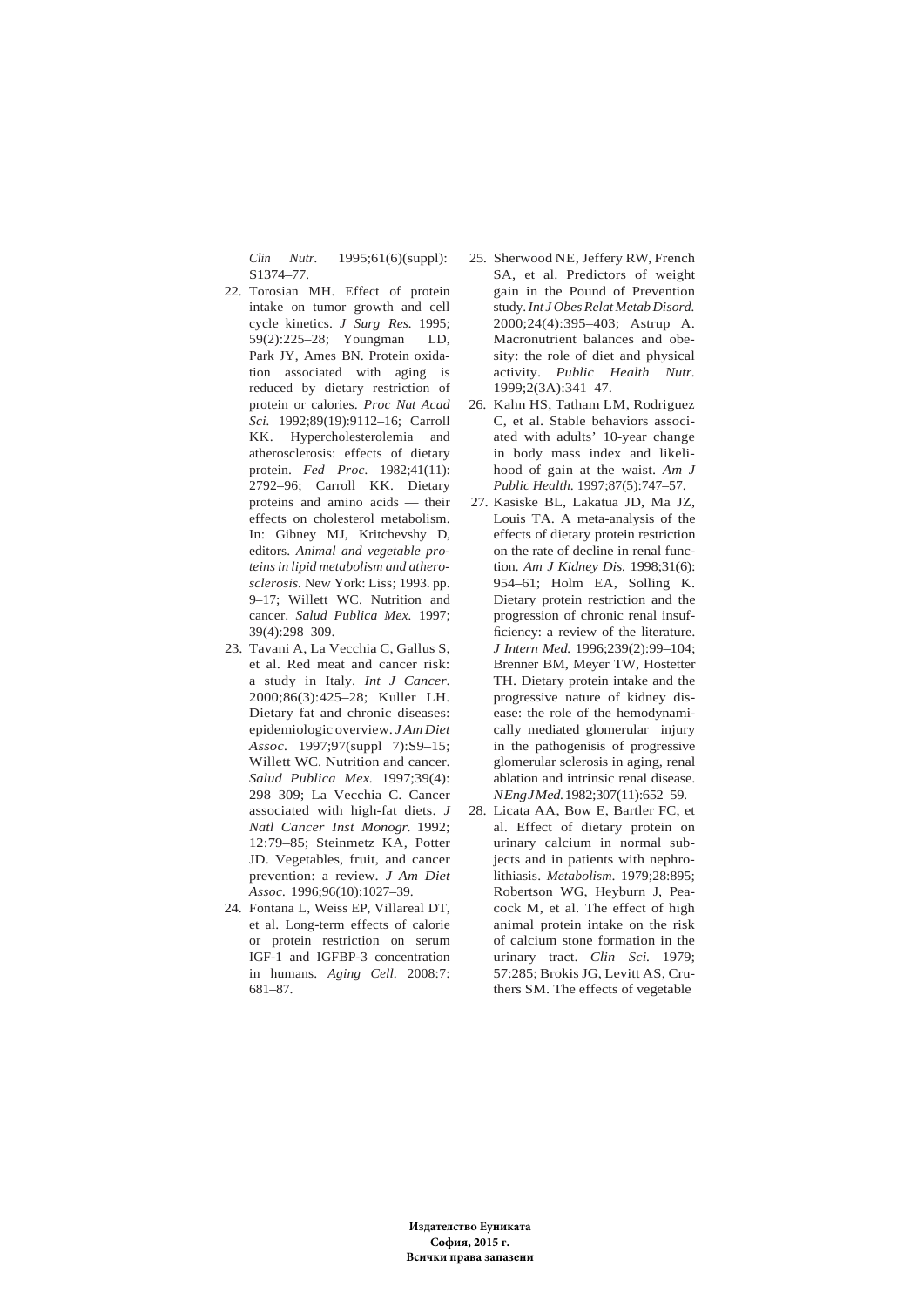*Clin Nutr.* 1995;61(6)(suppl): S1374–77.

22. Torosian MH. Effect of protein intake on tumor growth and cell cycle kinetics. *J Surg Res.* 1995; 59(2):225–28; Youngman LD, Park JY, Ames BN. Protein oxidation associated with aging is reduced by dietary restriction of protein or calories. *Proc Nat Acad Sci.* 1992;89(19):9112–16; Carroll KK. Hypercholesterolemia and atherosclerosis: effects of dietary protein. *Fed Proc.* 1982;41(11): 2792–96; Carroll KK. Dietary proteins and amino acids — their effects on cholesterol metabolism. In: Gibney MJ, Kritchevshy D, editors. *Animal and vegetable proteins in lipid metabolism and atherosclerosis.* New York: Liss; 1993. pp. 9–17; Willett WC. Nutrition and cancer. *Salud Publica Mex.* 1997; 39(4):298–309.
23. Tavani A, La Vecchia C, Gallus S, et al. Red meat and cancer risk: a study in Italy. *Int J Cancer*. 2000;86(3):425–28; Kuller LH. Dietary fat and chronic diseases: epidemiologic overview. *J Am Diet Assoc.* 1997;97(suppl 7):S9–15; Willett WC. Nutrition and cancer. *Salud Publica Mex.* 1997;39(4): 298–309; La Vecchia C. Cancer associated with high-fat diets. *J Natl Cancer Inst Monogr.* 1992; 12:79–85; Steinmetz KA, Potter JD. Vegetables, fruit, and cancer prevention: a review. *J Am Diet Assoc.* 1996;96(10):1027–39.
24. Fontana L, Weiss EP, Villareal DT, et al. Long-term effects of calorie or protein restriction on serum IGF-1 and IGFBP-3 concentration in humans. *Aging Cell.* 2008:7: 681–87.
25. Sherwood NE, Jeffery RW, French SA, et al. Predictors of weight gain in the Pound of Prevention study. *Int J Obes Relat Metab Disord.* 2000;24(4):395–403; Astrup A. Macronutrient balances and obesity: the role of diet and physical activity. *Public Health Nutr.* 1999;2(3A):341–47.
26. Kahn HS, Tatham LM, Rodriguez C, et al. Stable behaviors associated with adults' 10-year change in body mass index and likelihood of gain at the waist. *Am J Public Health.* 1997;87(5):747–57.
27. Kasiske BL, Lakatua JD, Ma JZ, Louis TA. A meta-analysis of the effects of dietary protein restriction on the rate of decline in renal function. *Am J Kidney Dis.* 1998;31(6): 954–61; Holm EA, Solling K. Dietary protein restriction and the progression of chronic renal insufficiency: a review of the literature. *J Intern Med.* 1996;239(2):99–104; Brenner BM, Meyer TW, Hostetter TH. Dietary protein intake and the progressive nature of kidney disease: the role of the hemodynamically mediated glomerular injury in the pathogenisis of progressive glomerular sclerosis in aging, renal ablation and intrinsic renal disease. *N Eng J Med.* 1982;307(11):652–59.
28. Licata AA, Bow E, Bartler FC, et al. Effect of dietary protein on urinary calcium in normal subjects and in patients with nephrolithiasis. *Metabolism.* 1979;28:895; Robertson WG, Heyburn J, Peacock M, et al. The effect of high animal protein intake on the risk of calcium stone formation in the urinary tract. *Clin Sci.* 1979; 57:285; Brokis JG, Levitt AS, Cruthers SM. The effects of vegetable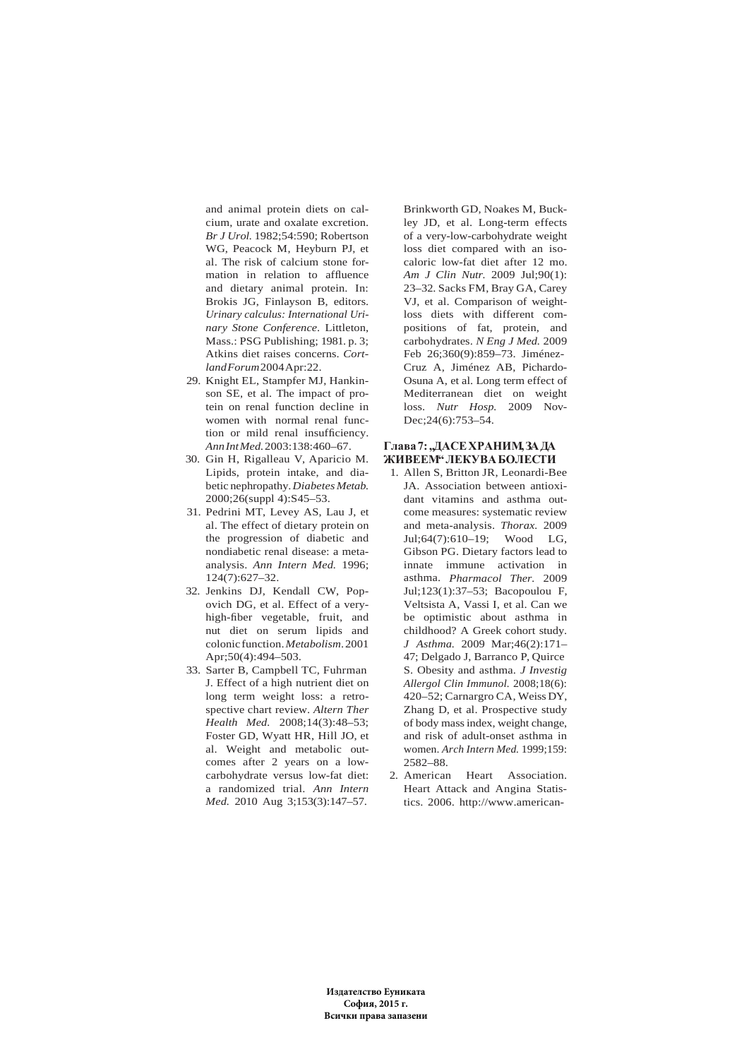and animal protein diets on calcium, urate and oxalate excretion. *Br J Urol.* 1982;54:590; Robertson WG, Peacock M, Heyburn PJ, et al. The risk of calcium stone formation in relation to affluence and dietary animal protein. In: Brokis JG, Finlayson B, editors. *Urinary calculus: International Urinary Stone Conference*. Littleton, Mass.: PSG Publishing; 1981. p. 3; Atkins diet raises concerns. *Cortland Forum* 2004 Apr:22.

29. Knight EL, Stampfer MJ, Hankinson SE, et al. The impact of protein on renal function decline in women with normal renal function or mild renal insufficiency. *Ann Int Med.* 2003:138:460–67.
30. Gin H, Rigalleau V, Aparicio M. Lipids, protein intake, and diabetic nephropathy. *Diabetes Metab.* 2000;26(suppl 4):S45–53.
31. Pedrini MT, Levey AS, Lau J, et al. The effect of dietary protein on the progression of diabetic and nondiabetic renal disease: a meta-analysis. *Ann Intern Med.* 1996; 124(7):627–32.
32. Jenkins DJ, Kendall CW, Popovich DG, et al. Effect of a very-high-fiber vegetable, fruit, and nut diet on serum lipids and colonic function. *Metabolism.* 2001 Apr;50(4):494–503.
33. Sarter B, Campbell TC, Fuhrman J. Effect of a high nutrient diet on long term weight loss: a retrospective chart review. *Altern Ther Health Med.* 2008;14(3):48–53; Foster GD, Wyatt HR, Hill JO, et al. Weight and metabolic outcomes after 2 years on a low-carbohydrate versus low-fat diet: a randomized trial. *Ann Intern Med.* 2010 Aug 3;153(3):147–57. Brinkworth GD, Noakes M, Buckley JD, et al. Long-term effects of a very-low-carbohydrate weight loss diet compared with an isocaloric low-fat diet after 12 mo. *Am J Clin Nutr.* 2009 Jul;90(1): 23–32. Sacks FM, Bray GA, Carey VJ, et al. Comparison of weight-loss diets with different compositions of fat, protein, and carbohydrates. *N Eng J Med.* 2009 Feb 26;360(9):859–73. Jiménez-Cruz A, Jiménez AB, Pichardo-Osuna A, et al. Long term effect of Mediterranean diet on weight loss. *Nutr Hosp.* 2009 Nov-Dec;24(6):753–54.

## Глава 7: „ДА СЕ ХРАНИМ, ЗА ДА ЖИВЕЕМ" ЛЕКУВА БОЛЕСТИ

1. Allen S, Britton JR, Leonardi-Bee JA. Association between antioxidant vitamins and asthma outcome measures: systematic review and meta-analysis. *Thorax.* 2009 Jul;64(7):610–19; Wood LG, Gibson PG. Dietary factors lead to innate immune activation in asthma. *Pharmacol Ther.* 2009 Jul;123(1):37–53; Bacopoulou F, Veltsista A, Vassi I, et al. Can we be optimistic about asthma in childhood? A Greek cohort study. *J Asthma.* 2009 Mar;46(2):171–47; Delgado J, Barranco P, Quirce S. Obesity and asthma. *J Investig Allergol Clin Immunol.* 2008;18(6): 420–52; Carnargro CA, Weiss DY, Zhang D, et al. Prospective study of body mass index, weight change, and risk of adult-onset asthma in women. *Arch Intern Med.* 1999;159: 2582–88.
2. American Heart Association. Heart Attack and Angina Statistics. 2006. http://www.american-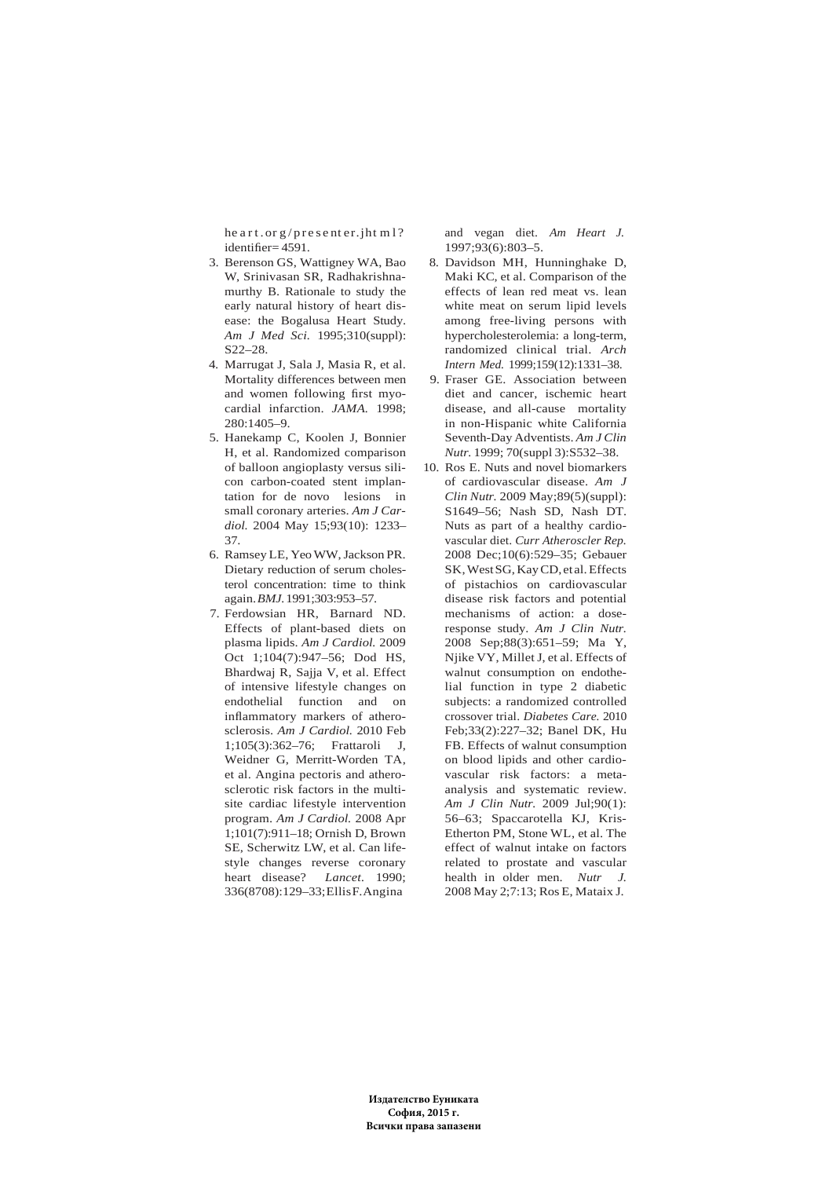heart.org/presenter.jhtml?identifier=4591.

3. Berenson GS, Wattigney WA, Bao W, Srinivasan SR, Radhakrishnamurthy B. Rationale to study the early natural history of heart disease: the Bogalusa Heart Study. *Am J Med Sci.* 1995;310(suppl): S22–28.
4. Marrugat J, Sala J, Masia R, et al. Mortality differences between men and women following first myocardial infarction. *JAMA.* 1998; 280:1405–9.
5. Hanekamp C, Koolen J, Bonnier H, et al. Randomized comparison of balloon angioplasty versus silicon carbon-coated stent implantation for de novo lesions in small coronary arteries. *Am J Cardiol.* 2004 May 15;93(10): 1233–37.
6. Ramsey LE, Yeo WW, Jackson PR. Dietary reduction of serum cholesterol concentration: time to think again. *BMJ.* 1991;303:953–57.
7. Ferdowsian HR, Barnard ND. Effects of plant-based diets on plasma lipids. *Am J Cardiol.* 2009 Oct 1;104(7):947–56; Dod HS, Bhardwaj R, Sajja V, et al. Effect of intensive lifestyle changes on endothelial function and on inflammatory markers of atherosclerosis. *Am J Cardiol.* 2010 Feb 1;105(3):362–76; Frattaroli J, Weidner G, Merritt-Worden TA, et al. Angina pectoris and atherosclerotic risk factors in the multisite cardiac lifestyle intervention program. *Am J Cardiol.* 2008 Apr 1;101(7):911–18; Ornish D, Brown SE, Scherwitz LW, et al. Can lifestyle changes reverse coronary heart disease? *Lancet*. 1990; 336(8708):129–33; Ellis F. Angina and vegan diet. *Am Heart J.* 1997;93(6):803–5.
8. Davidson MH, Hunninghake D, Maki KC, et al. Comparison of the effects of lean red meat vs. lean white meat on serum lipid levels among free-living persons with hypercholesterolemia: a long-term, randomized clinical trial. *Arch Intern Med.* 1999;159(12):1331–38.
9. Fraser GE. Association between diet and cancer, ischemic heart disease, and all-cause mortality in non-Hispanic white California Seventh-Day Adventists. *Am J Clin Nutr.* 1999; 70(suppl 3):S532–38.
10. Ros E. Nuts and novel biomarkers of cardiovascular disease. *Am J Clin Nutr.* 2009 May;89(5)(suppl): S1649–56; Nash SD, Nash DT. Nuts as part of a healthy cardiovascular diet. *Curr Atheroscler Rep.* 2008 Dec;10(6):529–35; Gebauer SK, West SG, Kay CD, et al. Effects of pistachios on cardiovascular disease risk factors and potential mechanisms of action: a dose-response study. *Am J Clin Nutr.* 2008 Sep;88(3):651–59; Ma Y, Njike VY, Millet J, et al. Effects of walnut consumption on endothelial function in type 2 diabetic subjects: a randomized controlled crossover trial. *Diabetes Care.* 2010 Feb;33(2):227–32; Banel DK, Hu FB. Effects of walnut consumption on blood lipids and other cardiovascular risk factors: a meta-analysis and systematic review. *Am J Clin Nutr.* 2009 Jul;90(1): 56–63; Spaccarotella KJ, Kris-Etherton PM, Stone WL, et al. The effect of walnut intake on factors related to prostate and vascular health in older men. *Nutr J.* 2008 May 2;7:13; Ros E, Mataix J.

**Издателство Еуниката**
**София, 2015 г.**
**Всички права запазени**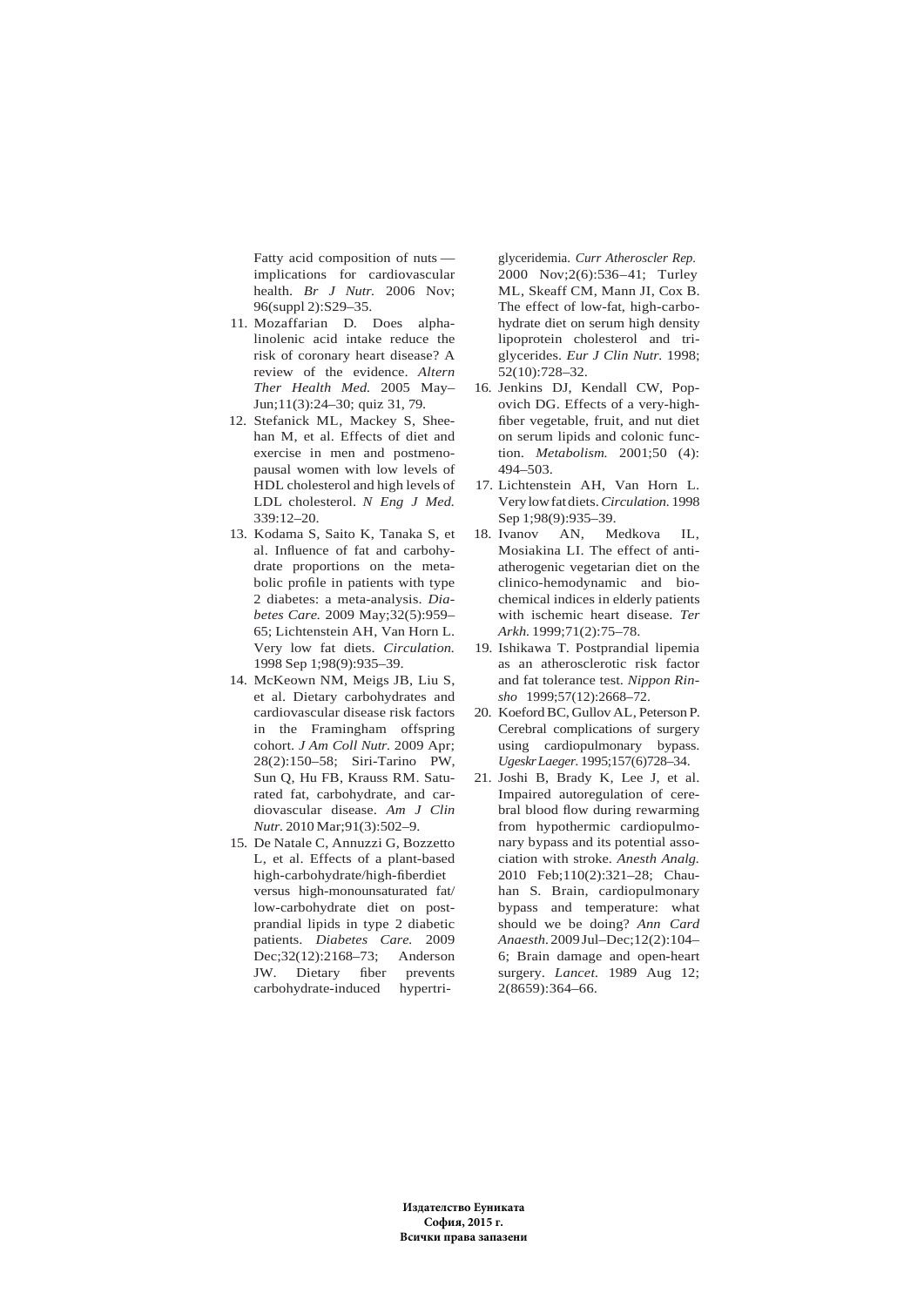Fatty acid composition of nuts — implications for cardiovascular health. *Br J Nutr.* 2006 Nov; 96(suppl 2):S29–35.

11. Mozaffarian D. Does alpha-linolenic acid intake reduce the risk of coronary heart disease? A review of the evidence. *Altern Ther Health Med.* 2005 May–Jun;11(3):24–30; quiz 31, 79.
12. Stefanick ML, Mackey S, Sheehan M, et al. Effects of diet and exercise in men and postmenopausal women with low levels of HDL cholesterol and high levels of LDL cholesterol. *N Eng J Med.* 339:12–20.
13. Kodama S, Saito K, Tanaka S, et al. Influence of fat and carbohydrate proportions on the metabolic profile in patients with type 2 diabetes: a meta-analysis. *Diabetes Care.* 2009 May;32(5):959–65; Lichtenstein AH, Van Horn L. Very low fat diets. *Circulation.* 1998 Sep 1;98(9):935–39.
14. McKeown NM, Meigs JB, Liu S, et al. Dietary carbohydrates and cardiovascular disease risk factors in the Framingham offspring cohort. *J Am Coll Nutr.* 2009 Apr; 28(2):150–58; Siri-Tarino PW, Sun Q, Hu FB, Krauss RM. Saturated fat, carbohydrate, and cardiovascular disease. *Am J Clin Nutr.* 2010 Mar;91(3):502–9.
15. De Natale C, Annuzzi G, Bozzetto L, et al. Effects of a plant-based high-carbohydrate/high-fiberdiet versus high-monounsaturated fat/low-carbohydrate diet on postprandial lipids in type 2 diabetic patients. *Diabetes Care.* 2009 Dec;32(12):2168–73; Anderson JW. Dietary fiber prevents carbohydrate-induced hypertriglyceridemia. *Curr Atheroscler Rep.* 2000 Nov;2(6):536–41; Turley ML, Skeaff CM, Mann JI, Cox B. The effect of low-fat, high-carbohydrate diet on serum high density lipoprotein cholesterol and triglycerides. *Eur J Clin Nutr.* 1998; 52(10):728–32.
16. Jenkins DJ, Kendall CW, Popovich DG. Effects of a very-high-fiber vegetable, fruit, and nut diet on serum lipids and colonic function. *Metabolism.* 2001;50 (4): 494–503.
17. Lichtenstein AH, Van Horn L. Very low fat diets. *Circulation.* 1998 Sep 1;98(9):935–39.
18. Ivanov AN, Medkova IL, Mosiakina LI. The effect of antiatherogenic vegetarian diet on the clinico-hemodynamic and biochemical indices in elderly patients with ischemic heart disease. *Ter Arkh.* 1999;71(2):75–78.
19. Ishikawa T. Postprandial lipemia as an atherosclerotic risk factor and fat tolerance test. *Nippon Rinsho* 1999;57(12):2668–72.
20. Koeford BC, Gullov AL, Peterson P. Cerebral complications of surgery using cardiopulmonary bypass. *Ugeskr Laeger.* 1995;157(6)728–34.
21. Joshi B, Brady K, Lee J, et al. Impaired autoregulation of cerebral blood flow during rewarming from hypothermic cardiopulmonary bypass and its potential association with stroke. *Anesth Analg.* 2010 Feb;110(2):321–28; Chauhan S. Brain, cardiopulmonary bypass and temperature: what should we be doing? *Ann Card Anaesth.* 2009 Jul–Dec;12(2):104–6; Brain damage and open-heart surgery. *Lancet.* 1989 Aug 12; 2(8659):364–66.

**Издателство Еуниката**
**София, 2015 г.**
**Всички права запазени**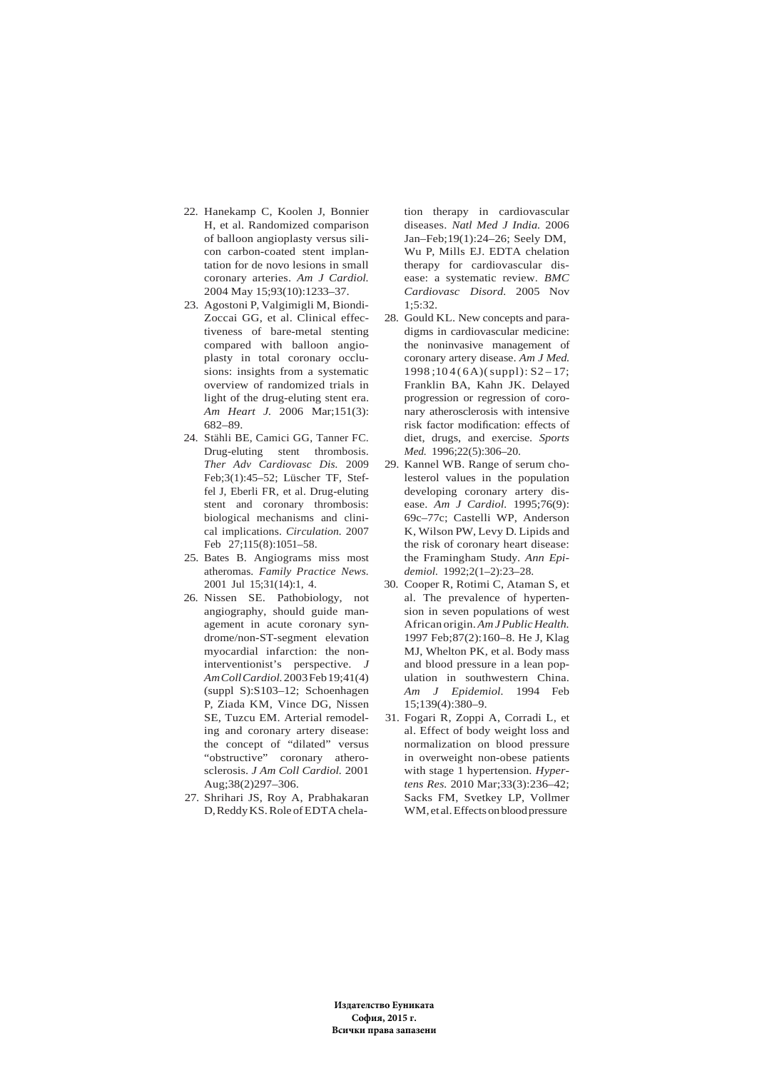22. Hanekamp C, Koolen J, Bonnier H, et al. Randomized comparison of balloon angioplasty versus silicon carbon-coated stent implantation for de novo lesions in small coronary arteries. *Am J Cardiol.* 2004 May 15;93(10):1233–37.
23. Agostoni P, Valgimigli M, Biondi-Zoccai GG, et al. Clinical effectiveness of bare-metal stenting compared with balloon angioplasty in total coronary occlusions: insights from a systematic overview of randomized trials in light of the drug-eluting stent era. *Am Heart J.* 2006 Mar;151(3): 682–89.
24. Stähli BE, Camici GG, Tanner FC. Drug-eluting stent thrombosis. *Ther Adv Cardiovasc Dis.* 2009 Feb;3(1):45–52; Lüscher TF, Steffel J, Eberli FR, et al. Drug-eluting stent and coronary thrombosis: biological mechanisms and clinical implications. *Circulation.* 2007 Feb 27;115(8):1051–58.
25. Bates B. Angiograms miss most atheromas. *Family Practice News.* 2001 Jul 15;31(14):1, 4.
26. Nissen SE. Pathobiology, not angiography, should guide management in acute coronary syndrome/non-ST-segment elevation myocardial infarction: the non-interventionist's perspective. *J Am Coll Cardiol.* 2003 Feb 19;41(4) (suppl S):S103–12; Schoenhagen P, Ziada KM, Vince DG, Nissen SE, Tuzcu EM. Arterial remodeling and coronary artery disease: the concept of "dilated" versus "obstructive" coronary atherosclerosis. *J Am Coll Cardiol.* 2001 Aug;38(2)297–306.
27. Shrihari JS, Roy A, Prabhakaran D, Reddy KS. Role of EDTA chelation therapy in cardiovascular diseases. *Natl Med J India.* 2006 Jan–Feb;19(1):24–26; Seely DM, Wu P, Mills EJ. EDTA chelation therapy for cardiovascular disease: a systematic review. *BMC Cardiovasc Disord.* 2005 Nov 1;5:32.
28. Gould KL. New concepts and paradigms in cardiovascular medicine: the noninvasive management of coronary artery disease. *Am J Med.* 1998;104(6A)(suppl):S2–17; Franklin BA, Kahn JK. Delayed progression or regression of coronary atherosclerosis with intensive risk factor modification: effects of diet, drugs, and exercise. *Sports Med.* 1996;22(5):306–20.
29. Kannel WB. Range of serum cholesterol values in the population developing coronary artery disease. *Am J Cardiol.* 1995;76(9): 69c–77c; Castelli WP, Anderson K, Wilson PW, Levy D. Lipids and the risk of coronary heart disease: the Framingham Study. *Ann Epidemiol.* 1992;2(1–2):23–28.
30. Cooper R, Rotimi C, Ataman S, et al. The prevalence of hypertension in seven populations of west African origin. *Am J Public Health.* 1997 Feb;87(2):160–8. He J, Klag MJ, Whelton PK, et al. Body mass and blood pressure in a lean population in southwestern China. *Am J Epidemiol.* 1994 Feb 15;139(4):380–9.
31. Fogari R, Zoppi A, Corradi L, et al. Effect of body weight loss and normalization on blood pressure in overweight non-obese patients with stage 1 hypertension. *Hypertens Res.* 2010 Mar;33(3):236–42; Sacks FM, Svetkey LP, Vollmer WM, et al. Effects on blood pressure

**Издателство Еуниката**
**София, 2015 г.**
**Всички права запазени**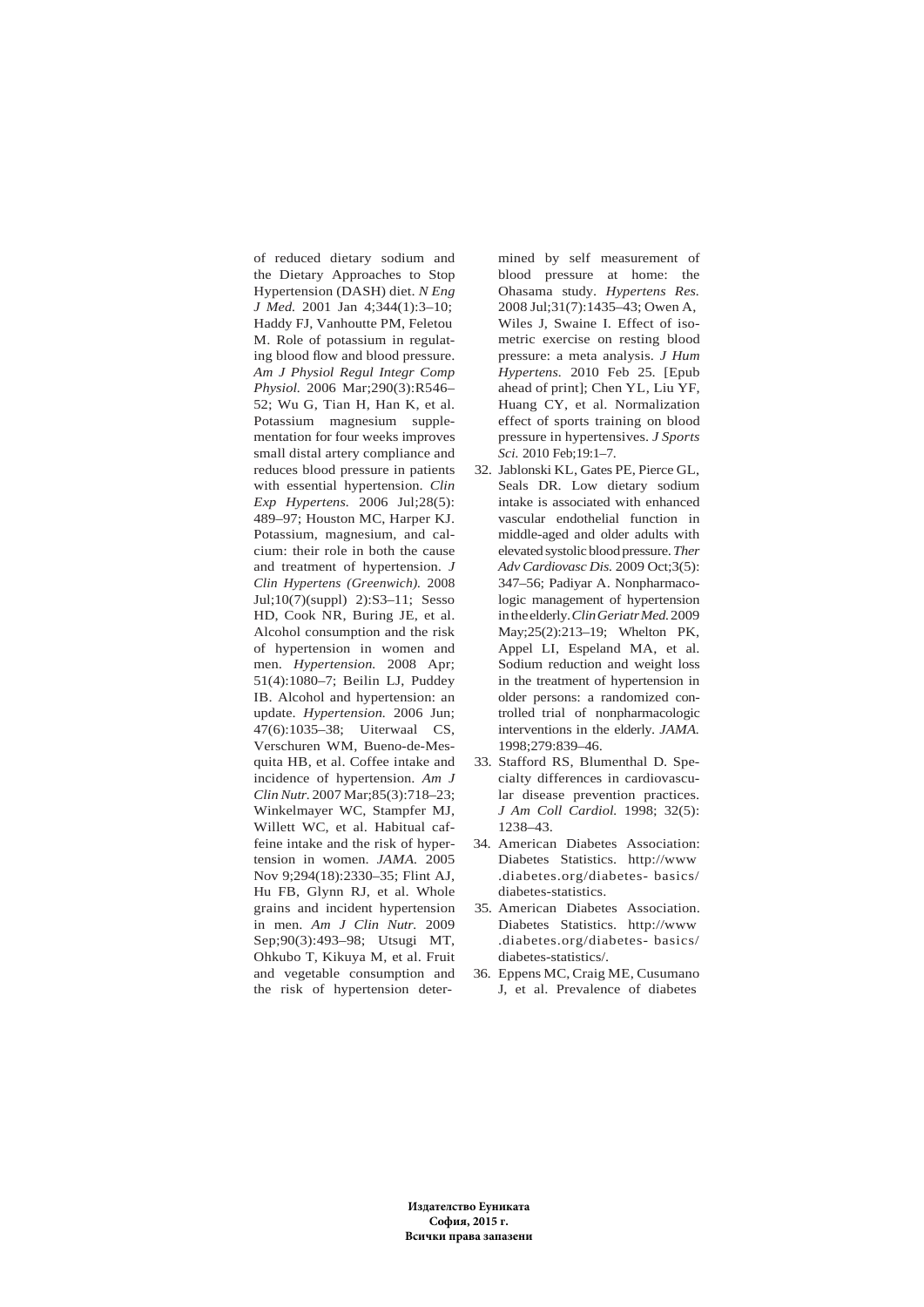of reduced dietary sodium and the Dietary Approaches to Stop Hypertension (DASH) diet. *N Eng J Med.* 2001 Jan 4;344(1):3–10; Haddy FJ, Vanhoutte PM, Feletou M. Role of potassium in regulating blood flow and blood pressure. *Am J Physiol Regul Integr Comp Physiol.* 2006 Mar;290(3):R546–52; Wu G, Tian H, Han K, et al. Potassium magnesium supplementation for four weeks improves small distal artery compliance and reduces blood pressure in patients with essential hypertension. *Clin Exp Hypertens.* 2006 Jul;28(5):489–97; Houston MC, Harper KJ. Potassium, magnesium, and calcium: their role in both the cause and treatment of hypertension. *J Clin Hypertens (Greenwich).* 2008 Jul;10(7)(suppl) 2):S3–11; Sesso HD, Cook NR, Buring JE, et al. Alcohol consumption and the risk of hypertension in women and men. *Hypertension.* 2008 Apr;51(4):1080–7; Beilin LJ, Puddey IB. Alcohol and hypertension: an update. *Hypertension.* 2006 Jun;47(6):1035–38; Uiterwaal CS, Verschuren WM, Bueno-de-Mesquita HB, et al. Coffee intake and incidence of hypertension. *Am J Clin Nutr.* 2007 Mar;85(3):718–23; Winkelmayer WC, Stampfer MJ, Willett WC, et al. Habitual caffeine intake and the risk of hypertension in women. *JAMA.* 2005 Nov 9;294(18):2330–35; Flint AJ, Hu FB, Glynn RJ, et al. Whole grains and incident hypertension in men. *Am J Clin Nutr.* 2009 Sep;90(3):493–98; Utsugi MT, Ohkubo T, Kikuya M, et al. Fruit and vegetable consumption and the risk of hypertension determined by self measurement of blood pressure at home: the Ohasama study. *Hypertens Res.* 2008 Jul;31(7):1435–43; Owen A, Wiles J, Swaine I. Effect of isometric exercise on resting blood pressure: a meta analysis. *J Hum Hypertens.* 2010 Feb 25. [Epub ahead of print]; Chen YL, Liu YF, Huang CY, et al. Normalization effect of sports training on blood pressure in hypertensives. *J Sports Sci.* 2010 Feb;19:1–7.

32. Jablonski KL, Gates PE, Pierce GL, Seals DR. Low dietary sodium intake is associated with enhanced vascular endothelial function in middle-aged and older adults with elevated systolic blood pressure. *Ther Adv Cardiovasc Dis.* 2009 Oct;3(5):347–56; Padiyar A. Nonpharmacologic management of hypertension in the elderly. *Clin Geriatr Med.* 2009 May;25(2):213–19; Whelton PK, Appel LI, Espeland MA, et al. Sodium reduction and weight loss in the treatment of hypertension in older persons: a randomized controlled trial of nonpharmacologic interventions in the elderly. *JAMA.* 1998;279:839–46.
33. Stafford RS, Blumenthal D. Specialty differences in cardiovascular disease prevention practices. *J Am Coll Cardiol.* 1998; 32(5):1238–43.
34. American Diabetes Association: Diabetes Statistics. http://www.diabetes.org/diabetes- basics/diabetes-statistics.
35. American Diabetes Association. Diabetes Statistics. http://www.diabetes.org/diabetes- basics/diabetes-statistics/.
36. Eppens MC, Craig ME, Cusumano J, et al. Prevalence of diabetes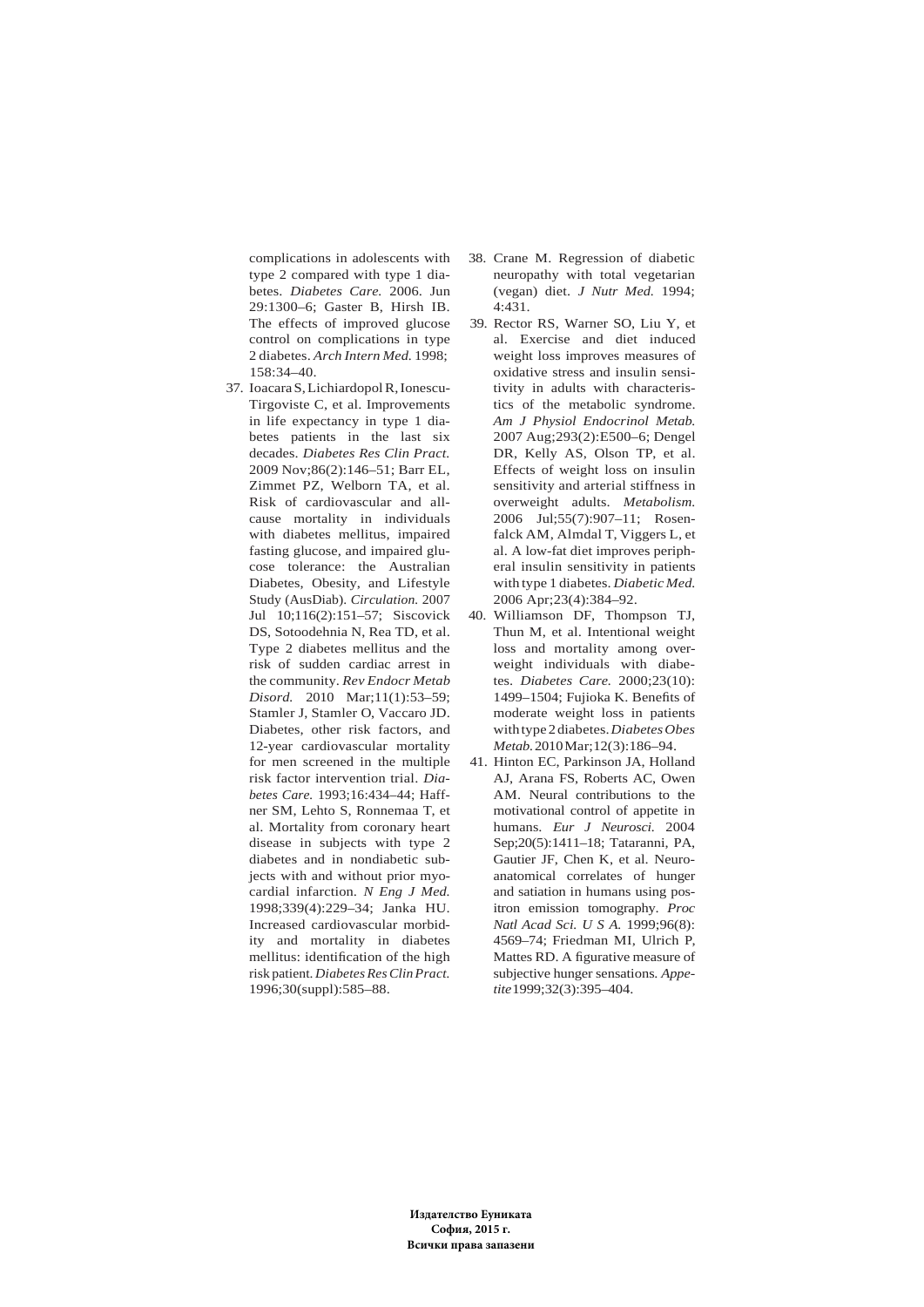complications in adolescents with type 2 compared with type 1 diabetes. *Diabetes Care.* 2006. Jun 29:1300–6; Gaster B, Hirsh IB. The effects of improved glucose control on complications in type 2 diabetes. *Arch Intern Med.* 1998; 158:34–40.

37. Ioacara S, Lichiardopol R, Ionescu-Tirgoviste C, et al. Improvements in life expectancy in type 1 diabetes patients in the last six decades. *Diabetes Res Clin Pract.* 2009 Nov;86(2):146–51; Barr EL, Zimmet PZ, Welborn TA, et al. Risk of cardiovascular and all-cause mortality in individuals with diabetes mellitus, impaired fasting glucose, and impaired glucose tolerance: the Australian Diabetes, Obesity, and Lifestyle Study (AusDiab). *Circulation.* 2007 Jul 10;116(2):151–57; Siscovick DS, Sotoodehnia N, Rea TD, et al. Type 2 diabetes mellitus and the risk of sudden cardiac arrest in the community. *Rev Endocr Metab Disord.* 2010 Mar;11(1):53–59; Stamler J, Stamler O, Vaccaro JD. Diabetes, other risk factors, and 12-year cardiovascular mortality for men screened in the multiple risk factor intervention trial. *Diabetes Care.* 1993;16:434–44; Haffner SM, Lehto S, Ronnemaa T, et al. Mortality from coronary heart disease in subjects with type 2 diabetes and in nondiabetic subjects with and without prior myocardial infarction. *N Eng J Med.* 1998;339(4):229–34; Janka HU. Increased cardiovascular morbidity and mortality in diabetes mellitus: identification of the high risk patient. *Diabetes Res Clin Pract.* 1996;30(suppl):585–88.
38. Crane M. Regression of diabetic neuropathy with total vegetarian (vegan) diet. *J Nutr Med.* 1994; 4:431.
39. Rector RS, Warner SO, Liu Y, et al. Exercise and diet induced weight loss improves measures of oxidative stress and insulin sensitivity in adults with characteristics of the metabolic syndrome. *Am J Physiol Endocrinol Metab.* 2007 Aug;293(2):E500–6; Dengel DR, Kelly AS, Olson TP, et al. Effects of weight loss on insulin sensitivity and arterial stiffness in overweight adults. *Metabolism.* 2006 Jul;55(7):907–11; Rosenfalck AM, Almdal T, Viggers L, et al. A low-fat diet improves peripheral insulin sensitivity in patients with type 1 diabetes. *Diabetic Med.* 2006 Apr;23(4):384–92.
40. Williamson DF, Thompson TJ, Thun M, et al. Intentional weight loss and mortality among overweight individuals with diabetes. *Diabetes Care.* 2000;23(10): 1499–1504; Fujioka K. Benefits of moderate weight loss in patients with type 2 diabetes. *Diabetes Obes Metab.* 2010 Mar;12(3):186–94.
41. Hinton EC, Parkinson JA, Holland AJ, Arana FS, Roberts AC, Owen AM. Neural contributions to the motivational control of appetite in humans. *Eur J Neurosci.* 2004 Sep;20(5):1411–18; Tataranni, PA, Gautier JF, Chen K, et al. Neuroanatomical correlates of hunger and satiation in humans using positron emission tomography. *Proc Natl Acad Sci. U S A.* 1999;96(8): 4569–74; Friedman MI, Ulrich P, Mattes RD. A figurative measure of subjective hunger sensations. *Appetite* 1999;32(3):395–404.

**Издателство Еуникаta**
**София, 2015 г.**
**Всички права запазени**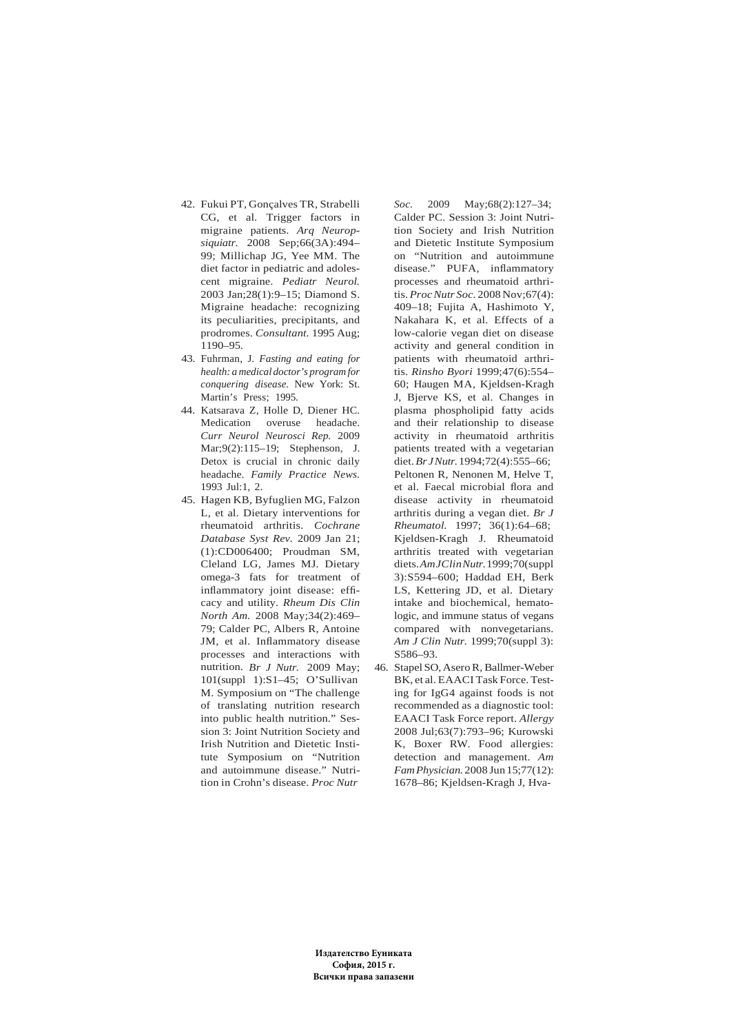42. Fukui PT, Gonçalves TR, Strabelli CG, et al. Trigger factors in migraine patients. *Arq Neuropsiquiatr.* 2008 Sep;66(3A):494–99; Millichap JG, Yee MM. The diet factor in pediatric and adolescent migraine. *Pediatr Neurol.* 2003 Jan;28(1):9–15; Diamond S. Migraine headache: recognizing its peculiarities, precipitants, and prodromes. *Consultant.* 1995 Aug; 1190–95.
43. Fuhrman, J. *Fasting and eating for health: a medical doctor's program for conquering disease.* New York: St. Martin's Press; 1995.
44. Katsarava Z, Holle D, Diener HC. Medication overuse headache. *Curr Neurol Neurosci Rep.* 2009 Mar;9(2):115–19; Stephenson, J. Detox is crucial in chronic daily headache. *Family Practice News.* 1993 Jul:1, 2.
45. Hagen KB, Byfuglien MG, Falzon L, et al. Dietary interventions for rheumatoid arthritis. *Cochrane Database Syst Rev.* 2009 Jan 21; (1):CD006400; Proudman SM, Cleland LG, James MJ. Dietary omega-3 fats for treatment of inflammatory joint disease: efficacy and utility. *Rheum Dis Clin North Am.* 2008 May;34(2):469–79; Calder PC, Albers R, Antoine JM, et al. Inflammatory disease processes and interactions with nutrition. *Br J Nutr.* 2009 May; 101(suppl 1):S1–45; O'Sullivan M. Symposium on "The challenge of translating nutrition research into public health nutrition." Session 3: Joint Nutrition Society and Irish Nutrition and Dietetic Institute Symposium on "Nutrition and autoimmune disease." Nutrition in Crohn's disease. *Proc Nutr Soc.* 2009 May;68(2):127–34; Calder PC. Session 3: Joint Nutrition Society and Irish Nutrition and Dietetic Institute Symposium on "Nutrition and autoimmune disease." PUFA, inflammatory processes and rheumatoid arthritis. *Proc Nutr Soc.* 2008 Nov;67(4): 409–18; Fujita A, Hashimoto Y, Nakahara K, et al. Effects of a low-calorie vegan diet on disease activity and general condition in patients with rheumatoid arthritis. *Rinsho Byori* 1999;47(6):554–60; Haugen MA, Kjeldsen-Kragh J, Bjerve KS, et al. Changes in plasma phospholipid fatty acids and their relationship to disease activity in rheumatoid arthritis patients treated with a vegetarian diet. *Br J Nutr.* 1994;72(4):555–66; Peltonen R, Nenonen M, Helve T, et al. Faecal microbial flora and disease activity in rheumatoid arthritis during a vegan diet. *Br J Rheumatol.* 1997; 36(1):64–68; Kjeldsen-Kragh J. Rheumatoid arthritis treated with vegetarian diets. *Am J Clin Nutr.* 1999;70(suppl 3):S594–600; Haddad EH, Berk LS, Kettering JD, et al. Dietary intake and biochemical, hematologic, and immune status of vegans compared with nonvegetarians. *Am J Clin Nutr.* 1999;70(suppl 3): S586–93.
46. Stapel SO, Asero R, Ballmer-Weber BK, et al. EAACI Task Force. Testing for IgG4 against foods is not recommended as a diagnostic tool: EAACI Task Force report. *Allergy* 2008 Jul;63(7):793–96; Kurowski K, Boxer RW. Food allergies: detection and management. *Am Fam Physician.* 2008 Jun 15;77(12): 1678–86; Kjeldsen-Kragh J, Hva-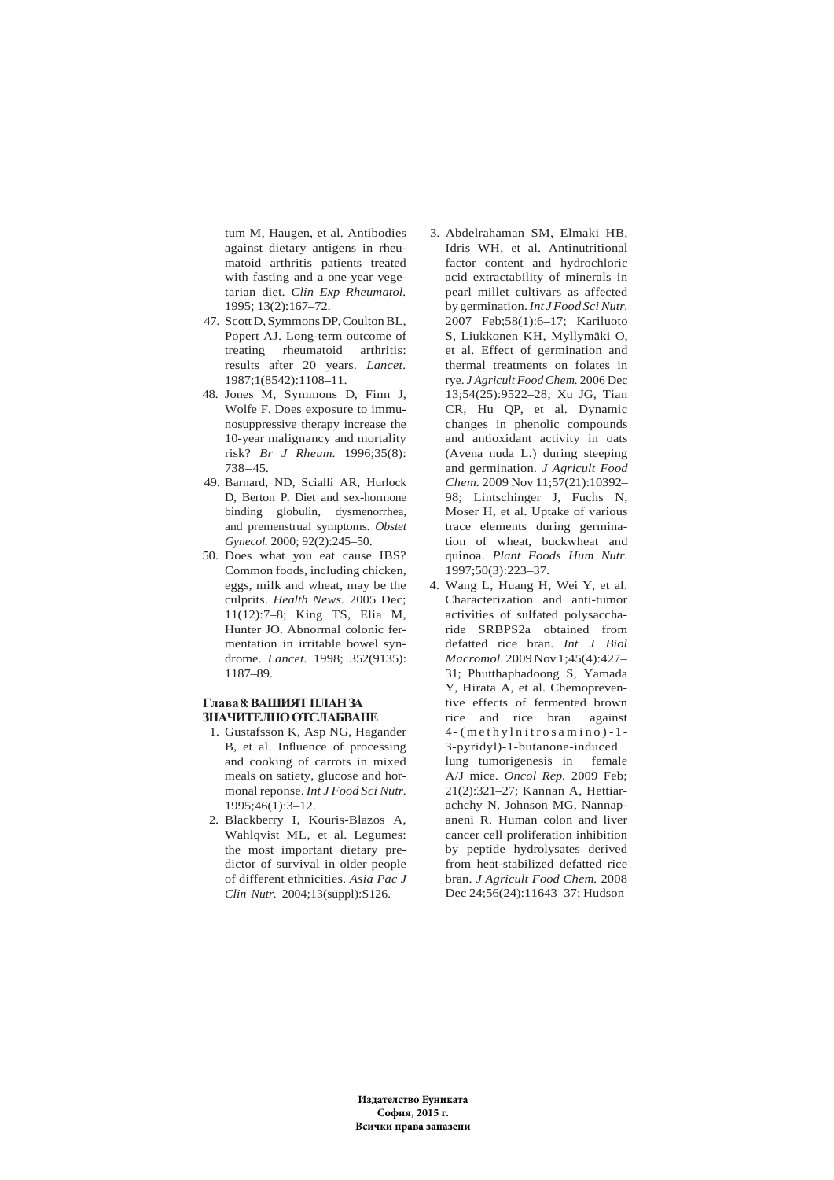tum M, Haugen, et al. Antibodies against dietary antigens in rheumatoid arthritis patients treated with fasting and a one-year vegetarian diet. *Clin Exp Rheumatol.* 1995; 13(2):167–72.

47. Scott D, Symmons DP, Coulton BL, Popert AJ. Long-term outcome of treating rheumatoid arthritis: results after 20 years. *Lancet.* 1987;1(8542):1108–11.
48. Jones M, Symmons D, Finn J, Wolfe F. Does exposure to immunosuppressive therapy increase the 10-year malignancy and mortality risk? *Br J Rheum.* 1996;35(8): 738–45.
49. Barnard, ND, Scialli AR, Hurlock D, Berton P. Diet and sex-hormone binding globulin, dysmenorrhea, and premenstrual symptoms. *Obstet Gynecol.* 2000; 92(2):245–50.
50. Does what you eat cause IBS? Common foods, including chicken, eggs, milk and wheat, may be the culprits. *Health News.* 2005 Dec; 11(12):7–8; King TS, Elia M, Hunter JO. Abnormal colonic fermentation in irritable bowel syndrome. *Lancet.* 1998; 352(9135): 1187–89.

### Глава 8: ВАШИЯТ ПЛАН ЗА ЗНАЧИТЕЛНО ОТСЛАБВАНЕ

1. Gustafsson K, Asp NG, Hagander B, et al. Influence of processing and cooking of carrots in mixed meals on satiety, glucose and hormonal reponse. *Int J Food Sci Nutr.* 1995;46(1):3–12.
2. Blackberry I, Kouris-Blazos A, Wahlqvist ML, et al. Legumes: the most important dietary predictor of survival in older people of different ethnicities. *Asia Pac J Clin Nutr.* 2004;13(suppl):S126.
3. Abdelrahaman SM, Elmaki HB, Idris WH, et al. Antinutritional factor content and hydrochloric acid extractability of minerals in pearl millet cultivars as affected by germination. *Int J Food Sci Nutr.* 2007 Feb;58(1):6–17; Kariluoto S, Liukkonen KH, Myllymäki O, et al. Effect of germination and thermal treatments on folates in rye. *J Agricult Food Chem.* 2006 Dec 13;54(25):9522–28; Xu JG, Tian CR, Hu QP, et al. Dynamic changes in phenolic compounds and antioxidant activity in oats (Avena nuda L.) during steeping and germination. *J Agricult Food Chem.* 2009 Nov 11;57(21):10392–98; Lintschinger J, Fuchs N, Moser H, et al. Uptake of various trace elements during germination of wheat, buckwheat and quinoa. *Plant Foods Hum Nutr.* 1997;50(3):223–37.
4. Wang L, Huang H, Wei Y, et al. Characterization and anti-tumor activities of sulfated polysaccharide SRBPS2a obtained from defatted rice bran. *Int J Biol Macromol.* 2009 Nov 1;45(4):427–31; Phutthaphadoong S, Yamada Y, Hirata A, et al. Chemopreventive effects of fermented brown rice and rice bran against 4-(methylnitrosamino)-1-3-pyridyl)-1-butanone-induced lung tumorigenesis in female A/J mice. *Oncol Rep.* 2009 Feb; 21(2):321–27; Kannan A, Hettiarachchy N, Johnson MG, Nannapaneni R. Human colon and liver cancer cell proliferation inhibition by peptide hydrolysates derived from heat-stabilized defatted rice bran. *J Agricult Food Chem.* 2008 Dec 24;56(24):11643–37; Hudson

**Издателство Еуниката**
**София, 2015 г.**
**Всички права запазени**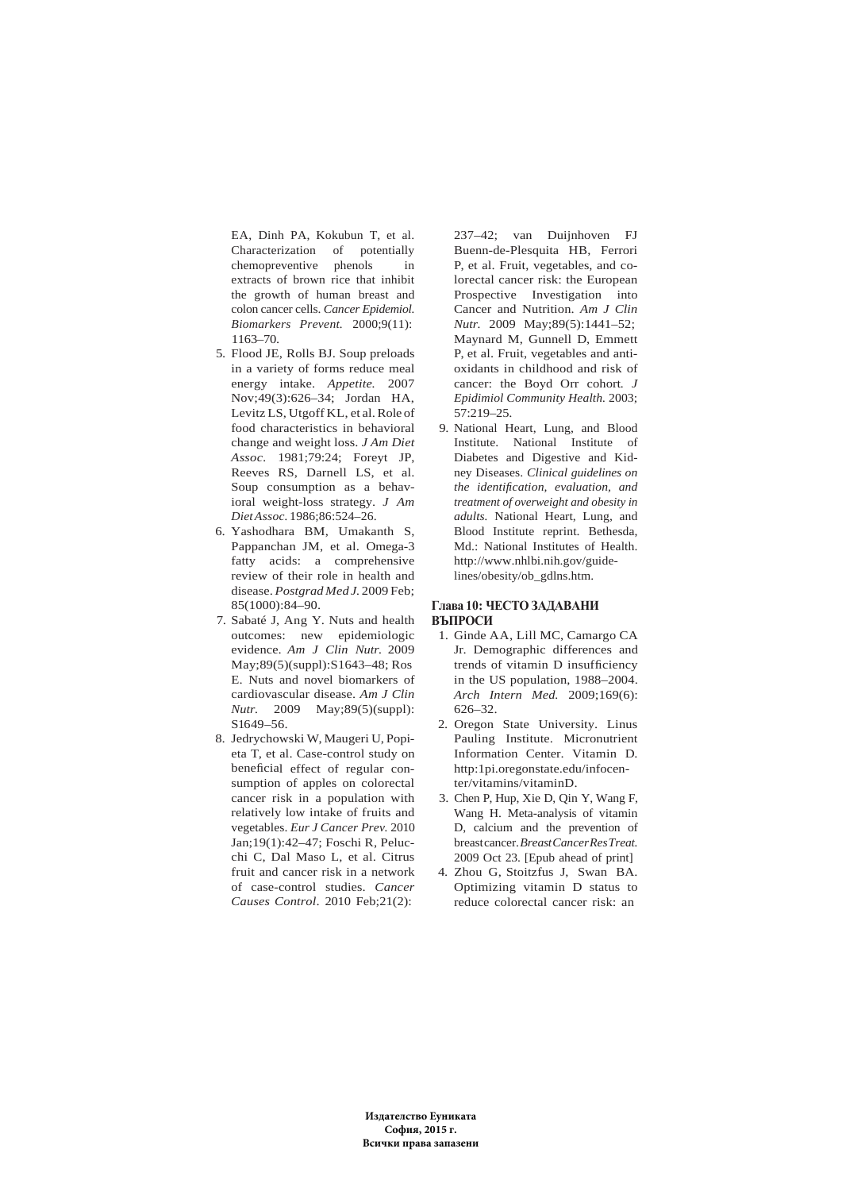EA, Dinh PA, Kokubun T, et al. Characterization of potentially chemopreventive phenols in extracts of brown rice that inhibit the growth of human breast and colon cancer cells. *Cancer Epidemiol. Biomarkers Prevent.* 2000;9(11): 1163–70.

5. Flood JE, Rolls BJ. Soup preloads in a variety of forms reduce meal energy intake. *Appetite.* 2007 Nov;49(3):626–34; Jordan HA, Levitz LS, Utgoff KL, et al. Role of food characteristics in behavioral change and weight loss. *J Am Diet Assoc*. 1981;79:24; Foreyt JP, Reeves RS, Darnell LS, et al. Soup consumption as a behavioral weight-loss strategy. *J Am Diet Assoc*. 1986;86:524–26.
6. Yashodhara BM, Umakanth S, Pappanchan JM, et al. Omega-3 fatty acids: a comprehensive review of their role in health and disease. *Postgrad Med J.* 2009 Feb; 85(1000):84–90.
7. Sabaté J, Ang Y. Nuts and health outcomes: new epidemiologic evidence. *Am J Clin Nutr.* 2009 May;89(5)(suppl):S1643–48; Ros E. Nuts and novel biomarkers of cardiovascular disease. *Am J Clin Nutr.* 2009 May;89(5)(suppl): S1649–56.
8. Jedrychowski W, Maugeri U, Popieta T, et al. Case-control study on beneficial effect of regular consumption of apples on colorectal cancer risk in a population with relatively low intake of fruits and vegetables. *Eur J Cancer Prev.* 2010 Jan;19(1):42–47; Foschi R, Pelucchi C, Dal Maso L, et al. Citrus fruit and cancer risk in a network of case-control studies. *Cancer Causes Control*. 2010 Feb;21(2): 237–42; van Duijnhoven FJ Buenn-de-Plesquita HB, Ferrori P, et al. Fruit, vegetables, and colorectal cancer risk: the European Prospective Investigation into Cancer and Nutrition. *Am J Clin Nutr.* 2009 May;89(5):1441–52; Maynard M, Gunnell D, Emmett P, et al. Fruit, vegetables and antioxidants in childhood and risk of cancer: the Boyd Orr cohort. *J Epidimiol Community Health.* 2003; 57:219–25.
9. National Heart, Lung, and Blood Institute. National Institute of Diabetes and Digestive and Kidney Diseases. *Clinical guidelines on the identification, evaluation, and treatment of overweight and obesity in adults.* National Heart, Lung, and Blood Institute reprint. Bethesda, Md.: National Institutes of Health. http://www.nhlbi.nih.gov/guidelines/obesity/ob_gdlns.htm.

### Глава 10: ЧЕСТО ЗАДАВАНИ ВЪПРОСИ

1. Ginde AA, Lill MC, Camargo CA Jr. Demographic differences and trends of vitamin D insufficiency in the US population, 1988–2004. *Arch Intern Med.* 2009;169(6): 626–32.
2. Oregon State University. Linus Pauling Institute. Micronutrient Information Center. Vitamin D. http:1pi.oregonstate.edu/infocenter/vitamins/vitaminD.
3. Chen P, Hup, Xie D, Qin Y, Wang F, Wang H. Meta-analysis of vitamin D, calcium and the prevention of breast cancer. *Breast Cancer Res Treat.* 2009 Oct 23. [Epub ahead of print]
4. Zhou G, Stoitzfus J, Swan BA. Optimizing vitamin D status to reduce colorectal cancer risk: an

**Издателство Еуниката**
**София, 2015 г.**
**Всички права запазени**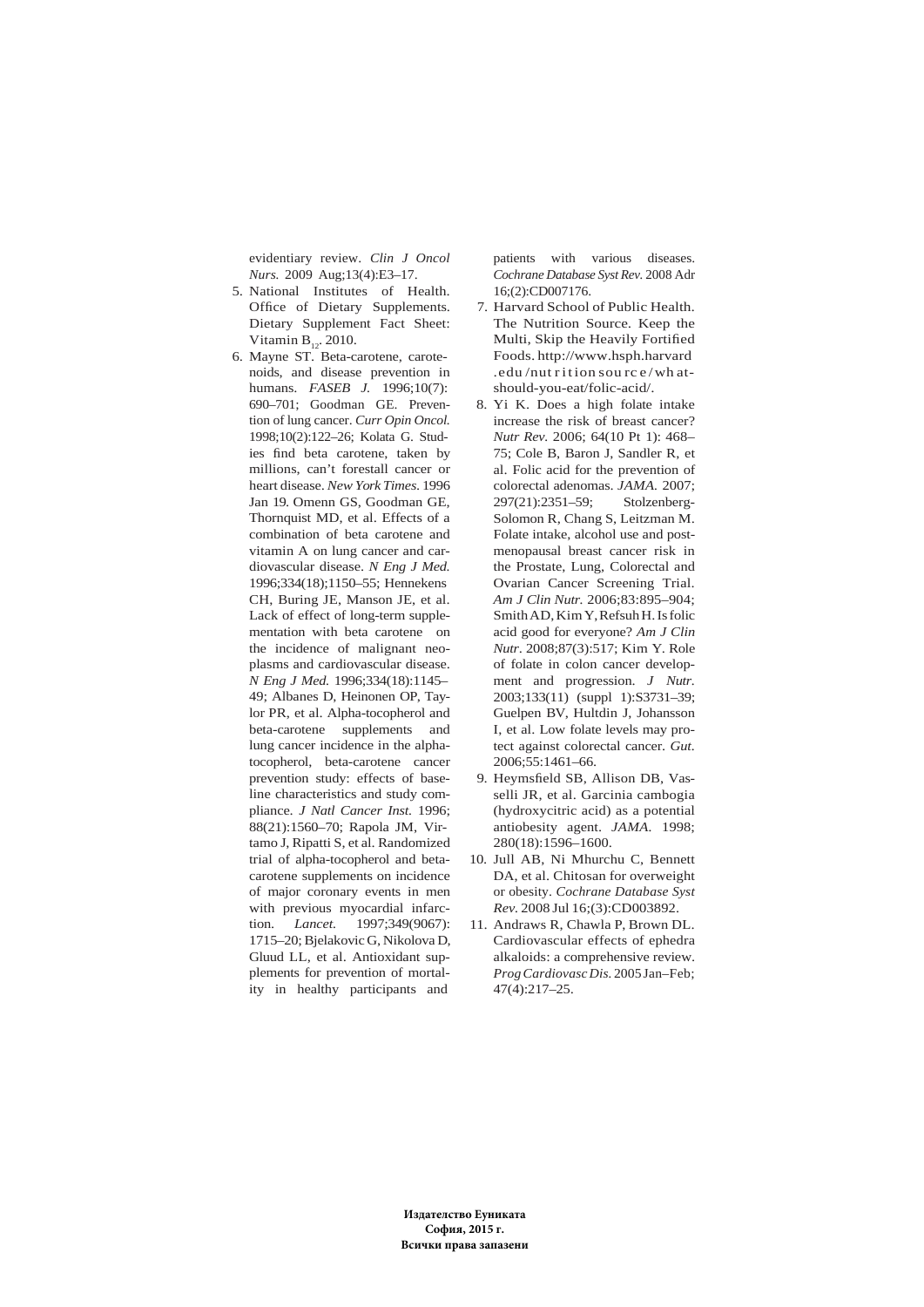evidentiary review. *Clin J Oncol Nurs.* 2009 Aug;13(4):E3–17.

5. National Institutes of Health. Office of Dietary Supplements. Dietary Supplement Fact Sheet: Vitamin $B_{12}$. 2010.
6. Mayne ST. Beta-carotene, carotenoids, and disease prevention in humans. *FASEB J.* 1996;10(7): 690–701; Goodman GE. Prevention of lung cancer. *Curr Opin Oncol.* 1998;10(2):122–26; Kolata G. Studies find beta carotene, taken by millions, can't forestall cancer or heart disease. *New York Times.* 1996 Jan 19. Omenn GS, Goodman GE, Thornquist MD, et al. Effects of a combination of beta carotene and vitamin A on lung cancer and cardiovascular disease. *N Eng J Med.* 1996;334(18);1150–55; Hennekens CH, Buring JE, Manson JE, et al. Lack of effect of long-term supplementation with beta carotene on the incidence of malignant neoplasms and cardiovascular disease. *N Eng J Med.* 1996;334(18):1145–49; Albanes D, Heinonen OP, Taylor PR, et al. Alpha-tocopherol and beta-carotene supplements and lung cancer incidence in the alpha-tocopherol, beta-carotene cancer prevention study: effects of baseline characteristics and study compliance. *J Natl Cancer Inst.* 1996; 88(21):1560–70; Rapola JM, Virtamo J, Ripatti S, et al. Randomized trial of alpha-tocopherol and beta-carotene supplements on incidence of major coronary events in men with previous myocardial infarction. *Lancet.* 1997;349(9067): 1715–20; Bjelakovic G, Nikolova D, Gluud LL, et al. Antioxidant supplements for prevention of mortality in healthy participants and patients with various diseases. *Cochrane Database Syst Rev.* 2008 Adr 16;(2):CD007176.
7. Harvard School of Public Health. The Nutrition Source. Keep the Multi, Skip the Heavily Fortified Foods. http://www.hsph.harvard.edu/nutritionsource/what-should-you-eat/folic-acid/.
8. Yi K. Does a high folate intake increase the risk of breast cancer? *Nutr Rev.* 2006; 64(10 Pt 1): 468–75; Cole B, Baron J, Sandler R, et al. Folic acid for the prevention of colorectal adenomas. *JAMA.* 2007; 297(21):2351–59; Stolzenberg-Solomon R, Chang S, Leitzman M. Folate intake, alcohol use and postmenopausal breast cancer risk in the Prostate, Lung, Colorectal and Ovarian Cancer Screening Trial. *Am J Clin Nutr.* 2006;83:895–904; Smith AD, Kim Y, Refsuh H. Is folic acid good for everyone? *Am J Clin Nutr.* 2008;87(3):517; Kim Y. Role of folate in colon cancer development and progression. *J Nutr.* 2003;133(11) (suppl 1):S3731–39; Guelpen BV, Hultdin J, Johansson I, et al. Low folate levels may protect against colorectal cancer. *Gut.* 2006;55:1461–66.
9. Heymsfield SB, Allison DB, Vasselli JR, et al. Garcinia cambogia (hydroxycitric acid) as a potential antiobesity agent. *JAMA.* 1998; 280(18):1596–1600.
10. Jull AB, Ni Mhurchu C, Bennett DA, et al. Chitosan for overweight or obesity. *Cochrane Database Syst Rev.* 2008 Jul 16;(3):CD003892.
11. Andraws R, Chawla P, Brown DL. Cardiovascular effects of ephedra alkaloids: a comprehensive review. *Prog Cardiovasc Dis.* 2005 Jan–Feb; 47(4):217–25.

**Издателство Еуниката**
**София, 2015 г.**
**Всички права запазени**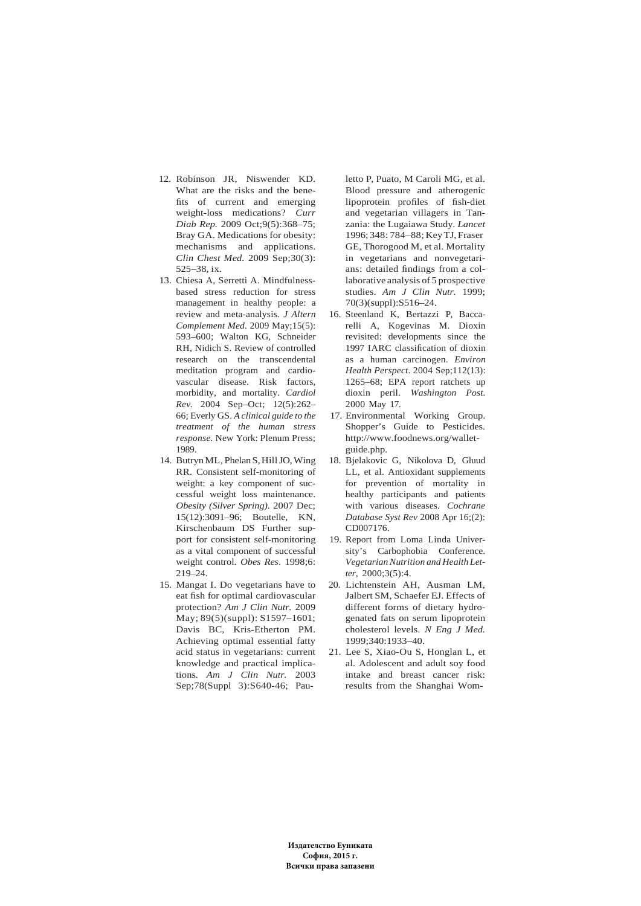12. Robinson JR, Niswender KD. What are the risks and the benefits of current and emerging weight-loss medications? *Curr Diab Rep.* 2009 Oct;9(5):368–75; Bray GA. Medications for obesity: mechanisms and applications. *Clin Chest Med.* 2009 Sep;30(3): 525–38, ix.
13. Chiesa A, Serretti A. Mindfulness-based stress reduction for stress management in healthy people: a review and meta-analysis. *J Altern Complement Med*. 2009 May;15(5): 593–600; Walton KG, Schneider RH, Nidich S. Review of controlled research on the transcendental meditation program and cardiovascular disease. Risk factors, morbidity, and mortality. *Cardiol Rev.* 2004 Sep–Oct; 12(5):262–66; Everly GS. *A clinical guide to the treatment of the human stress response.* New York: Plenum Press; 1989.
14. Butryn ML, Phelan S, Hill JO, Wing RR. Consistent self-monitoring of weight: a key component of successful weight loss maintenance. *Obesity (Silver Spring).* 2007 Dec; 15(12):3091–96; Boutelle, KN, Kirschenbaum DS Further support for consistent self-monitoring as a vital component of successful weight control. *Obes Res*. 1998;6: 219–24.
15. Mangat I. Do vegetarians have to eat fish for optimal cardiovascular protection? *Am J Clin Nutr.* 2009 May; 89(5)(suppl): S1597–1601; Davis BC, Kris-Etherton PM. Achieving optimal essential fatty acid status in vegetarians: current knowledge and practical implications. *Am J Clin Nutr.* 2003 Sep;78(Suppl 3):S640-46; Pauletto P, Puato, M Caroli MG, et al. Blood pressure and atherogenic lipoprotein profiles of fish-diet and vegetarian villagers in Tanzania: the Lugaiawa Study. *Lancet* 1996; 348: 784–88; Key TJ, Fraser GE, Thorogood M, et al. Mortality in vegetarians and nonvegetarians: detailed findings from a collaborative analysis of 5 prospective studies. *Am J Clin Nutr.* 1999; 70(3)(suppl):S516–24.
16. Steenland K, Bertazzi P, Baccarelli A, Kogevinas M. Dioxin revisited: developments since the 1997 IARC classification of dioxin as a human carcinogen. *Environ Health Perspect*. 2004 Sep;112(13): 1265–68; EPA report ratchets up dioxin peril. *Washington Post.* 2000 May 17.
17. Environmental Working Group. Shopper's Guide to Pesticides. http://www.foodnews.org/walletguide.php.
18. Bjelakovic G, Nikolova D, Gluud LL, et al. Antioxidant supplements for prevention of mortality in healthy participants and patients with various diseases. *Cochrane Database Syst Rev* 2008 Apr 16;(2): CD007176.
19. Report from Loma Linda University's Carbophobia Conference. *Vegetarian Nutrition and Health Letter,* 2000;3(5):4.
20. Lichtenstein AH, Ausman LM, Jalbert SM, Schaefer EJ. Effects of different forms of dietary hydrogenated fats on serum lipoprotein cholesterol levels. *N Eng J Med.* 1999;340:1933–40.
21. Lee S, Xiao-Ou S, Honglan L, et al. Adolescent and adult soy food intake and breast cancer risk: results from the Shanghai Wom-

**Издателство Еуниката**
**София, 2015 г.**
**Всички права запазени**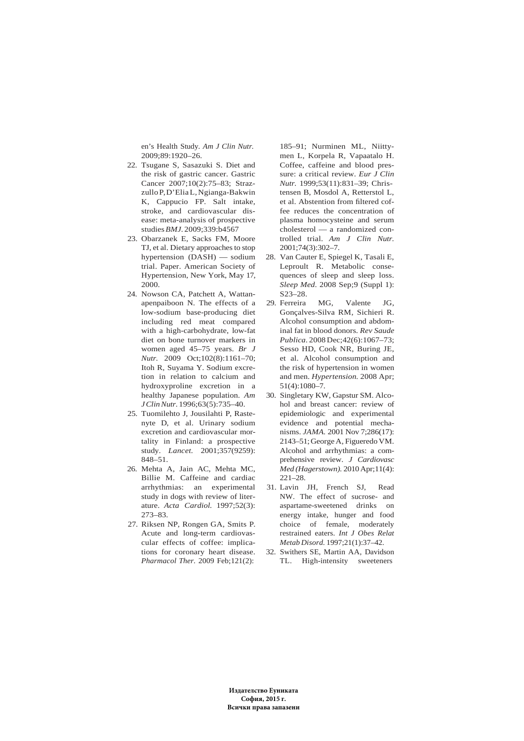en's Health Study. *Am J Clin Nutr.* 2009;89:1920–26.

22. Tsugane S, Sasazuki S. Diet and the risk of gastric cancer. Gastric Cancer 2007;10(2):75–83; Strazzullo P, D'Elia L, Ngianga-Bakwin K, Cappucio FP. Salt intake, stroke, and cardiovascular disease: meta-analysis of prospective studies *BMJ.* 2009;339:b4567
23. Obarzanek E, Sacks FM, Moore TJ, et al. Dietary approaches to stop hypertension (DASH) — sodium trial. Paper. American Society of Hypertension, New York, May 17, 2000.
24. Nowson CA, Patchett A, Wattanapenpaiboon N. The effects of a low-sodium base-producing diet including red meat compared with a high-carbohydrate, low-fat diet on bone turnover markers in women aged 45–75 years. *Br J Nutr.* 2009 Oct;102(8):1161–70; Itoh R, Suyama Y. Sodium excretion in relation to calcium and hydroxyproline excretion in a healthy Japanese population. *Am J Clin Nutr.* 1996;63(5):735–40.
25. Tuomilehto J, Jousilahti P, Rastenyte D, et al. Urinary sodium excretion and cardiovascular mortality in Finland: a prospective study. *Lancet.* 2001;357(9259): 848–51.
26. Mehta A, Jain AC, Mehta MC, Billie M. Caffeine and cardiac arrhythmias: an experimental study in dogs with review of literature. *Acta Cardiol.* 1997;52(3): 273–83.
27. Riksen NP, Rongen GA, Smits P. Acute and long-term cardiovascular effects of coffee: implications for coronary heart disease. *Pharmacol Ther.* 2009 Feb;121(2): 185–91; Nurminen ML, Niittymen L, Korpela R, Vapaatalo H. Coffee, caffeine and blood pressure: a critical review. *Eur J Clin Nutr.* 1999;53(11):831–39; Christensen B, Mosdol A, Retterstol L, et al. Abstention from filtered coffee reduces the concentration of plasma homocysteine and serum cholesterol — a randomized controlled trial. *Am J Clin Nutr.* 2001;74(3):302–7.
28. Van Cauter E, Spiegel K, Tasali E, Leproult R. Metabolic consequences of sleep and sleep loss. *Sleep Med.* 2008 Sep;9 (Suppl 1): S23–28.
29. Ferreira MG, Valente JG, Gonçalves-Silva RM, Sichieri R. Alcohol consumption and abdominal fat in blood donors. *Rev Saude Publica.* 2008 Dec;42(6):1067–73; Sesso HD, Cook NR, Buring JE, et al. Alcohol consumption and the risk of hypertension in women and men. *Hypertension.* 2008 Apr; 51(4):1080–7.
30. Singletary KW, Gapstur SM. Alcohol and breast cancer: review of epidemiologic and experimental evidence and potential mechanisms. *JAMA.* 2001 Nov 7;286(17): 2143–51; George A, Figueredo VM. Alcohol and arrhythmias: a comprehensive review. *J Cardiovasc Med (Hagerstown).* 2010 Apr;11(4): 221–28.
31. Lavin JH, French SJ, Read NW. The effect of sucrose- and aspartame-sweetened drinks on energy intake, hunger and food choice of female, moderately restrained eaters. *Int J Obes Relat Metab Disord.* 1997;21(1):37–42.
32. Swithers SE, Martin AA, Davidson TL. High-intensity sweeteners

**Издателство Еуниката**
**София, 2015 г.**
**Всички права запазени**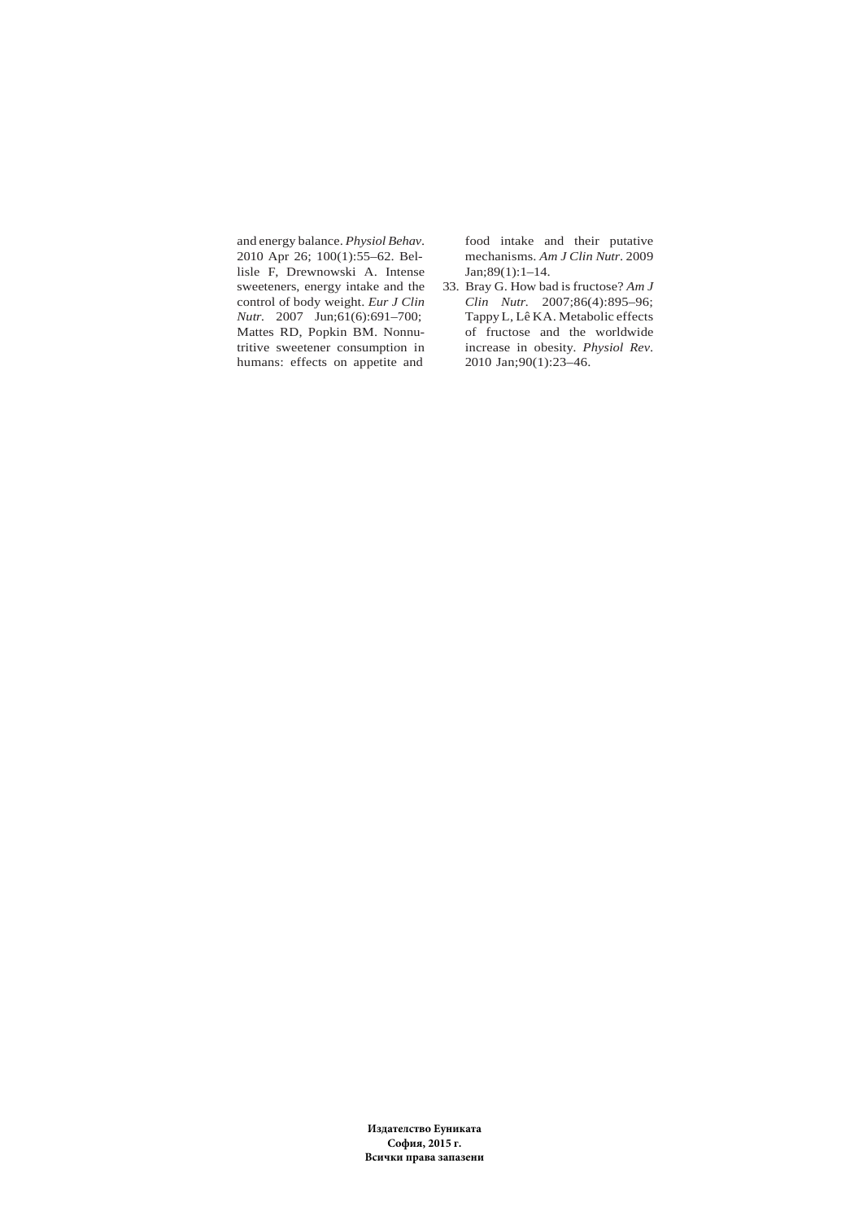and energy balance. *Physiol Behav*. 2010 Apr 26; 100(1):55–62. Bellisle F, Drewnowski A. Intense sweeteners, energy intake and the control of body weight. *Eur J Clin Nutr.* 2007 Jun;61(6):691–700; Mattes RD, Popkin BM. Nonnutritive sweetener consumption in humans: effects on appetite and food intake and their putative mechanisms. *Am J Clin Nutr*. 2009 Jan;89(1):1–14.

33. Bray G. How bad is fructose? *Am J Clin Nutr.* 2007;86(4):895–96; Tappy L, Lê KA. Metabolic effects of fructose and the worldwide increase in obesity. *Physiol Rev*. 2010 Jan;90(1):23–46.

**Издателство Еуниката**
**София, 2015 г.**
**Всички права запазени**